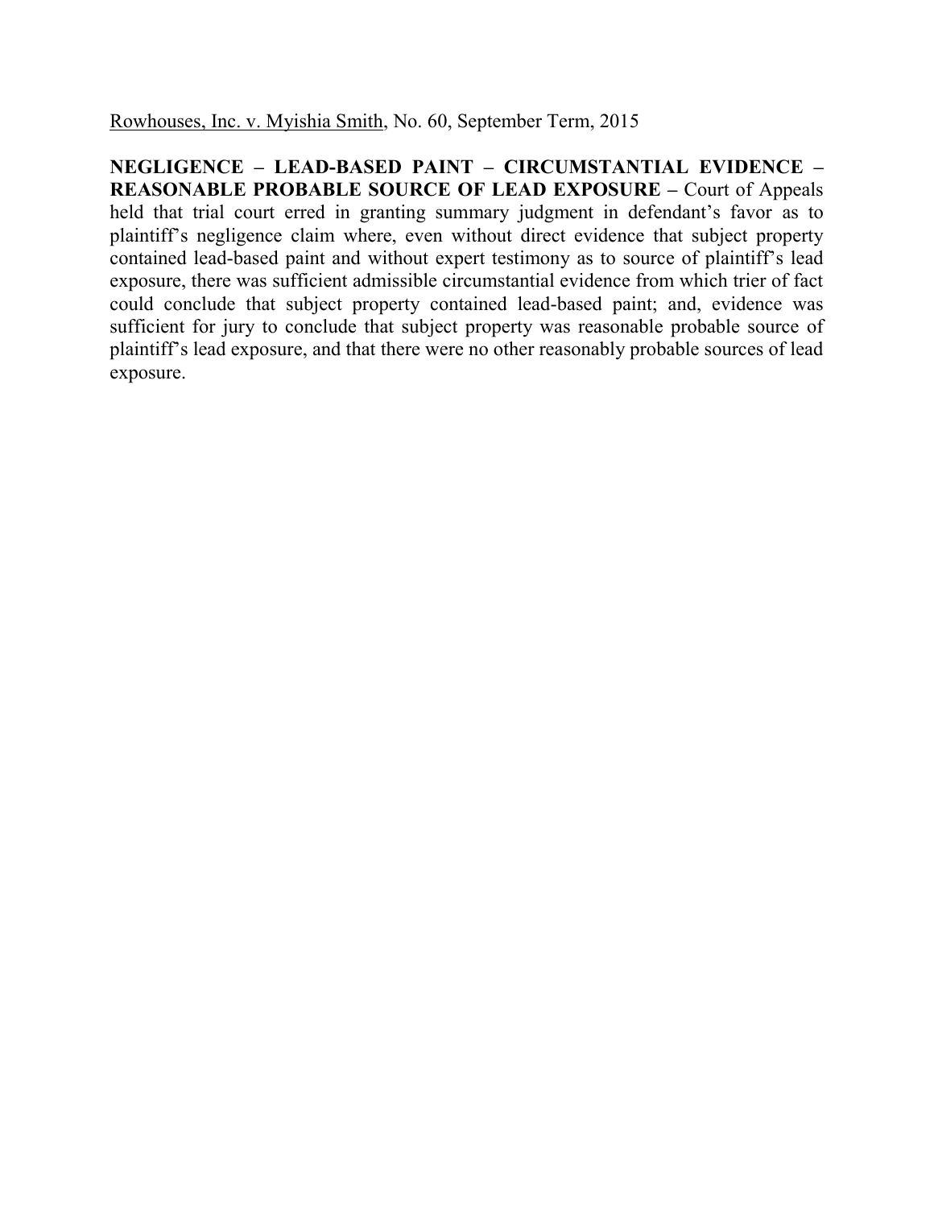Rowhouses, Inc. v. Myishia Smith, No. 60, September Term, 2015

**NEGLIGENCE – LEAD-BASED PAINT – CIRCUMSTANTIAL EVIDENCE – REASONABLE PROBABLE SOURCE OF LEAD EXPOSURE –** Court of Appeals held that trial court erred in granting summary judgment in defendant's favor as to plaintiff's negligence claim where, even without direct evidence that subject property contained lead-based paint and without expert testimony as to source of plaintiff's lead exposure, there was sufficient admissible circumstantial evidence from which trier of fact could conclude that subject property contained lead-based paint; and, evidence was sufficient for jury to conclude that subject property was reasonable probable source of plaintiff's lead exposure, and that there were no other reasonably probable sources of lead exposure.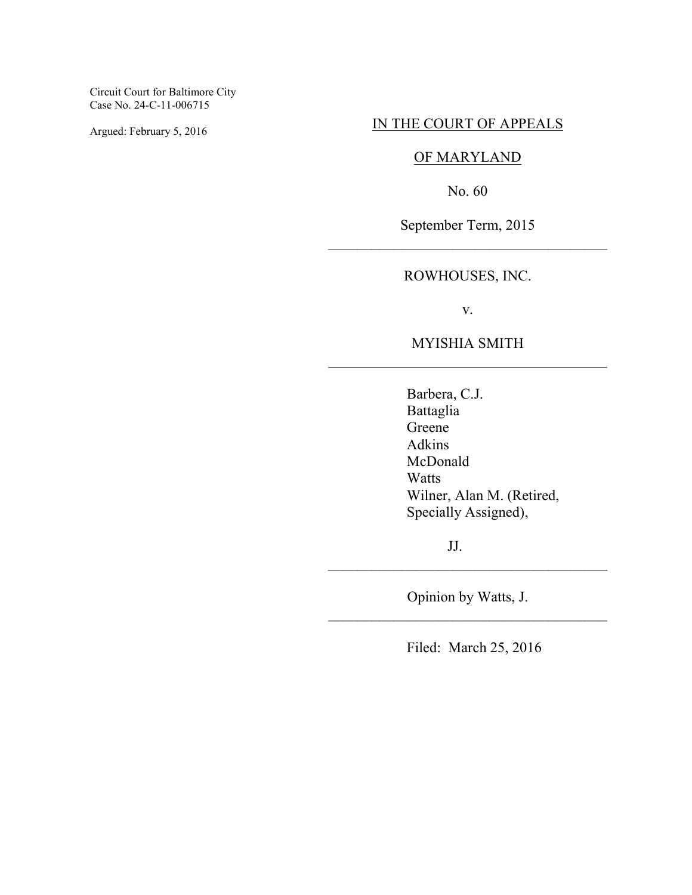Circuit Court for Baltimore City
Case No. 24-C-11-006715

Argued: February 5, 2016

IN THE COURT OF APPEALS

OF MARYLAND

No. 60

September Term, 2015

---

ROWHOUSES, INC.

v.

MYISHIA SMITH

---

Barbera, C.J.
Battaglia
Greene
Adkins
McDonald
Watts
Wilner, Alan M. (Retired, Specially Assigned),

JJ.

---

Opinion by Watts, J.

---

Filed: March 25, 2016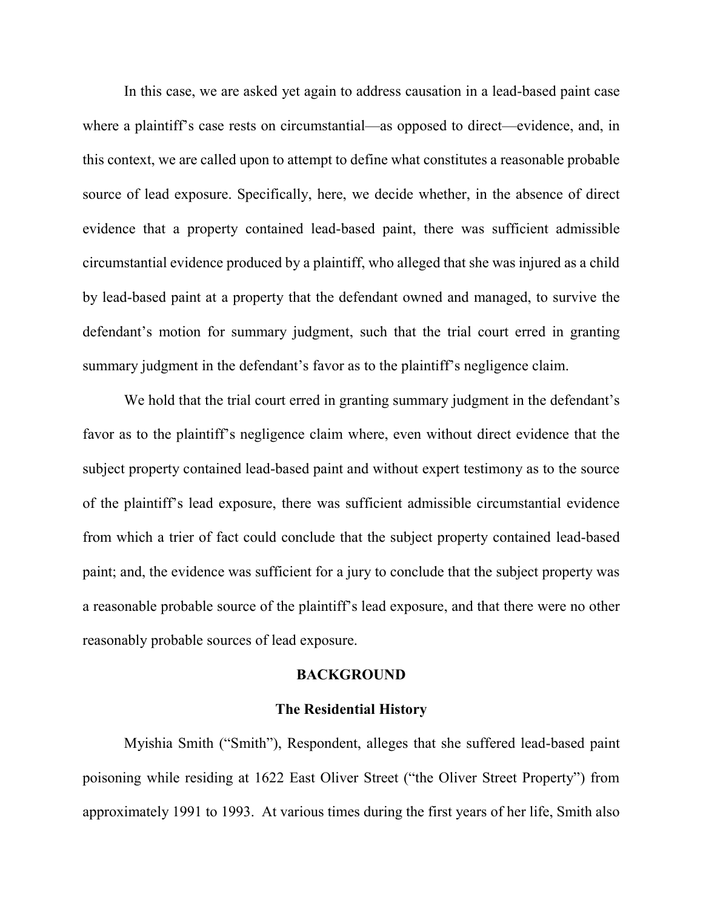In this case, we are asked yet again to address causation in a lead-based paint case where a plaintiff's case rests on circumstantial—as opposed to direct—evidence, and, in this context, we are called upon to attempt to define what constitutes a reasonable probable source of lead exposure. Specifically, here, we decide whether, in the absence of direct evidence that a property contained lead-based paint, there was sufficient admissible circumstantial evidence produced by a plaintiff, who alleged that she was injured as a child by lead-based paint at a property that the defendant owned and managed, to survive the defendant's motion for summary judgment, such that the trial court erred in granting summary judgment in the defendant's favor as to the plaintiff's negligence claim.

We hold that the trial court erred in granting summary judgment in the defendant's favor as to the plaintiff's negligence claim where, even without direct evidence that the subject property contained lead-based paint and without expert testimony as to the source of the plaintiff's lead exposure, there was sufficient admissible circumstantial evidence from which a trier of fact could conclude that the subject property contained lead-based paint; and, the evidence was sufficient for a jury to conclude that the subject property was a reasonable probable source of the plaintiff's lead exposure, and that there were no other reasonably probable sources of lead exposure.

## BACKGROUND

### The Residential History

Myishia Smith ("Smith"), Respondent, alleges that she suffered lead-based paint poisoning while residing at 1622 East Oliver Street ("the Oliver Street Property") from approximately 1991 to 1993. At various times during the first years of her life, Smith also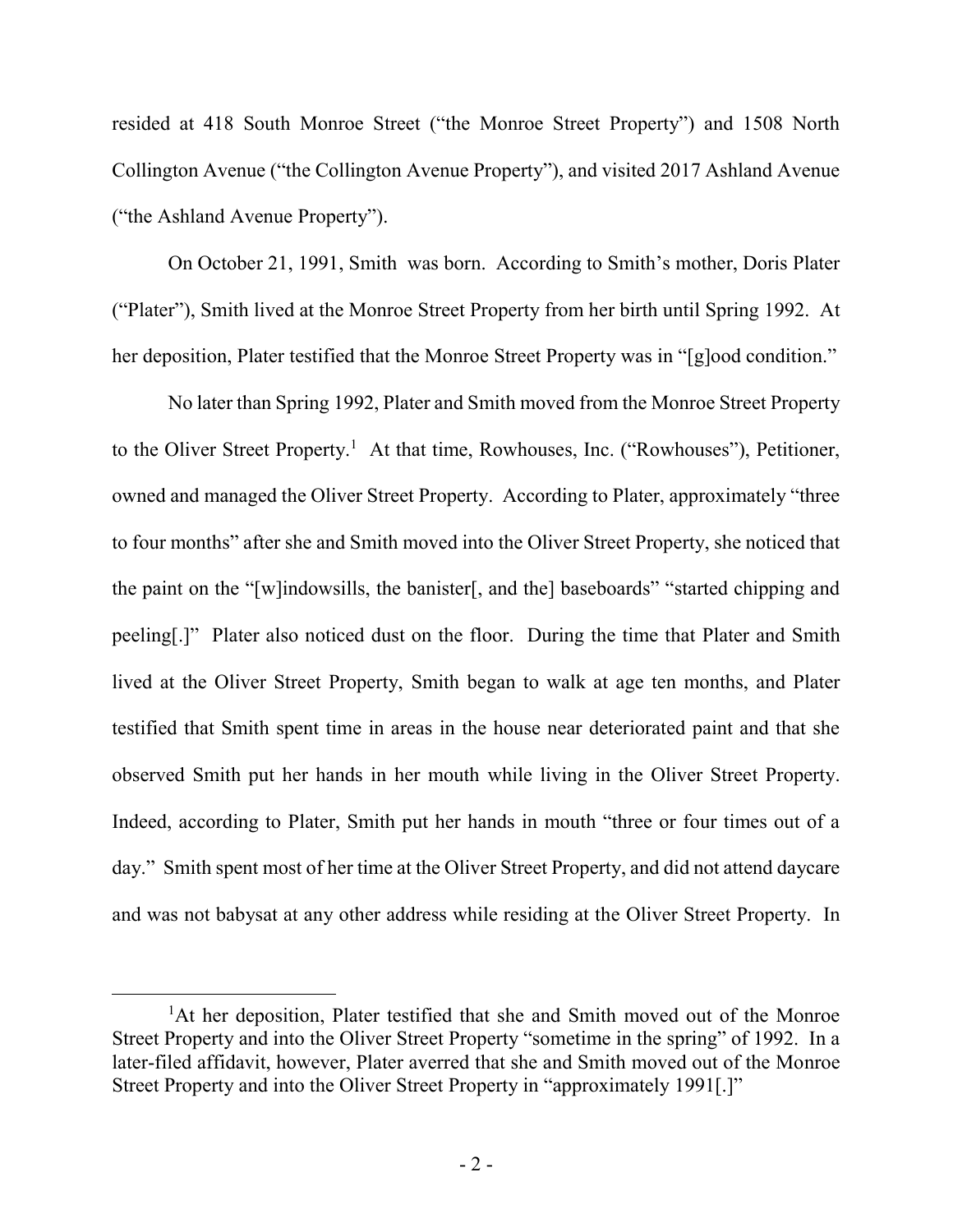resided at 418 South Monroe Street ("the Monroe Street Property") and 1508 North Collington Avenue ("the Collington Avenue Property"), and visited 2017 Ashland Avenue ("the Ashland Avenue Property").

On October 21, 1991, Smith was born. According to Smith's mother, Doris Plater ("Plater"), Smith lived at the Monroe Street Property from her birth until Spring 1992. At her deposition, Plater testified that the Monroe Street Property was in "[g]ood condition."

No later than Spring 1992, Plater and Smith moved from the Monroe Street Property to the Oliver Street Property.[1] At that time, Rowhouses, Inc. ("Rowhouses"), Petitioner, owned and managed the Oliver Street Property. According to Plater, approximately "three to four months" after she and Smith moved into the Oliver Street Property, she noticed that the paint on the "[w]indowsills, the banister[, and the] baseboards" "started chipping and peeling[.]" Plater also noticed dust on the floor. During the time that Plater and Smith lived at the Oliver Street Property, Smith began to walk at age ten months, and Plater testified that Smith spent time in areas in the house near deteriorated paint and that she observed Smith put her hands in her mouth while living in the Oliver Street Property. Indeed, according to Plater, Smith put her hands in mouth "three or four times out of a day." Smith spent most of her time at the Oliver Street Property, and did not attend daycare and was not babysat at any other address while residing at the Oliver Street Property. In

[1]At her deposition, Plater testified that she and Smith moved out of the Monroe Street Property and into the Oliver Street Property "sometime in the spring" of 1992. In a later-filed affidavit, however, Plater averred that she and Smith moved out of the Monroe Street Property and into the Oliver Street Property in "approximately 1991[.]"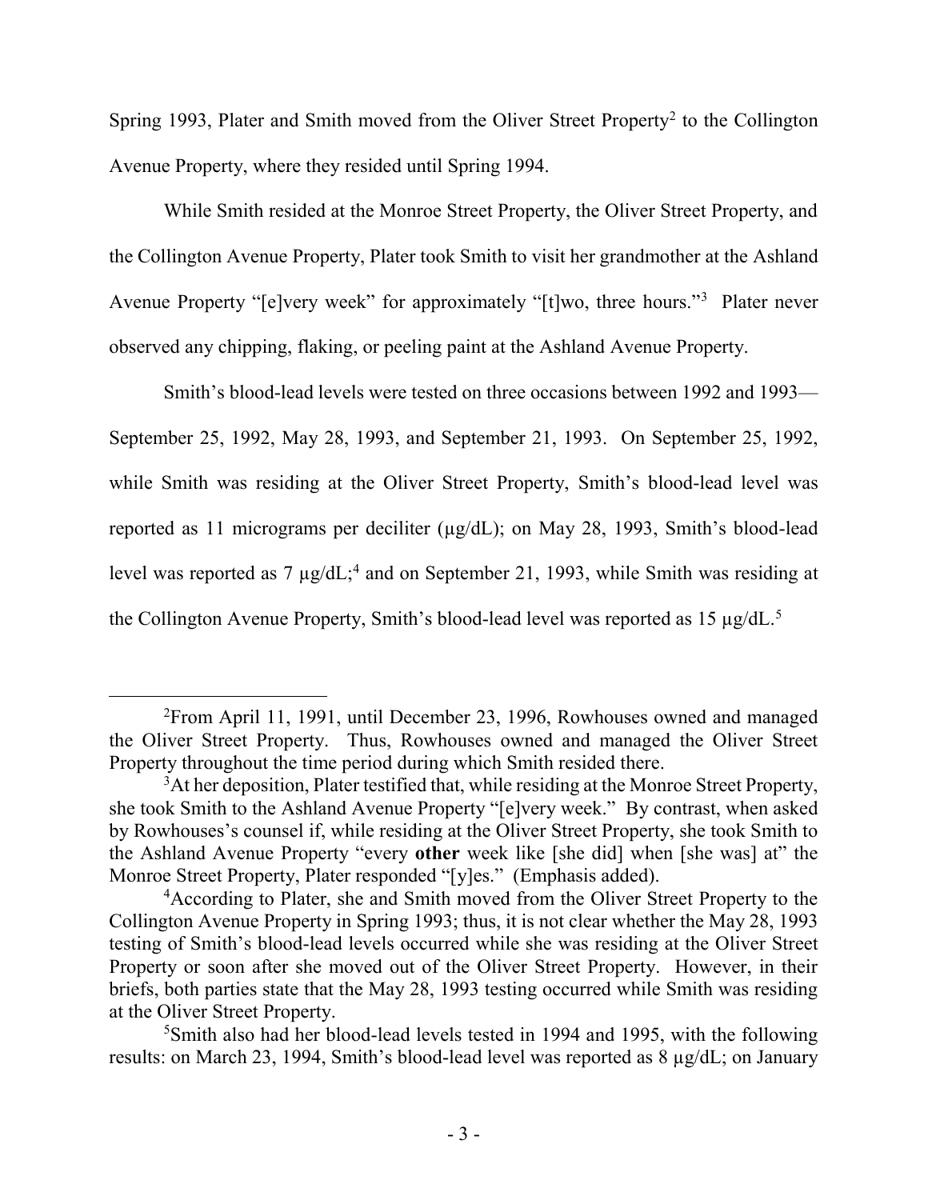Spring 1993, Plater and Smith moved from the Oliver Street Property[2] to the Collington Avenue Property, where they resided until Spring 1994.

While Smith resided at the Monroe Street Property, the Oliver Street Property, and the Collington Avenue Property, Plater took Smith to visit her grandmother at the Ashland Avenue Property "[e]very week" for approximately "[t]wo, three hours."[3] Plater never observed any chipping, flaking, or peeling paint at the Ashland Avenue Property.

Smith's blood-lead levels were tested on three occasions between 1992 and 1993—September 25, 1992, May 28, 1993, and September 21, 1993. On September 25, 1992, while Smith was residing at the Oliver Street Property, Smith's blood-lead level was reported as 11 micrograms per deciliter (µg/dL); on May 28, 1993, Smith's blood-lead level was reported as 7 µg/dL;[4] and on September 21, 1993, while Smith was residing at the Collington Avenue Property, Smith's blood-lead level was reported as 15 µg/dL.[5]

---

[2]From April 11, 1991, until December 23, 1996, Rowhouses owned and managed the Oliver Street Property. Thus, Rowhouses owned and managed the Oliver Street Property throughout the time period during which Smith resided there.

[3]At her deposition, Plater testified that, while residing at the Monroe Street Property, she took Smith to the Ashland Avenue Property "[e]very week." By contrast, when asked by Rowhouses's counsel if, while residing at the Oliver Street Property, she took Smith to the Ashland Avenue Property "every **other** week like [she did] when [she was] at" the Monroe Street Property, Plater responded "[y]es." (Emphasis added).

[4]According to Plater, she and Smith moved from the Oliver Street Property to the Collington Avenue Property in Spring 1993; thus, it is not clear whether the May 28, 1993 testing of Smith's blood-lead levels occurred while she was residing at the Oliver Street Property or soon after she moved out of the Oliver Street Property. However, in their briefs, both parties state that the May 28, 1993 testing occurred while Smith was residing at the Oliver Street Property.

[5]Smith also had her blood-lead levels tested in 1994 and 1995, with the following results: on March 23, 1994, Smith's blood-lead level was reported as 8 µg/dL; on January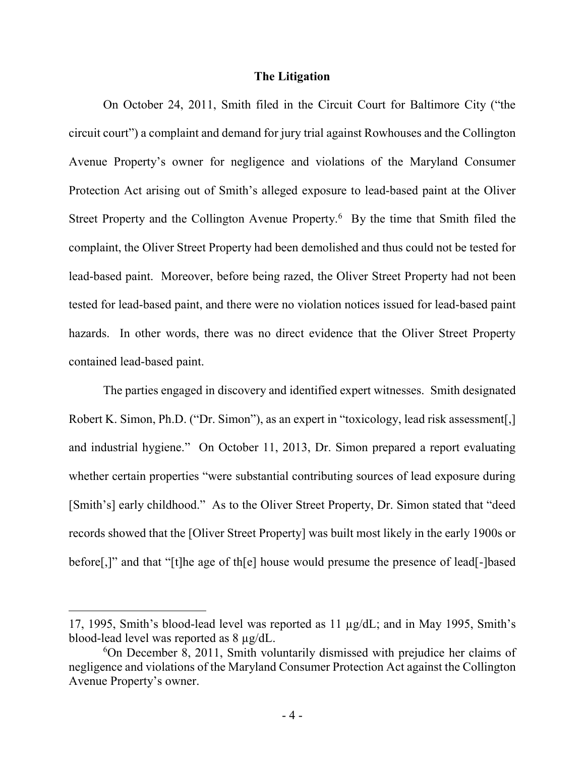## The Litigation

On October 24, 2011, Smith filed in the Circuit Court for Baltimore City ("the circuit court") a complaint and demand for jury trial against Rowhouses and the Collington Avenue Property's owner for negligence and violations of the Maryland Consumer Protection Act arising out of Smith's alleged exposure to lead-based paint at the Oliver Street Property and the Collington Avenue Property.[6] By the time that Smith filed the complaint, the Oliver Street Property had been demolished and thus could not be tested for lead-based paint. Moreover, before being razed, the Oliver Street Property had not been tested for lead-based paint, and there were no violation notices issued for lead-based paint hazards. In other words, there was no direct evidence that the Oliver Street Property contained lead-based paint.

The parties engaged in discovery and identified expert witnesses. Smith designated Robert K. Simon, Ph.D. ("Dr. Simon"), as an expert in "toxicology, lead risk assessment[,] and industrial hygiene." On October 11, 2013, Dr. Simon prepared a report evaluating whether certain properties "were substantial contributing sources of lead exposure during [Smith's] early childhood." As to the Oliver Street Property, Dr. Simon stated that "deed records showed that the [Oliver Street Property] was built most likely in the early 1900s or before[,]" and that "[t]he age of th[e] house would presume the presence of lead[-]based

---

17, 1995, Smith's blood-lead level was reported as 11 µg/dL; and in May 1995, Smith's blood-lead level was reported as 8 µg/dL.

[6] On December 8, 2011, Smith voluntarily dismissed with prejudice her claims of negligence and violations of the Maryland Consumer Protection Act against the Collington Avenue Property's owner.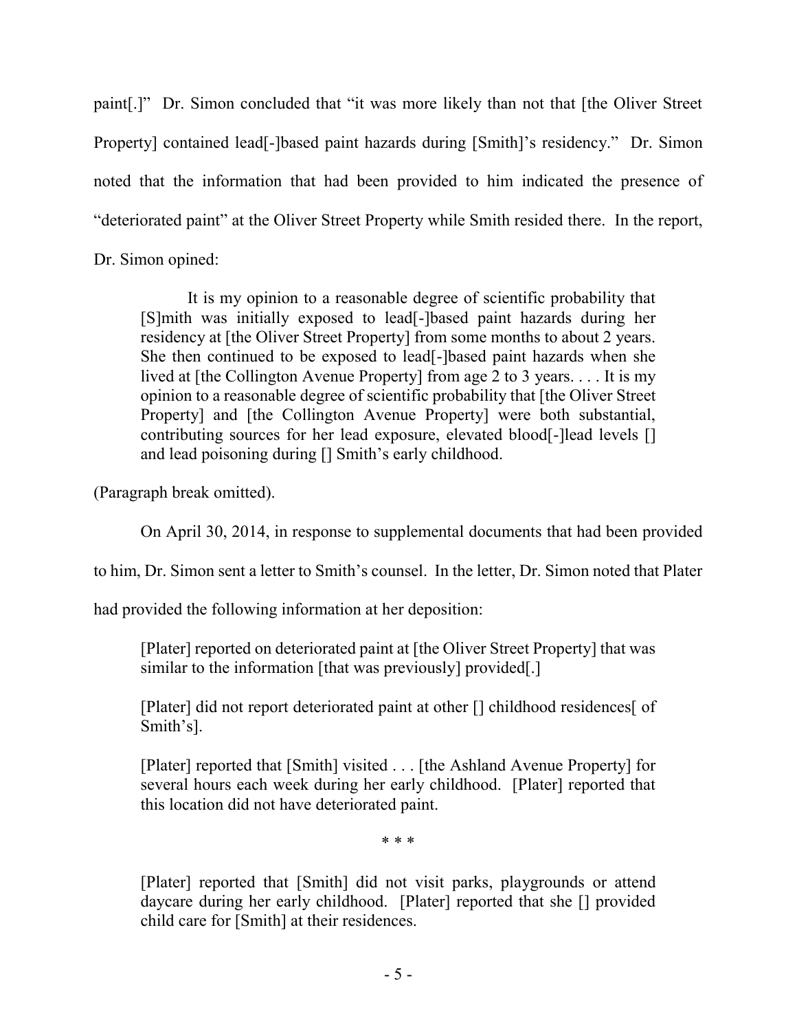paint[.]" Dr. Simon concluded that "it was more likely than not that [the Oliver Street Property] contained lead[-]based paint hazards during [Smith]'s residency." Dr. Simon noted that the information that had been provided to him indicated the presence of "deteriorated paint" at the Oliver Street Property while Smith resided there. In the report, Dr. Simon opined:

> It is my opinion to a reasonable degree of scientific probability that [S]mith was initially exposed to lead[-]based paint hazards during her residency at [the Oliver Street Property] from some months to about 2 years. She then continued to be exposed to lead[-]based paint hazards when she lived at [the Collington Avenue Property] from age 2 to 3 years. . . . It is my opinion to a reasonable degree of scientific probability that [the Oliver Street Property] and [the Collington Avenue Property] were both substantial, contributing sources for her lead exposure, elevated blood[-]lead levels [] and lead poisoning during [] Smith's early childhood.

(Paragraph break omitted).

On April 30, 2014, in response to supplemental documents that had been provided to him, Dr. Simon sent a letter to Smith's counsel. In the letter, Dr. Simon noted that Plater had provided the following information at her deposition:

> [Plater] reported on deteriorated paint at [the Oliver Street Property] that was similar to the information [that was previously] provided[.]
>
> [Plater] did not report deteriorated paint at other [] childhood residences[ of Smith's].
>
> [Plater] reported that [Smith] visited . . . [the Ashland Avenue Property] for several hours each week during her early childhood. [Plater] reported that this location did not have deteriorated paint.
>
> \* \* \*
>
> [Plater] reported that [Smith] did not visit parks, playgrounds or attend daycare during her early childhood. [Plater] reported that she [] provided child care for [Smith] at their residences.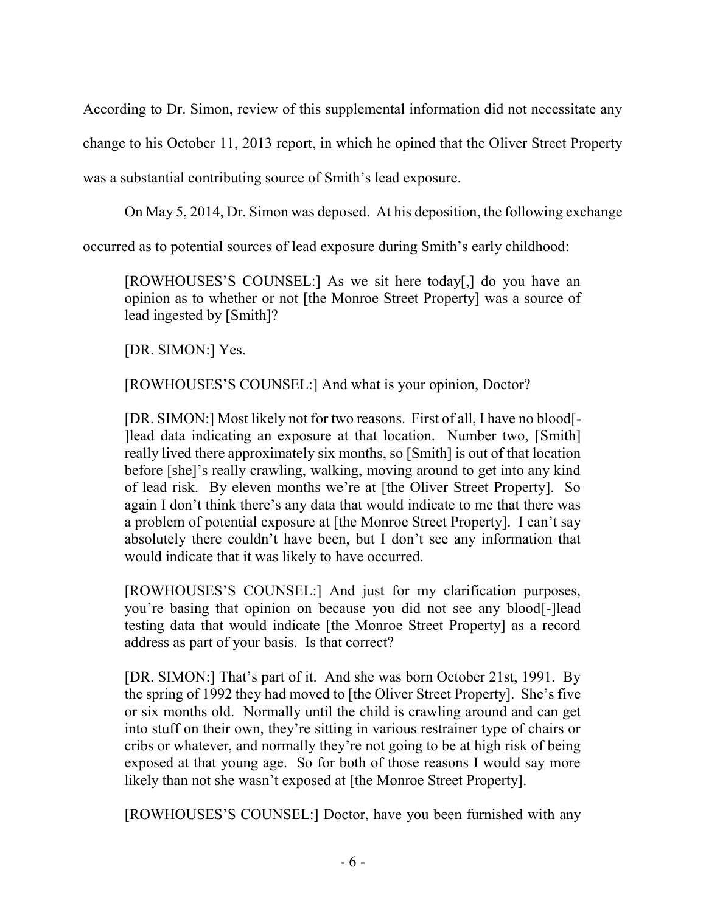According to Dr. Simon, review of this supplemental information did not necessitate any change to his October 11, 2013 report, in which he opined that the Oliver Street Property was a substantial contributing source of Smith's lead exposure.

On May 5, 2014, Dr. Simon was deposed. At his deposition, the following exchange occurred as to potential sources of lead exposure during Smith's early childhood:

> [ROWHOUSES'S COUNSEL:] As we sit here today[,] do you have an opinion as to whether or not [the Monroe Street Property] was a source of lead ingested by [Smith]?
>
> [DR. SIMON:] Yes.
>
> [ROWHOUSES'S COUNSEL:] And what is your opinion, Doctor?
>
> [DR. SIMON:] Most likely not for two reasons. First of all, I have no blood[-]lead data indicating an exposure at that location. Number two, [Smith] really lived there approximately six months, so [Smith] is out of that location before [she]'s really crawling, walking, moving around to get into any kind of lead risk. By eleven months we're at [the Oliver Street Property]. So again I don't think there's any data that would indicate to me that there was a problem of potential exposure at [the Monroe Street Property]. I can't say absolutely there couldn't have been, but I don't see any information that would indicate that it was likely to have occurred.
>
> [ROWHOUSES'S COUNSEL:] And just for my clarification purposes, you're basing that opinion on because you did not see any blood[-]lead testing data that would indicate [the Monroe Street Property] as a record address as part of your basis. Is that correct?
>
> [DR. SIMON:] That's part of it. And she was born October 21st, 1991. By the spring of 1992 they had moved to [the Oliver Street Property]. She's five or six months old. Normally until the child is crawling around and can get into stuff on their own, they're sitting in various restrainer type of chairs or cribs or whatever, and normally they're not going to be at high risk of being exposed at that young age. So for both of those reasons I would say more likely than not she wasn't exposed at [the Monroe Street Property].
>
> [ROWHOUSES'S COUNSEL:] Doctor, have you been furnished with any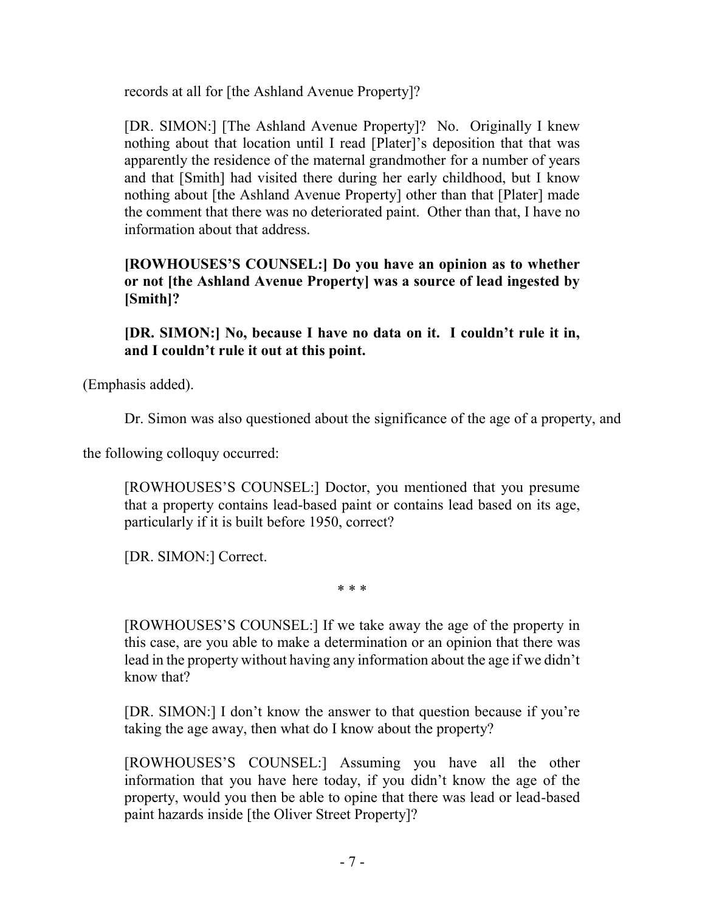records at all for [the Ashland Avenue Property]?

[DR. SIMON:] [The Ashland Avenue Property]? No. Originally I knew nothing about that location until I read [Plater]'s deposition that that was apparently the residence of the maternal grandmother for a number of years and that [Smith] had visited there during her early childhood, but I know nothing about [the Ashland Avenue Property] other than that [Plater] made the comment that there was no deteriorated paint. Other than that, I have no information about that address.

**[ROWHOUSES'S COUNSEL:] Do you have an opinion as to whether or not [the Ashland Avenue Property] was a source of lead ingested by [Smith]?**

**[DR. SIMON:] No, because I have no data on it. I couldn't rule it in, and I couldn't rule it out at this point.**

(Emphasis added).

Dr. Simon was also questioned about the significance of the age of a property, and the following colloquy occurred:

[ROWHOUSES'S COUNSEL:] Doctor, you mentioned that you presume that a property contains lead-based paint or contains lead based on its age, particularly if it is built before 1950, correct?

[DR. SIMON:] Correct.

\* \* \*

[ROWHOUSES'S COUNSEL:] If we take away the age of the property in this case, are you able to make a determination or an opinion that there was lead in the property without having any information about the age if we didn't know that?

[DR. SIMON:] I don't know the answer to that question because if you're taking the age away, then what do I know about the property?

[ROWHOUSES'S COUNSEL:] Assuming you have all the other information that you have here today, if you didn't know the age of the property, would you then be able to opine that there was lead or lead-based paint hazards inside [the Oliver Street Property]?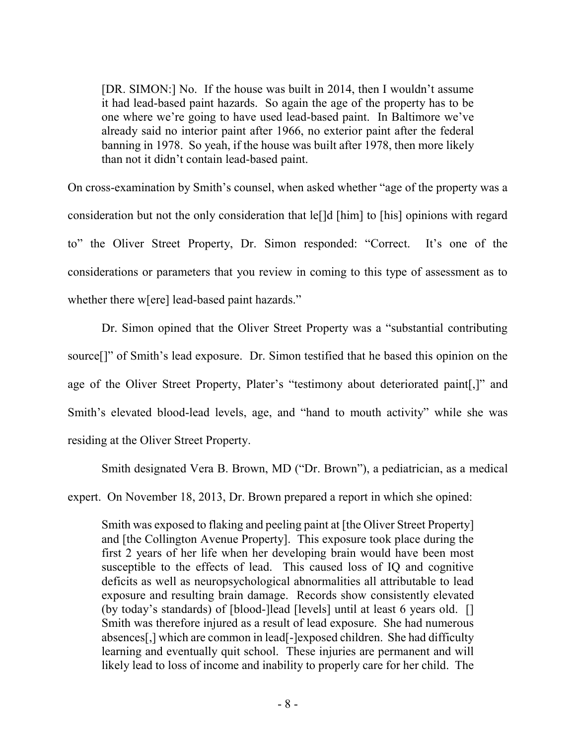> [DR. SIMON:] No. If the house was built in 2014, then I wouldn't assume it had lead-based paint hazards. So again the age of the property has to be one where we're going to have used lead-based paint. In Baltimore we've already said no interior paint after 1966, no exterior paint after the federal banning in 1978. So yeah, if the house was built after 1978, then more likely than not it didn't contain lead-based paint.

On cross-examination by Smith's counsel, when asked whether "age of the property was a consideration but not the only consideration that le[]d [him] to [his] opinions with regard to" the Oliver Street Property, Dr. Simon responded: "Correct. It's one of the considerations or parameters that you review in coming to this type of assessment as to whether there w[ere] lead-based paint hazards."

Dr. Simon opined that the Oliver Street Property was a "substantial contributing source[]" of Smith's lead exposure. Dr. Simon testified that he based this opinion on the age of the Oliver Street Property, Plater's "testimony about deteriorated paint[,]" and Smith's elevated blood-lead levels, age, and "hand to mouth activity" while she was residing at the Oliver Street Property.

Smith designated Vera B. Brown, MD ("Dr. Brown"), a pediatrician, as a medical expert. On November 18, 2013, Dr. Brown prepared a report in which she opined:

> Smith was exposed to flaking and peeling paint at [the Oliver Street Property] and [the Collington Avenue Property]. This exposure took place during the first 2 years of her life when her developing brain would have been most susceptible to the effects of lead. This caused loss of IQ and cognitive deficits as well as neuropsychological abnormalities all attributable to lead exposure and resulting brain damage. Records show consistently elevated (by today's standards) of [blood-]lead [levels] until at least 6 years old. [] Smith was therefore injured as a result of lead exposure. She had numerous absences[,] which are common in lead[-]exposed children. She had difficulty learning and eventually quit school. These injuries are permanent and will likely lead to loss of income and inability to properly care for her child. The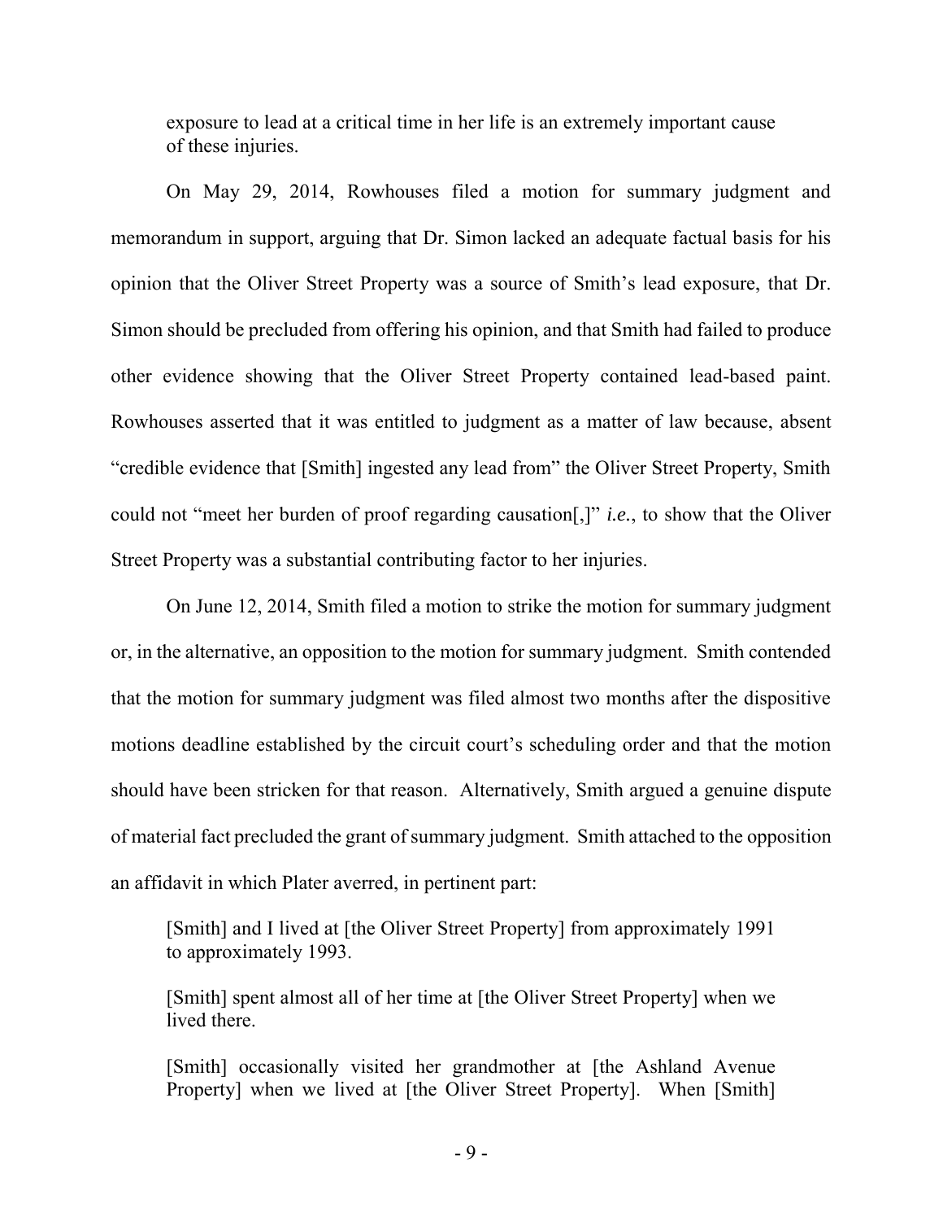> exposure to lead at a critical time in her life is an extremely important cause of these injuries.

On May 29, 2014, Rowhouses filed a motion for summary judgment and memorandum in support, arguing that Dr. Simon lacked an adequate factual basis for his opinion that the Oliver Street Property was a source of Smith's lead exposure, that Dr. Simon should be precluded from offering his opinion, and that Smith had failed to produce other evidence showing that the Oliver Street Property contained lead-based paint. Rowhouses asserted that it was entitled to judgment as a matter of law because, absent "credible evidence that [Smith] ingested any lead from" the Oliver Street Property, Smith could not "meet her burden of proof regarding causation[,]" *i.e.*, to show that the Oliver Street Property was a substantial contributing factor to her injuries.

On June 12, 2014, Smith filed a motion to strike the motion for summary judgment or, in the alternative, an opposition to the motion for summary judgment. Smith contended that the motion for summary judgment was filed almost two months after the dispositive motions deadline established by the circuit court's scheduling order and that the motion should have been stricken for that reason. Alternatively, Smith argued a genuine dispute of material fact precluded the grant of summary judgment. Smith attached to the opposition an affidavit in which Plater averred, in pertinent part:

> [Smith] and I lived at [the Oliver Street Property] from approximately 1991 to approximately 1993.
>
> [Smith] spent almost all of her time at [the Oliver Street Property] when we lived there.
>
> [Smith] occasionally visited her grandmother at [the Ashland Avenue Property] when we lived at [the Oliver Street Property]. When [Smith]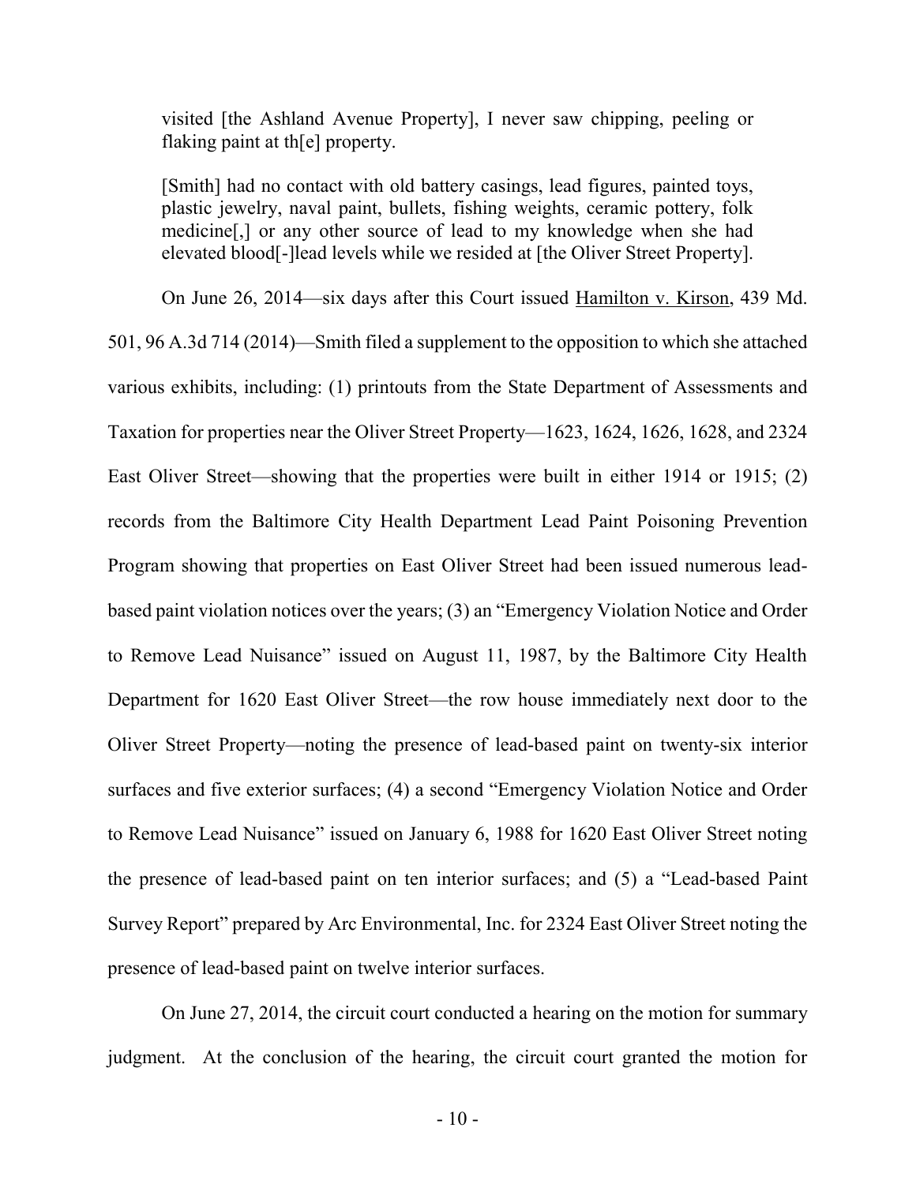> visited [the Ashland Avenue Property], I never saw chipping, peeling or flaking paint at th[e] property.
>
> [Smith] had no contact with old battery casings, lead figures, painted toys, plastic jewelry, naval paint, bullets, fishing weights, ceramic pottery, folk medicine[,] or any other source of lead to my knowledge when she had elevated blood[-]lead levels while we resided at [the Oliver Street Property].

On June 26, 2014—six days after this Court issued Hamilton v. Kirson, 439 Md. 501, 96 A.3d 714 (2014)—Smith filed a supplement to the opposition to which she attached various exhibits, including: (1) printouts from the State Department of Assessments and Taxation for properties near the Oliver Street Property—1623, 1624, 1626, 1628, and 2324 East Oliver Street—showing that the properties were built in either 1914 or 1915; (2) records from the Baltimore City Health Department Lead Paint Poisoning Prevention Program showing that properties on East Oliver Street had been issued numerous lead-based paint violation notices over the years; (3) an "Emergency Violation Notice and Order to Remove Lead Nuisance" issued on August 11, 1987, by the Baltimore City Health Department for 1620 East Oliver Street—the row house immediately next door to the Oliver Street Property—noting the presence of lead-based paint on twenty-six interior surfaces and five exterior surfaces; (4) a second "Emergency Violation Notice and Order to Remove Lead Nuisance" issued on January 6, 1988 for 1620 East Oliver Street noting the presence of lead-based paint on ten interior surfaces; and (5) a "Lead-based Paint Survey Report" prepared by Arc Environmental, Inc. for 2324 East Oliver Street noting the presence of lead-based paint on twelve interior surfaces.

On June 27, 2014, the circuit court conducted a hearing on the motion for summary judgment. At the conclusion of the hearing, the circuit court granted the motion for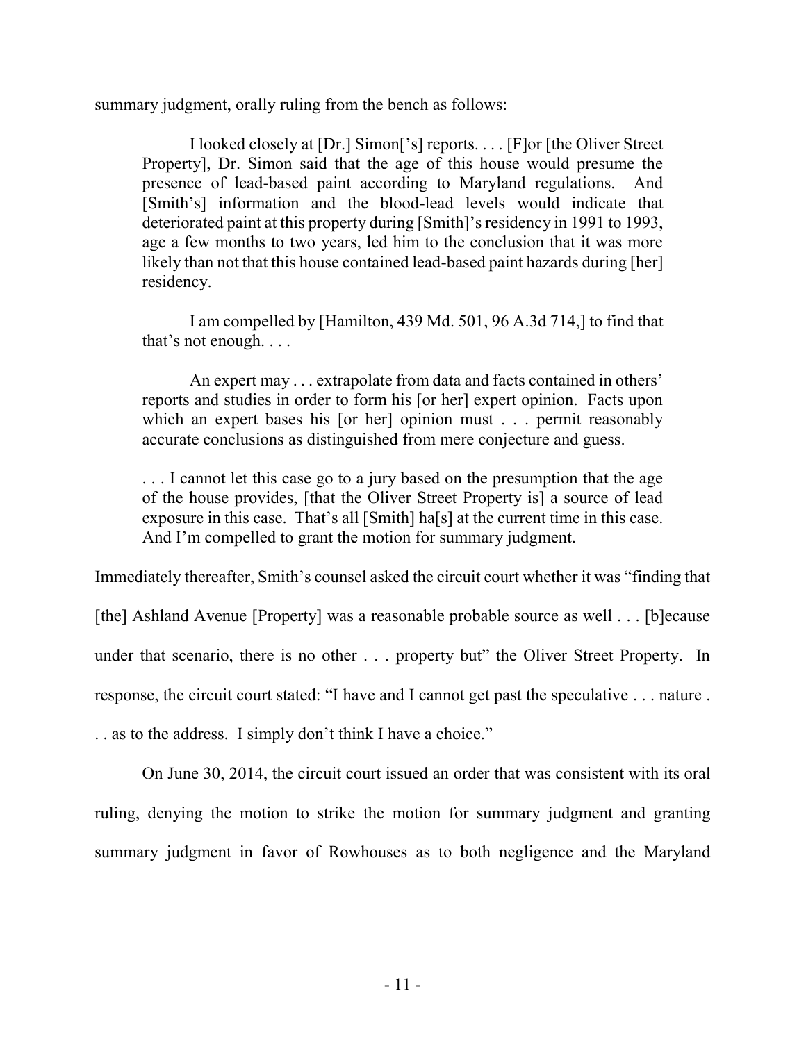summary judgment, orally ruling from the bench as follows:

> I looked closely at [Dr.] Simon['s] reports. . . . [F]or [the Oliver Street Property], Dr. Simon said that the age of this house would presume the presence of lead-based paint according to Maryland regulations. And [Smith's] information and the blood-lead levels would indicate that deteriorated paint at this property during [Smith]'s residency in 1991 to 1993, age a few months to two years, led him to the conclusion that it was more likely than not that this house contained lead-based paint hazards during [her] residency.
>
> I am compelled by [Hamilton, 439 Md. 501, 96 A.3d 714,] to find that that's not enough. . . .
>
> An expert may . . . extrapolate from data and facts contained in others' reports and studies in order to form his [or her] expert opinion. Facts upon which an expert bases his [or her] opinion must . . . permit reasonably accurate conclusions as distinguished from mere conjecture and guess.
>
> . . . I cannot let this case go to a jury based on the presumption that the age of the house provides, [that the Oliver Street Property is] a source of lead exposure in this case. That's all [Smith] ha[s] at the current time in this case. And I'm compelled to grant the motion for summary judgment.

Immediately thereafter, Smith's counsel asked the circuit court whether it was "finding that [the] Ashland Avenue [Property] was a reasonable probable source as well . . . [b]ecause under that scenario, there is no other . . . property but" the Oliver Street Property. In response, the circuit court stated: "I have and I cannot get past the speculative . . . nature . . . as to the address. I simply don't think I have a choice."

On June 30, 2014, the circuit court issued an order that was consistent with its oral ruling, denying the motion to strike the motion for summary judgment and granting summary judgment in favor of Rowhouses as to both negligence and the Maryland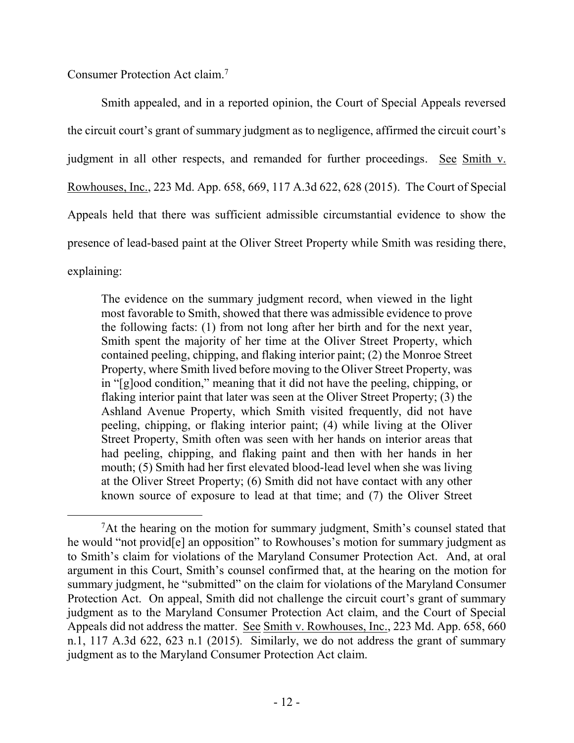Consumer Protection Act claim.[7]

Smith appealed, and in a reported opinion, the Court of Special Appeals reversed the circuit court's grant of summary judgment as to negligence, affirmed the circuit court's judgment in all other respects, and remanded for further proceedings. See Smith v. Rowhouses, Inc., 223 Md. App. 658, 669, 117 A.3d 622, 628 (2015). The Court of Special Appeals held that there was sufficient admissible circumstantial evidence to show the presence of lead-based paint at the Oliver Street Property while Smith was residing there, explaining:

> The evidence on the summary judgment record, when viewed in the light most favorable to Smith, showed that there was admissible evidence to prove the following facts: (1) from not long after her birth and for the next year, Smith spent the majority of her time at the Oliver Street Property, which contained peeling, chipping, and flaking interior paint; (2) the Monroe Street Property, where Smith lived before moving to the Oliver Street Property, was in "[g]ood condition," meaning that it did not have the peeling, chipping, or flaking interior paint that later was seen at the Oliver Street Property; (3) the Ashland Avenue Property, which Smith visited frequently, did not have peeling, chipping, or flaking interior paint; (4) while living at the Oliver Street Property, Smith often was seen with her hands on interior areas that had peeling, chipping, and flaking paint and then with her hands in her mouth; (5) Smith had her first elevated blood-lead level when she was living at the Oliver Street Property; (6) Smith did not have contact with any other known source of exposure to lead at that time; and (7) the Oliver Street

---

[7] At the hearing on the motion for summary judgment, Smith's counsel stated that he would "not provid[e] an opposition" to Rowhouses's motion for summary judgment as to Smith's claim for violations of the Maryland Consumer Protection Act. And, at oral argument in this Court, Smith's counsel confirmed that, at the hearing on the motion for summary judgment, he "submitted" on the claim for violations of the Maryland Consumer Protection Act. On appeal, Smith did not challenge the circuit court's grant of summary judgment as to the Maryland Consumer Protection Act claim, and the Court of Special Appeals did not address the matter. See Smith v. Rowhouses, Inc., 223 Md. App. 658, 660 n.1, 117 A.3d 622, 623 n.1 (2015). Similarly, we do not address the grant of summary judgment as to the Maryland Consumer Protection Act claim.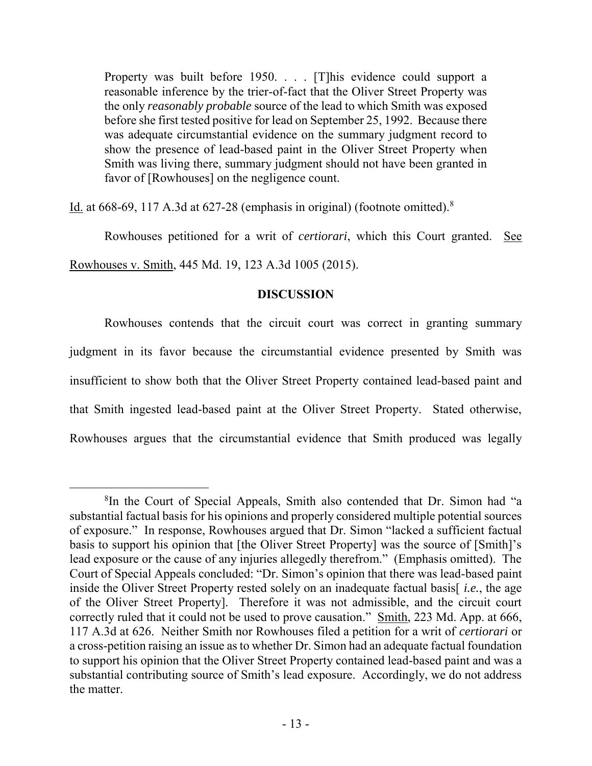> Property was built before 1950. . . . [T]his evidence could support a reasonable inference by the trier-of-fact that the Oliver Street Property was the only *reasonably probable* source of the lead to which Smith was exposed before she first tested positive for lead on September 25, 1992. Because there was adequate circumstantial evidence on the summary judgment record to show the presence of lead-based paint in the Oliver Street Property when Smith was living there, summary judgment should not have been granted in favor of [Rowhouses] on the negligence count.

Id. at 668-69, 117 A.3d at 627-28 (emphasis in original) (footnote omitted).[8]

Rowhouses petitioned for a writ of *certiorari*, which this Court granted. See Rowhouses v. Smith, 445 Md. 19, 123 A.3d 1005 (2015).

## DISCUSSION

Rowhouses contends that the circuit court was correct in granting summary judgment in its favor because the circumstantial evidence presented by Smith was insufficient to show both that the Oliver Street Property contained lead-based paint and that Smith ingested lead-based paint at the Oliver Street Property. Stated otherwise, Rowhouses argues that the circumstantial evidence that Smith produced was legally

---

[8]In the Court of Special Appeals, Smith also contended that Dr. Simon had "a substantial factual basis for his opinions and properly considered multiple potential sources of exposure." In response, Rowhouses argued that Dr. Simon "lacked a sufficient factual basis to support his opinion that [the Oliver Street Property] was the source of [Smith]'s lead exposure or the cause of any injuries allegedly therefrom." (Emphasis omitted). The Court of Special Appeals concluded: "Dr. Simon's opinion that there was lead-based paint inside the Oliver Street Property rested solely on an inadequate factual basis[ *i.e.*, the age of the Oliver Street Property]. Therefore it was not admissible, and the circuit court correctly ruled that it could not be used to prove causation." Smith, 223 Md. App. at 666, 117 A.3d at 626. Neither Smith nor Rowhouses filed a petition for a writ of *certiorari* or a cross-petition raising an issue as to whether Dr. Simon had an adequate factual foundation to support his opinion that the Oliver Street Property contained lead-based paint and was a substantial contributing source of Smith's lead exposure. Accordingly, we do not address the matter.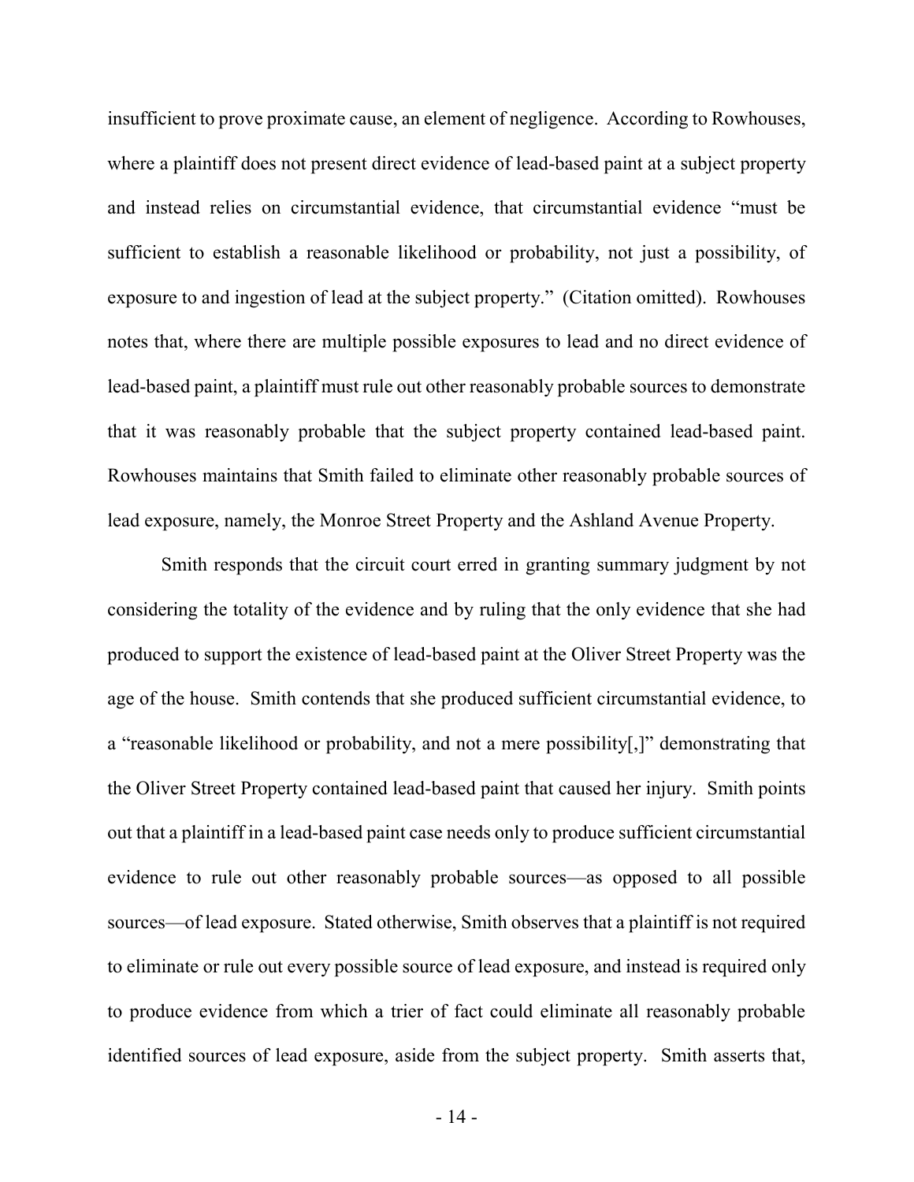insufficient to prove proximate cause, an element of negligence. According to Rowhouses, where a plaintiff does not present direct evidence of lead-based paint at a subject property and instead relies on circumstantial evidence, that circumstantial evidence "must be sufficient to establish a reasonable likelihood or probability, not just a possibility, of exposure to and ingestion of lead at the subject property." (Citation omitted). Rowhouses notes that, where there are multiple possible exposures to lead and no direct evidence of lead-based paint, a plaintiff must rule out other reasonably probable sources to demonstrate that it was reasonably probable that the subject property contained lead-based paint. Rowhouses maintains that Smith failed to eliminate other reasonably probable sources of lead exposure, namely, the Monroe Street Property and the Ashland Avenue Property.

Smith responds that the circuit court erred in granting summary judgment by not considering the totality of the evidence and by ruling that the only evidence that she had produced to support the existence of lead-based paint at the Oliver Street Property was the age of the house. Smith contends that she produced sufficient circumstantial evidence, to a "reasonable likelihood or probability, and not a mere possibility[,]" demonstrating that the Oliver Street Property contained lead-based paint that caused her injury. Smith points out that a plaintiff in a lead-based paint case needs only to produce sufficient circumstantial evidence to rule out other reasonably probable sources—as opposed to all possible sources—of lead exposure. Stated otherwise, Smith observes that a plaintiff is not required to eliminate or rule out every possible source of lead exposure, and instead is required only to produce evidence from which a trier of fact could eliminate all reasonably probable identified sources of lead exposure, aside from the subject property. Smith asserts that,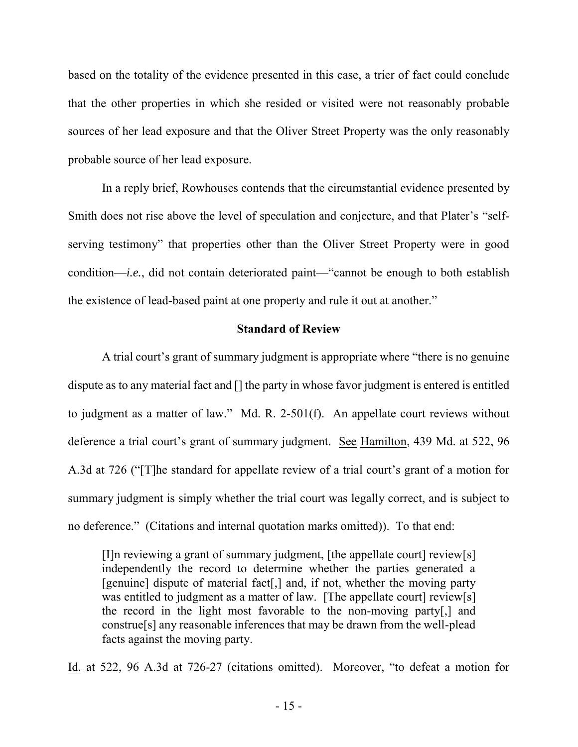based on the totality of the evidence presented in this case, a trier of fact could conclude that the other properties in which she resided or visited were not reasonably probable sources of her lead exposure and that the Oliver Street Property was the only reasonably probable source of her lead exposure.

In a reply brief, Rowhouses contends that the circumstantial evidence presented by Smith does not rise above the level of speculation and conjecture, and that Plater's "self-serving testimony" that properties other than the Oliver Street Property were in good condition—*i.e.*, did not contain deteriorated paint—"cannot be enough to both establish the existence of lead-based paint at one property and rule it out at another."

**Standard of Review**

A trial court's grant of summary judgment is appropriate where "there is no genuine dispute as to any material fact and [] the party in whose favor judgment is entered is entitled to judgment as a matter of law." Md. R. 2-501(f). An appellate court reviews without deference a trial court's grant of summary judgment. See Hamilton, 439 Md. at 522, 96 A.3d at 726 ("[T]he standard for appellate review of a trial court's grant of a motion for summary judgment is simply whether the trial court was legally correct, and is subject to no deference." (Citations and internal quotation marks omitted)). To that end:

> [I]n reviewing a grant of summary judgment, [the appellate court] review[s] independently the record to determine whether the parties generated a [genuine] dispute of material fact[,] and, if not, whether the moving party was entitled to judgment as a matter of law. [The appellate court] review[s] the record in the light most favorable to the non-moving party[,] and construe[s] any reasonable inferences that may be drawn from the well-plead facts against the moving party.

Id. at 522, 96 A.3d at 726-27 (citations omitted). Moreover, "to defeat a motion for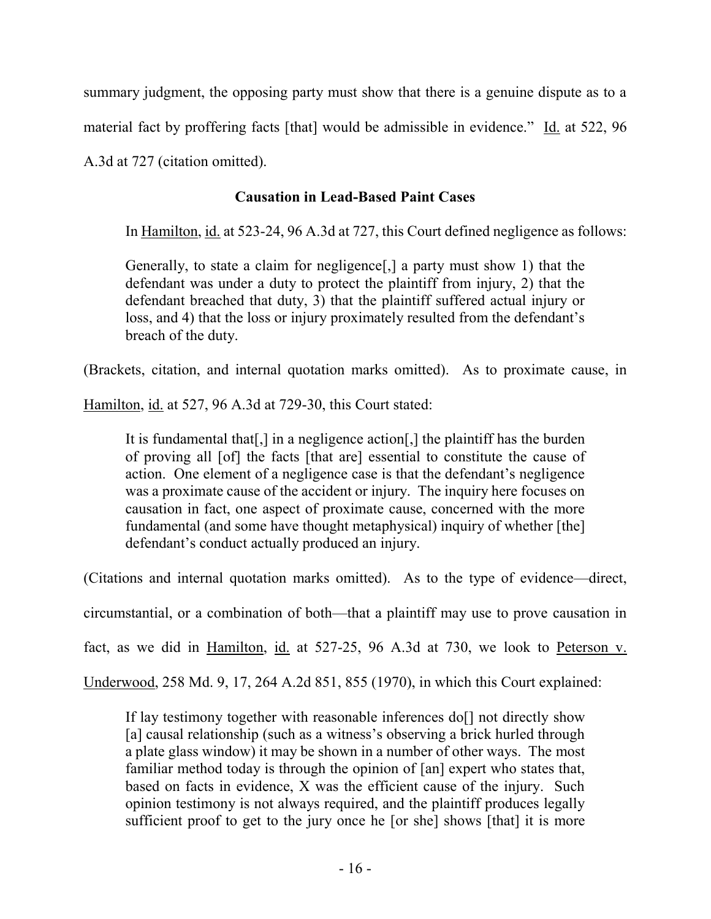summary judgment, the opposing party must show that there is a genuine dispute as to a material fact by proffering facts [that] would be admissible in evidence." Id. at 522, 96 A.3d at 727 (citation omitted).

### Causation in Lead-Based Paint Cases

In Hamilton, id. at 523-24, 96 A.3d at 727, this Court defined negligence as follows:

> Generally, to state a claim for negligence[,] a party must show 1) that the defendant was under a duty to protect the plaintiff from injury, 2) that the defendant breached that duty, 3) that the plaintiff suffered actual injury or loss, and 4) that the loss or injury proximately resulted from the defendant's breach of the duty.

(Brackets, citation, and internal quotation marks omitted). As to proximate cause, in Hamilton, id. at 527, 96 A.3d at 729-30, this Court stated:

> It is fundamental that[,] in a negligence action[,] the plaintiff has the burden of proving all [of] the facts [that are] essential to constitute the cause of action. One element of a negligence case is that the defendant's negligence was a proximate cause of the accident or injury. The inquiry here focuses on causation in fact, one aspect of proximate cause, concerned with the more fundamental (and some have thought metaphysical) inquiry of whether [the] defendant's conduct actually produced an injury.

(Citations and internal quotation marks omitted). As to the type of evidence—direct, circumstantial, or a combination of both—that a plaintiff may use to prove causation in fact, as we did in Hamilton, id. at 527-25, 96 A.3d at 730, we look to Peterson v. Underwood, 258 Md. 9, 17, 264 A.2d 851, 855 (1970), in which this Court explained:

> If lay testimony together with reasonable inferences do[] not directly show [a] causal relationship (such as a witness's observing a brick hurled through a plate glass window) it may be shown in a number of other ways. The most familiar method today is through the opinion of [an] expert who states that, based on facts in evidence, X was the efficient cause of the injury. Such opinion testimony is not always required, and the plaintiff produces legally sufficient proof to get to the jury once he [or she] shows [that] it is more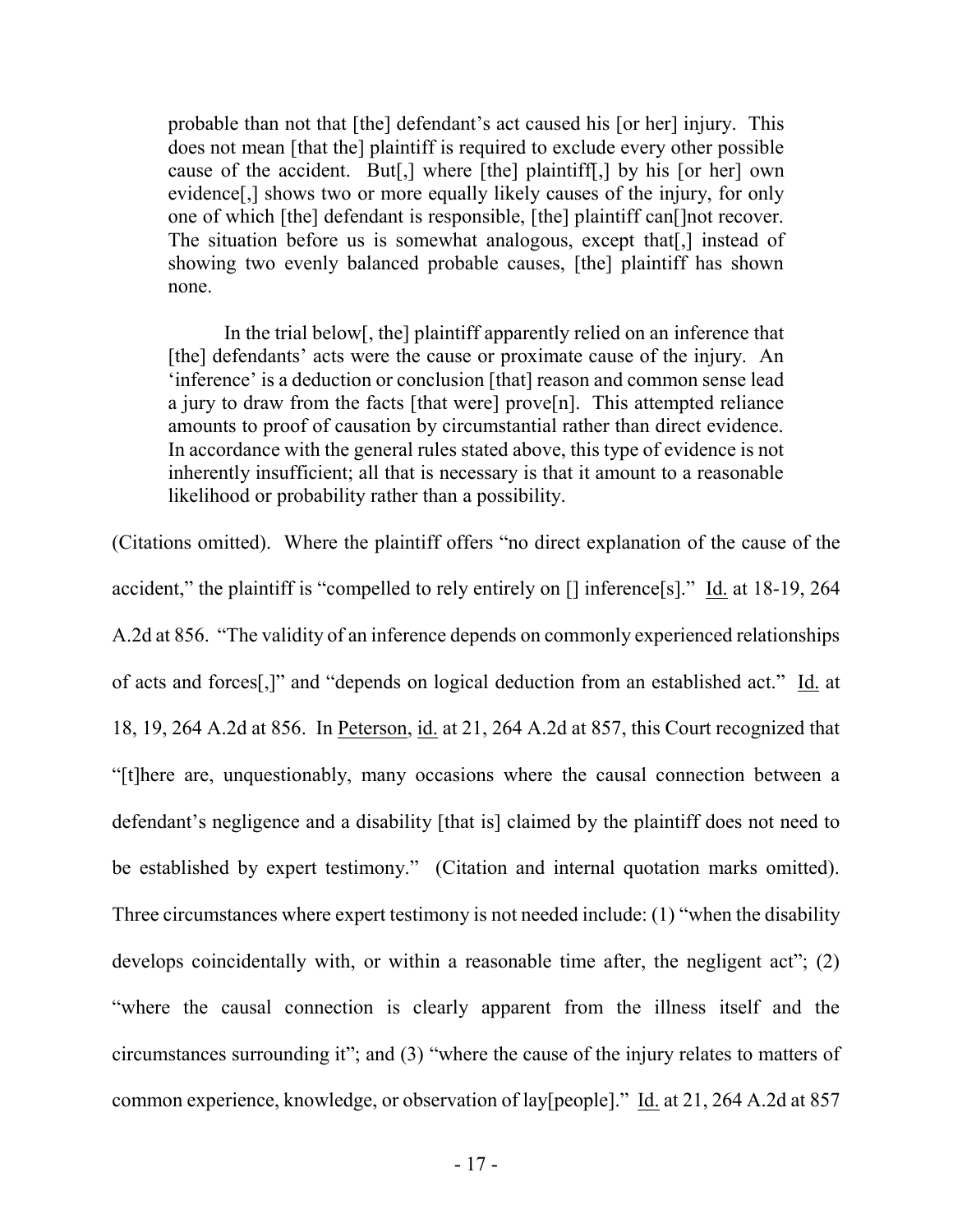> probable than not that [the] defendant's act caused his [or her] injury. This does not mean [that the] plaintiff is required to exclude every other possible cause of the accident. But[,] where [the] plaintiff[,] by his [or her] own evidence[,] shows two or more equally likely causes of the injury, for only one of which [the] defendant is responsible, [the] plaintiff can[]not recover. The situation before us is somewhat analogous, except that[,] instead of showing two evenly balanced probable causes, [the] plaintiff has shown none.
>
> In the trial below[, the] plaintiff apparently relied on an inference that [the] defendants' acts were the cause or proximate cause of the injury. An 'inference' is a deduction or conclusion [that] reason and common sense lead a jury to draw from the facts [that were] prove[n]. This attempted reliance amounts to proof of causation by circumstantial rather than direct evidence. In accordance with the general rules stated above, this type of evidence is not inherently insufficient; all that is necessary is that it amount to a reasonable likelihood or probability rather than a possibility.

(Citations omitted). Where the plaintiff offers "no direct explanation of the cause of the accident," the plaintiff is "compelled to rely entirely on [] inference[s]." Id. at 18-19, 264 A.2d at 856. "The validity of an inference depends on commonly experienced relationships of acts and forces[,]" and "depends on logical deduction from an established act." Id. at 18, 19, 264 A.2d at 856. In Peterson, id. at 21, 264 A.2d at 857, this Court recognized that "[t]here are, unquestionably, many occasions where the causal connection between a defendant's negligence and a disability [that is] claimed by the plaintiff does not need to be established by expert testimony." (Citation and internal quotation marks omitted). Three circumstances where expert testimony is not needed include: (1) "when the disability develops coincidentally with, or within a reasonable time after, the negligent act"; (2) "where the causal connection is clearly apparent from the illness itself and the circumstances surrounding it"; and (3) "where the cause of the injury relates to matters of common experience, knowledge, or observation of lay[people]." Id. at 21, 264 A.2d at 857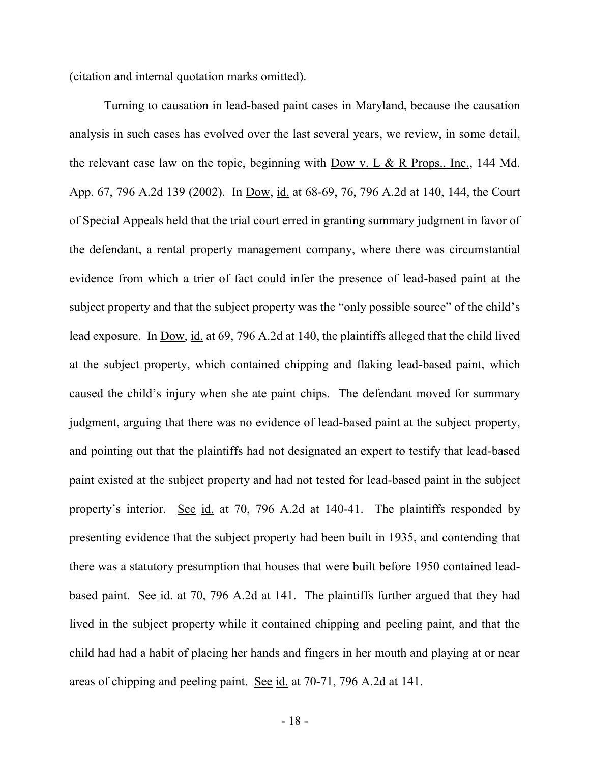(citation and internal quotation marks omitted).

Turning to causation in lead-based paint cases in Maryland, because the causation analysis in such cases has evolved over the last several years, we review, in some detail, the relevant case law on the topic, beginning with Dow v. L & R Props., Inc., 144 Md. App. 67, 796 A.2d 139 (2002). In Dow, id. at 68-69, 76, 796 A.2d at 140, 144, the Court of Special Appeals held that the trial court erred in granting summary judgment in favor of the defendant, a rental property management company, where there was circumstantial evidence from which a trier of fact could infer the presence of lead-based paint at the subject property and that the subject property was the "only possible source" of the child's lead exposure. In Dow, id. at 69, 796 A.2d at 140, the plaintiffs alleged that the child lived at the subject property, which contained chipping and flaking lead-based paint, which caused the child's injury when she ate paint chips. The defendant moved for summary judgment, arguing that there was no evidence of lead-based paint at the subject property, and pointing out that the plaintiffs had not designated an expert to testify that lead-based paint existed at the subject property and had not tested for lead-based paint in the subject property's interior. See id. at 70, 796 A.2d at 140-41. The plaintiffs responded by presenting evidence that the subject property had been built in 1935, and contending that there was a statutory presumption that houses that were built before 1950 contained lead-based paint. See id. at 70, 796 A.2d at 141. The plaintiffs further argued that they had lived in the subject property while it contained chipping and peeling paint, and that the child had had a habit of placing her hands and fingers in her mouth and playing at or near areas of chipping and peeling paint. See id. at 70-71, 796 A.2d at 141.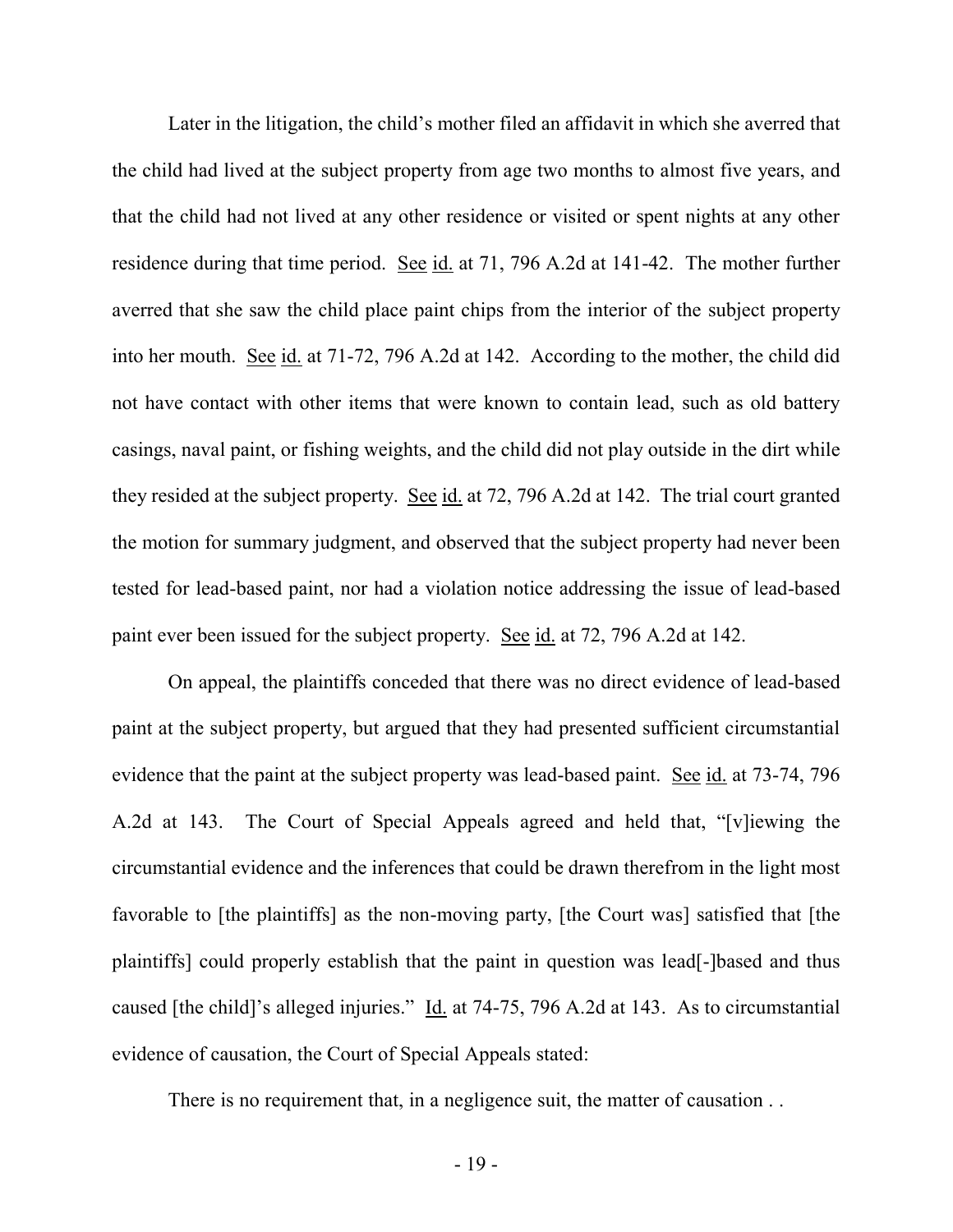Later in the litigation, the child's mother filed an affidavit in which she averred that the child had lived at the subject property from age two months to almost five years, and that the child had not lived at any other residence or visited or spent nights at any other residence during that time period. See id. at 71, 796 A.2d at 141-42. The mother further averred that she saw the child place paint chips from the interior of the subject property into her mouth. See id. at 71-72, 796 A.2d at 142. According to the mother, the child did not have contact with other items that were known to contain lead, such as old battery casings, naval paint, or fishing weights, and the child did not play outside in the dirt while they resided at the subject property. See id. at 72, 796 A.2d at 142. The trial court granted the motion for summary judgment, and observed that the subject property had never been tested for lead-based paint, nor had a violation notice addressing the issue of lead-based paint ever been issued for the subject property. See id. at 72, 796 A.2d at 142.

On appeal, the plaintiffs conceded that there was no direct evidence of lead-based paint at the subject property, but argued that they had presented sufficient circumstantial evidence that the paint at the subject property was lead-based paint. See id. at 73-74, 796 A.2d at 143. The Court of Special Appeals agreed and held that, "[v]iewing the circumstantial evidence and the inferences that could be drawn therefrom in the light most favorable to [the plaintiffs] as the non-moving party, [the Court was] satisfied that [the plaintiffs] could properly establish that the paint in question was lead[-]based and thus caused [the child]'s alleged injuries." Id. at 74-75, 796 A.2d at 143. As to circumstantial evidence of causation, the Court of Special Appeals stated:

There is no requirement that, in a negligence suit, the matter of causation . .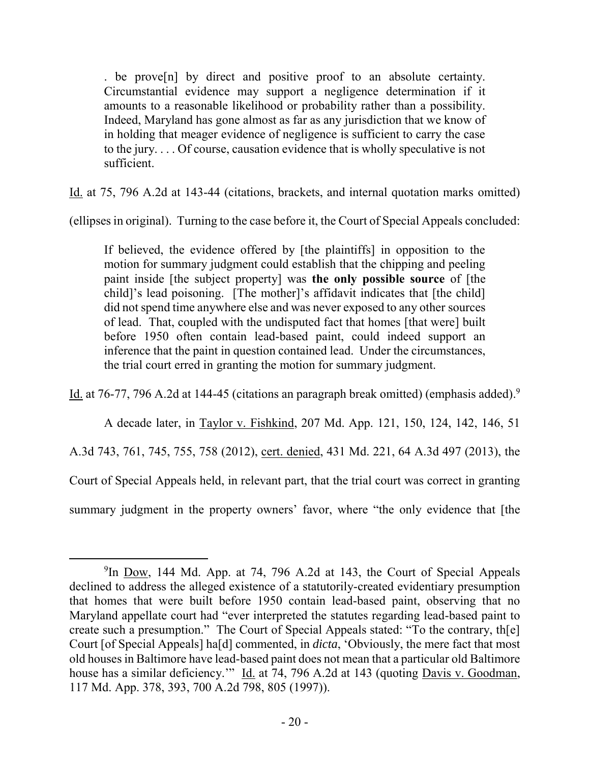> . be prove[n] by direct and positive proof to an absolute certainty. Circumstantial evidence may support a negligence determination if it amounts to a reasonable likelihood or probability rather than a possibility. Indeed, Maryland has gone almost as far as any jurisdiction that we know of in holding that meager evidence of negligence is sufficient to carry the case to the jury. . . . Of course, causation evidence that is wholly speculative is not sufficient.

Id. at 75, 796 A.2d at 143-44 (citations, brackets, and internal quotation marks omitted) (ellipses in original). Turning to the case before it, the Court of Special Appeals concluded:

> If believed, the evidence offered by [the plaintiffs] in opposition to the motion for summary judgment could establish that the chipping and peeling paint inside [the subject property] was **the only possible source** of [the child]'s lead poisoning. [The mother]'s affidavit indicates that [the child] did not spend time anywhere else and was never exposed to any other sources of lead. That, coupled with the undisputed fact that homes [that were] built before 1950 often contain lead-based paint, could indeed support an inference that the paint in question contained lead. Under the circumstances, the trial court erred in granting the motion for summary judgment.

Id. at 76-77, 796 A.2d at 144-45 (citations an paragraph break omitted) (emphasis added).[9]

A decade later, in Taylor v. Fishkind, 207 Md. App. 121, 150, 124, 142, 146, 51 A.3d 743, 761, 745, 755, 758 (2012), cert. denied, 431 Md. 221, 64 A.3d 497 (2013), the Court of Special Appeals held, in relevant part, that the trial court was correct in granting summary judgment in the property owners' favor, where "the only evidence that [the

---

[9] In Dow, 144 Md. App. at 74, 796 A.2d at 143, the Court of Special Appeals declined to address the alleged existence of a statutorily-created evidentiary presumption that homes that were built before 1950 contain lead-based paint, observing that no Maryland appellate court had "ever interpreted the statutes regarding lead-based paint to create such a presumption." The Court of Special Appeals stated: "To the contrary, th[e] Court [of Special Appeals] ha[d] commented, in *dicta*, 'Obviously, the mere fact that most old houses in Baltimore have lead-based paint does not mean that a particular old Baltimore house has a similar deficiency.'" Id. at 74, 796 A.2d at 143 (quoting Davis v. Goodman, 117 Md. App. 378, 393, 700 A.2d 798, 805 (1997)).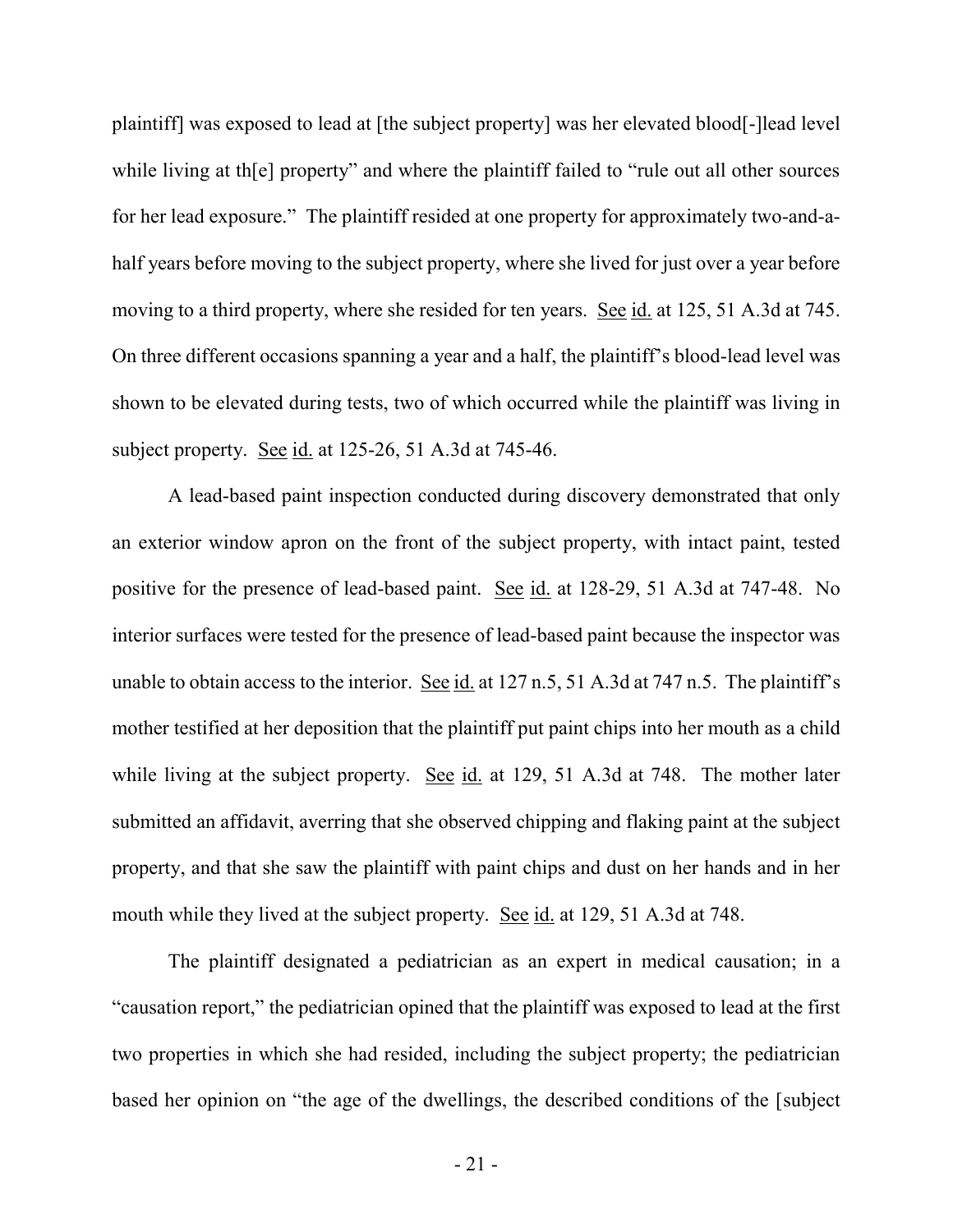plaintiff] was exposed to lead at [the subject property] was her elevated blood[-]lead level while living at th[e] property" and where the plaintiff failed to "rule out all other sources for her lead exposure." The plaintiff resided at one property for approximately two-and-a-half years before moving to the subject property, where she lived for just over a year before moving to a third property, where she resided for ten years. See id. at 125, 51 A.3d at 745. On three different occasions spanning a year and a half, the plaintiff's blood-lead level was shown to be elevated during tests, two of which occurred while the plaintiff was living in subject property. See id. at 125-26, 51 A.3d at 745-46.

A lead-based paint inspection conducted during discovery demonstrated that only an exterior window apron on the front of the subject property, with intact paint, tested positive for the presence of lead-based paint. See id. at 128-29, 51 A.3d at 747-48. No interior surfaces were tested for the presence of lead-based paint because the inspector was unable to obtain access to the interior. See id. at 127 n.5, 51 A.3d at 747 n.5. The plaintiff's mother testified at her deposition that the plaintiff put paint chips into her mouth as a child while living at the subject property. See id. at 129, 51 A.3d at 748. The mother later submitted an affidavit, averring that she observed chipping and flaking paint at the subject property, and that she saw the plaintiff with paint chips and dust on her hands and in her mouth while they lived at the subject property. See id. at 129, 51 A.3d at 748.

The plaintiff designated a pediatrician as an expert in medical causation; in a "causation report," the pediatrician opined that the plaintiff was exposed to lead at the first two properties in which she had resided, including the subject property; the pediatrician based her opinion on "the age of the dwellings, the described conditions of the [subject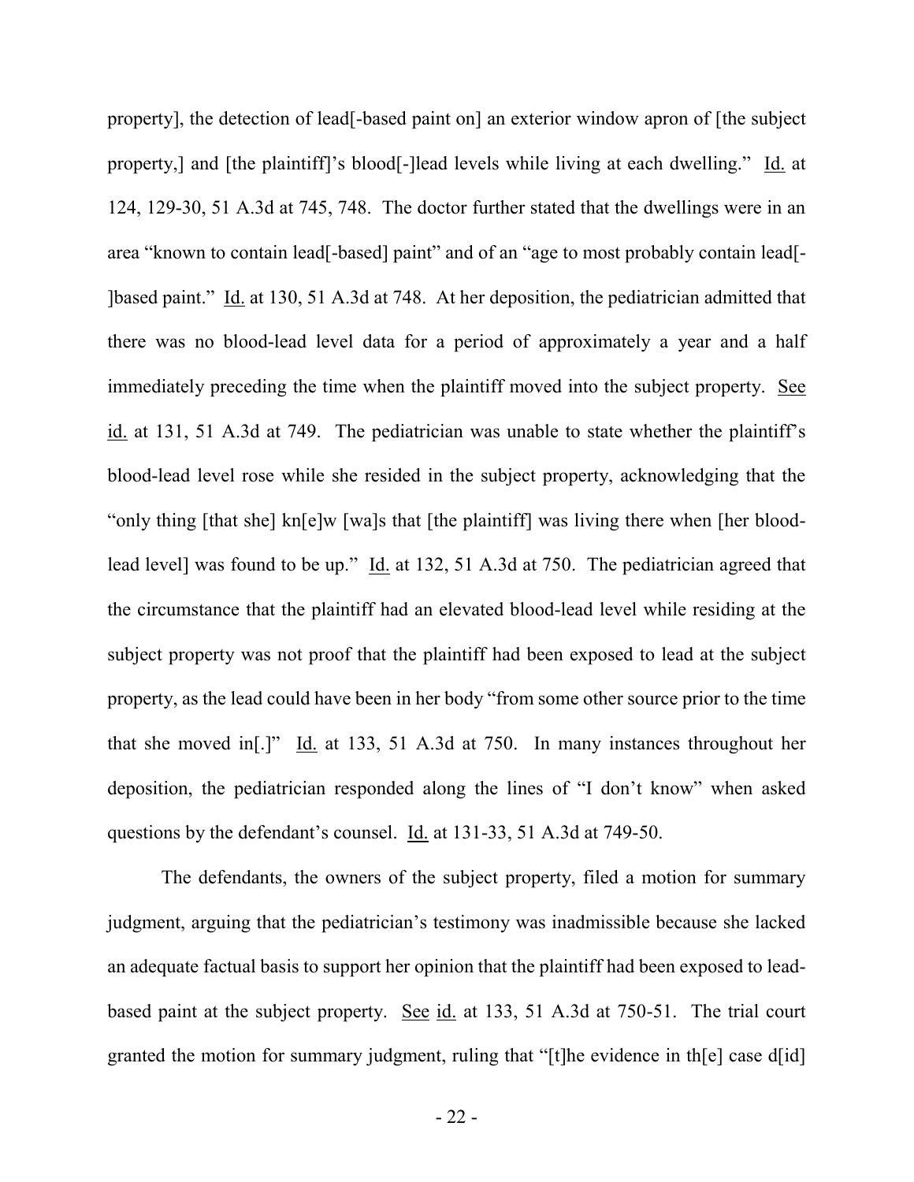property], the detection of lead[-based paint on] an exterior window apron of [the subject property,] and [the plaintiff]'s blood[-]lead levels while living at each dwelling." Id. at 124, 129-30, 51 A.3d at 745, 748. The doctor further stated that the dwellings were in an area "known to contain lead[-based] paint" and of an "age to most probably contain lead[-]based paint." Id. at 130, 51 A.3d at 748. At her deposition, the pediatrician admitted that there was no blood-lead level data for a period of approximately a year and a half immediately preceding the time when the plaintiff moved into the subject property. See id. at 131, 51 A.3d at 749. The pediatrician was unable to state whether the plaintiff's blood-lead level rose while she resided in the subject property, acknowledging that the "only thing [that she] kn[e]w [wa]s that [the plaintiff] was living there when [her blood-lead level] was found to be up." Id. at 132, 51 A.3d at 750. The pediatrician agreed that the circumstance that the plaintiff had an elevated blood-lead level while residing at the subject property was not proof that the plaintiff had been exposed to lead at the subject property, as the lead could have been in her body "from some other source prior to the time that she moved in[.]" Id. at 133, 51 A.3d at 750. In many instances throughout her deposition, the pediatrician responded along the lines of "I don't know" when asked questions by the defendant's counsel. Id. at 131-33, 51 A.3d at 749-50.

The defendants, the owners of the subject property, filed a motion for summary judgment, arguing that the pediatrician's testimony was inadmissible because she lacked an adequate factual basis to support her opinion that the plaintiff had been exposed to lead-based paint at the subject property. See id. at 133, 51 A.3d at 750-51. The trial court granted the motion for summary judgment, ruling that "[t]he evidence in th[e] case d[id]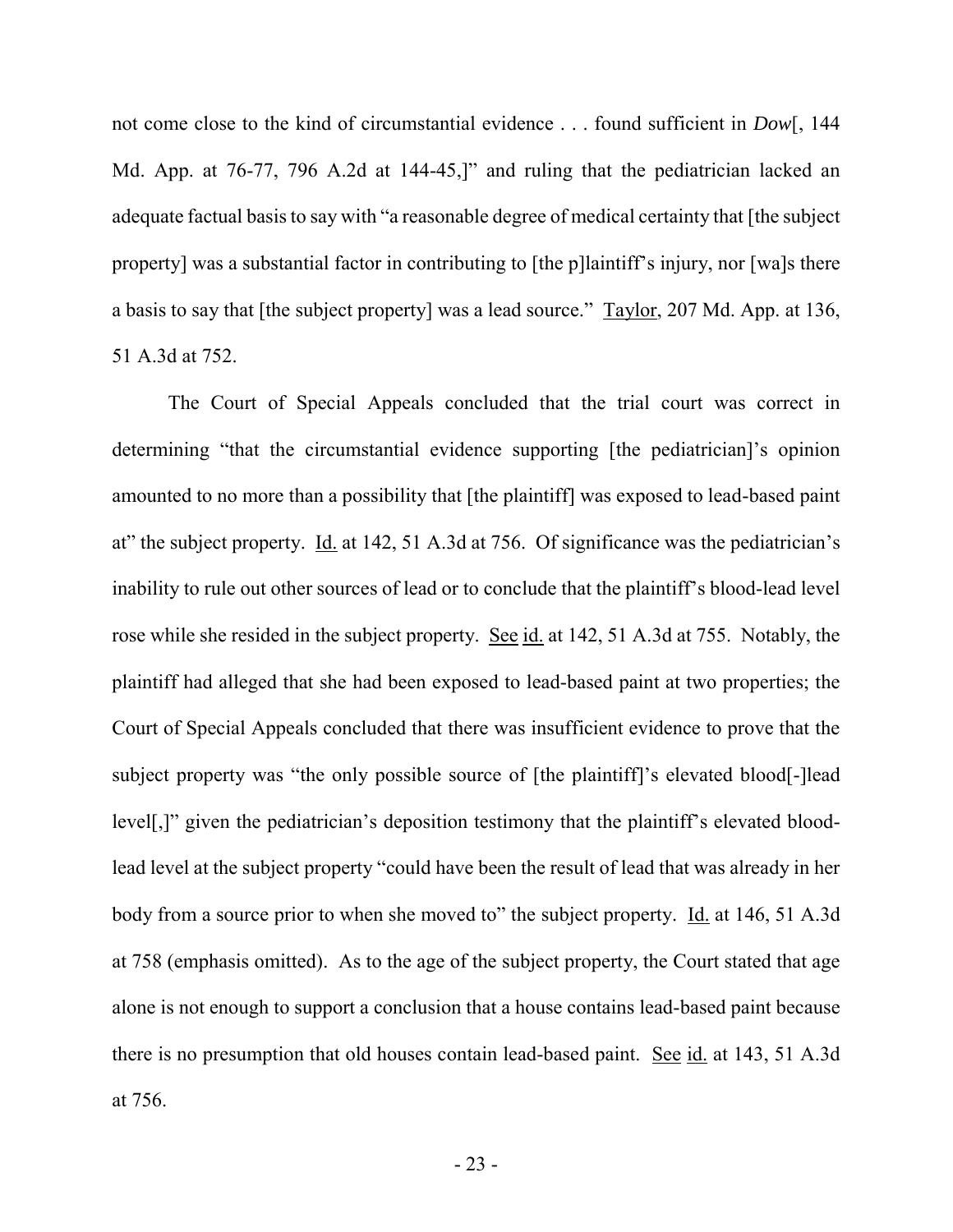not come close to the kind of circumstantial evidence . . . found sufficient in *Dow*[, 144 Md. App. at 76-77, 796 A.2d at 144-45,]" and ruling that the pediatrician lacked an adequate factual basis to say with "a reasonable degree of medical certainty that [the subject property] was a substantial factor in contributing to [the p]laintiff's injury, nor [wa]s there a basis to say that [the subject property] was a lead source." Taylor, 207 Md. App. at 136, 51 A.3d at 752.

The Court of Special Appeals concluded that the trial court was correct in determining "that the circumstantial evidence supporting [the pediatrician]'s opinion amounted to no more than a possibility that [the plaintiff] was exposed to lead-based paint at" the subject property. Id. at 142, 51 A.3d at 756. Of significance was the pediatrician's inability to rule out other sources of lead or to conclude that the plaintiff's blood-lead level rose while she resided in the subject property. See id. at 142, 51 A.3d at 755. Notably, the plaintiff had alleged that she had been exposed to lead-based paint at two properties; the Court of Special Appeals concluded that there was insufficient evidence to prove that the subject property was "the only possible source of [the plaintiff]'s elevated blood[-]lead level[,]" given the pediatrician's deposition testimony that the plaintiff's elevated blood-lead level at the subject property "could have been the result of lead that was already in her body from a source prior to when she moved to" the subject property. Id. at 146, 51 A.3d at 758 (emphasis omitted). As to the age of the subject property, the Court stated that age alone is not enough to support a conclusion that a house contains lead-based paint because there is no presumption that old houses contain lead-based paint. See id. at 143, 51 A.3d at 756.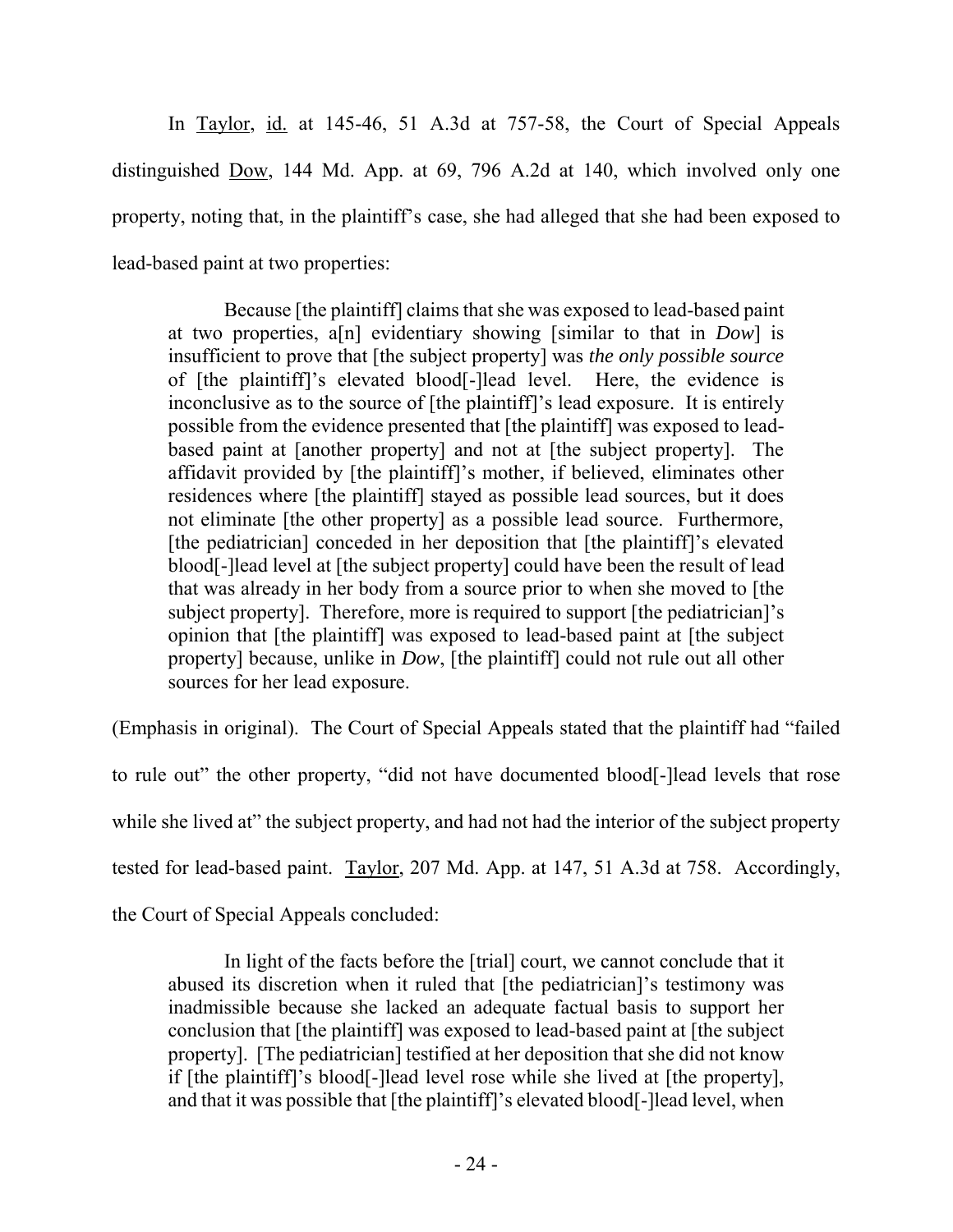In Taylor, id. at 145-46, 51 A.3d at 757-58, the Court of Special Appeals distinguished Dow, 144 Md. App. at 69, 796 A.2d at 140, which involved only one property, noting that, in the plaintiff's case, she had alleged that she had been exposed to lead-based paint at two properties:

> Because [the plaintiff] claims that she was exposed to lead-based paint at two properties, a[n] evidentiary showing [similar to that in *Dow*] is insufficient to prove that [the subject property] was *the only possible source* of [the plaintiff]'s elevated blood[-]lead level. Here, the evidence is inconclusive as to the source of [the plaintiff]'s lead exposure. It is entirely possible from the evidence presented that [the plaintiff] was exposed to lead-based paint at [another property] and not at [the subject property]. The affidavit provided by [the plaintiff]'s mother, if believed, eliminates other residences where [the plaintiff] stayed as possible lead sources, but it does not eliminate [the other property] as a possible lead source. Furthermore, [the pediatrician] conceded in her deposition that [the plaintiff]'s elevated blood[-]lead level at [the subject property] could have been the result of lead that was already in her body from a source prior to when she moved to [the subject property]. Therefore, more is required to support [the pediatrician]'s opinion that [the plaintiff] was exposed to lead-based paint at [the subject property] because, unlike in *Dow*, [the plaintiff] could not rule out all other sources for her lead exposure.

(Emphasis in original). The Court of Special Appeals stated that the plaintiff had "failed to rule out" the other property, "did not have documented blood[-]lead levels that rose while she lived at" the subject property, and had not had the interior of the subject property tested for lead-based paint. Taylor, 207 Md. App. at 147, 51 A.3d at 758. Accordingly, the Court of Special Appeals concluded:

> In light of the facts before the [trial] court, we cannot conclude that it abused its discretion when it ruled that [the pediatrician]'s testimony was inadmissible because she lacked an adequate factual basis to support her conclusion that [the plaintiff] was exposed to lead-based paint at [the subject property]. [The pediatrician] testified at her deposition that she did not know if [the plaintiff]'s blood[-]lead level rose while she lived at [the property], and that it was possible that [the plaintiff]'s elevated blood[-]lead level, when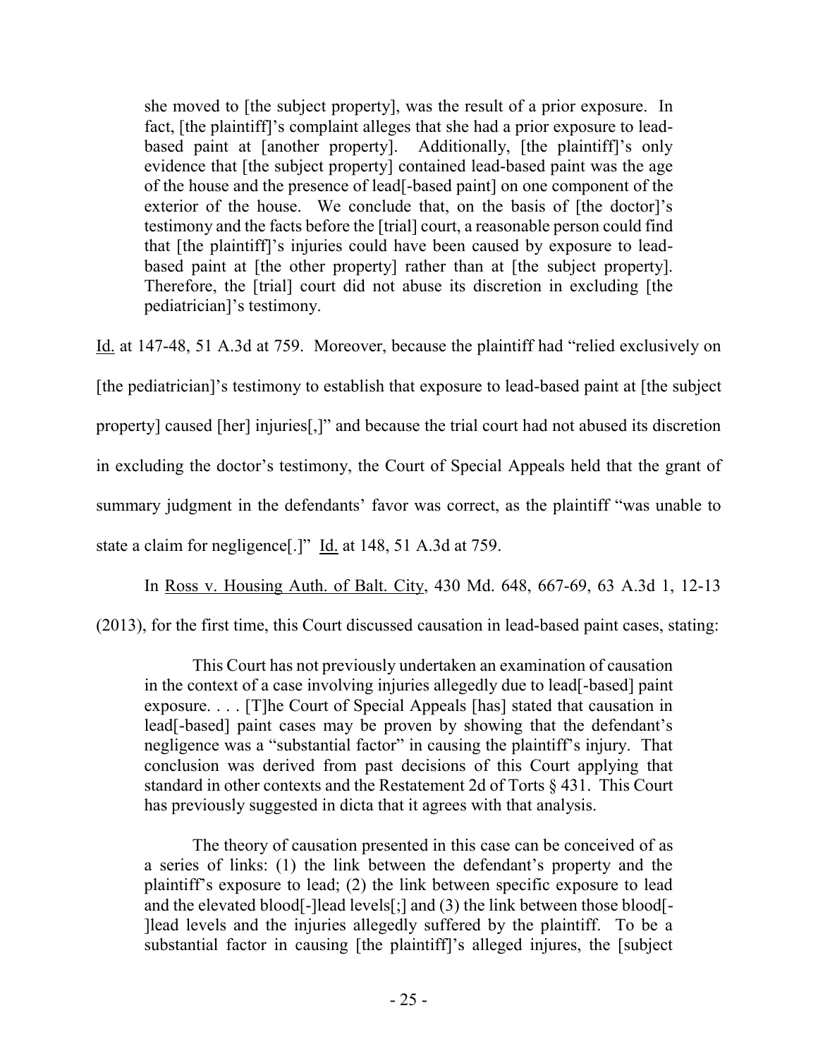> she moved to [the subject property], was the result of a prior exposure. In fact, [the plaintiff]'s complaint alleges that she had a prior exposure to lead-based paint at [another property]. Additionally, [the plaintiff]'s only evidence that [the subject property] contained lead-based paint was the age of the house and the presence of lead[-based paint] on one component of the exterior of the house. We conclude that, on the basis of [the doctor]'s testimony and the facts before the [trial] court, a reasonable person could find that [the plaintiff]'s injuries could have been caused by exposure to lead-based paint at [the other property] rather than at [the subject property]. Therefore, the [trial] court did not abuse its discretion in excluding [the pediatrician]'s testimony.

Id. at 147-48, 51 A.3d at 759. Moreover, because the plaintiff had "relied exclusively on [the pediatrician]'s testimony to establish that exposure to lead-based paint at [the subject property] caused [her] injuries[,]" and because the trial court had not abused its discretion in excluding the doctor's testimony, the Court of Special Appeals held that the grant of summary judgment in the defendants' favor was correct, as the plaintiff "was unable to state a claim for negligence[.]" Id. at 148, 51 A.3d at 759.

In Ross v. Housing Auth. of Balt. City, 430 Md. 648, 667-69, 63 A.3d 1, 12-13 (2013), for the first time, this Court discussed causation in lead-based paint cases, stating:

> This Court has not previously undertaken an examination of causation in the context of a case involving injuries allegedly due to lead[-based] paint exposure. . . . [T]he Court of Special Appeals [has] stated that causation in lead[-based] paint cases may be proven by showing that the defendant's negligence was a "substantial factor" in causing the plaintiff's injury. That conclusion was derived from past decisions of this Court applying that standard in other contexts and the Restatement 2d of Torts § 431. This Court has previously suggested in dicta that it agrees with that analysis.
>
> The theory of causation presented in this case can be conceived of as a series of links: (1) the link between the defendant's property and the plaintiff's exposure to lead; (2) the link between specific exposure to lead and the elevated blood[-]lead levels[;] and (3) the link between those blood[-]lead levels and the injuries allegedly suffered by the plaintiff. To be a substantial factor in causing [the plaintiff]'s alleged injures, the [subject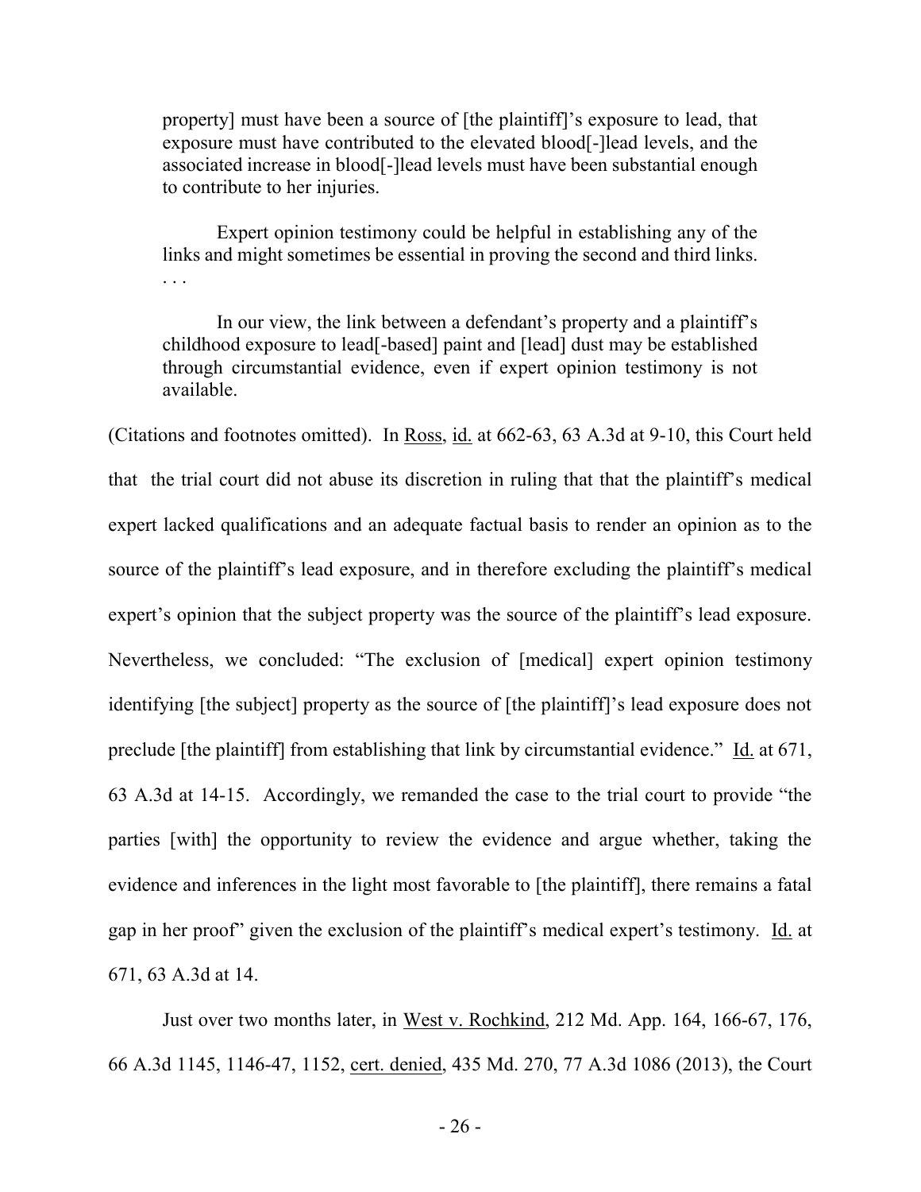> property] must have been a source of [the plaintiff]'s exposure to lead, that exposure must have contributed to the elevated blood[-]lead levels, and the associated increase in blood[-]lead levels must have been substantial enough to contribute to her injuries.
>
> Expert opinion testimony could be helpful in establishing any of the links and might sometimes be essential in proving the second and third links. . . .
>
> In our view, the link between a defendant's property and a plaintiff's childhood exposure to lead[-based] paint and [lead] dust may be established through circumstantial evidence, even if expert opinion testimony is not available.

(Citations and footnotes omitted). In Ross, id. at 662-63, 63 A.3d at 9-10, this Court held that the trial court did not abuse its discretion in ruling that that the plaintiff's medical expert lacked qualifications and an adequate factual basis to render an opinion as to the source of the plaintiff's lead exposure, and in therefore excluding the plaintiff's medical expert's opinion that the subject property was the source of the plaintiff's lead exposure. Nevertheless, we concluded: "The exclusion of [medical] expert opinion testimony identifying [the subject] property as the source of [the plaintiff]'s lead exposure does not preclude [the plaintiff] from establishing that link by circumstantial evidence." Id. at 671, 63 A.3d at 14-15. Accordingly, we remanded the case to the trial court to provide "the parties [with] the opportunity to review the evidence and argue whether, taking the evidence and inferences in the light most favorable to [the plaintiff], there remains a fatal gap in her proof" given the exclusion of the plaintiff's medical expert's testimony. Id. at 671, 63 A.3d at 14.

Just over two months later, in West v. Rochkind, 212 Md. App. 164, 166-67, 176, 66 A.3d 1145, 1146-47, 1152, cert. denied, 435 Md. 270, 77 A.3d 1086 (2013), the Court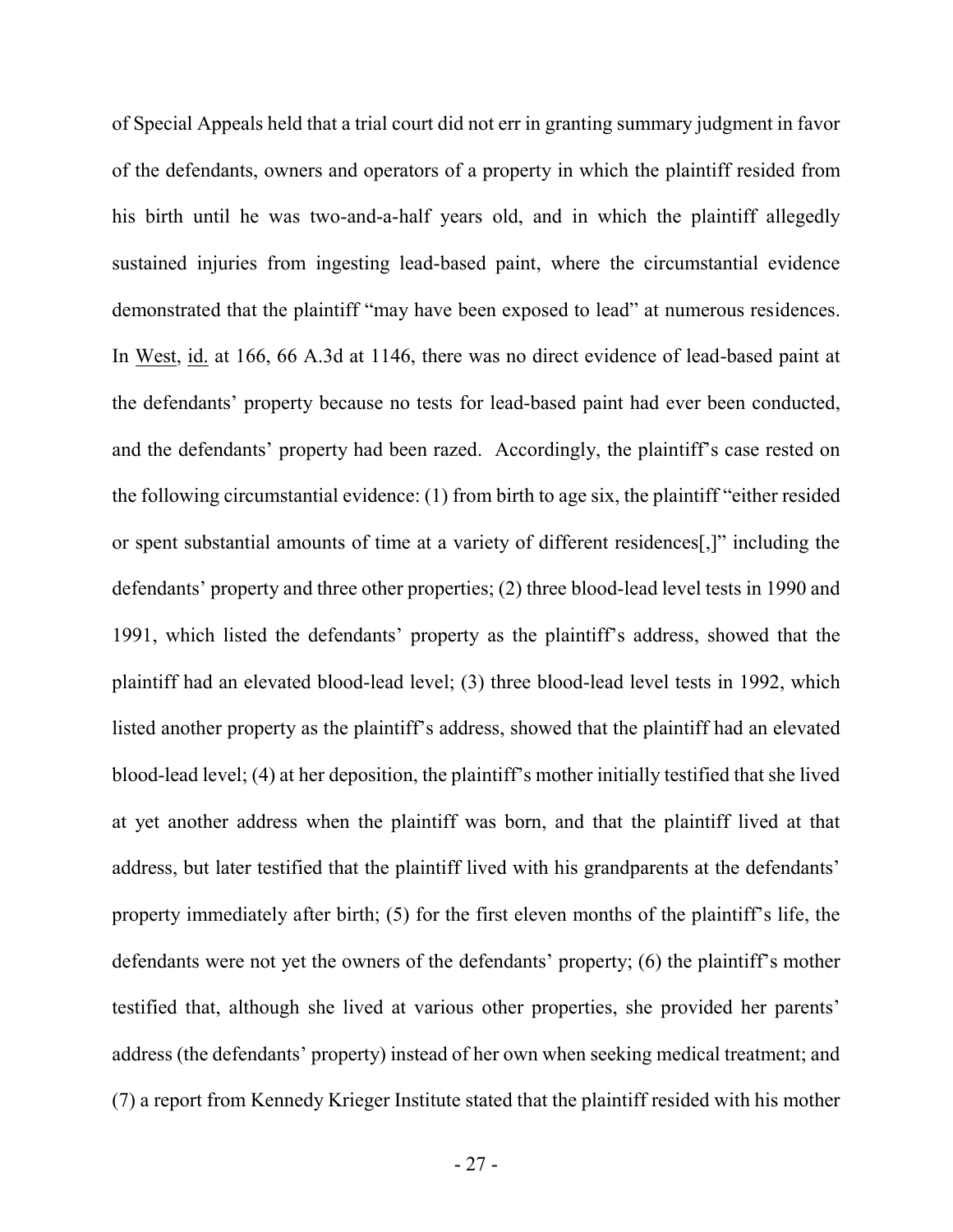of Special Appeals held that a trial court did not err in granting summary judgment in favor of the defendants, owners and operators of a property in which the plaintiff resided from his birth until he was two-and-a-half years old, and in which the plaintiff allegedly sustained injuries from ingesting lead-based paint, where the circumstantial evidence demonstrated that the plaintiff "may have been exposed to lead" at numerous residences. In West, id. at 166, 66 A.3d at 1146, there was no direct evidence of lead-based paint at the defendants' property because no tests for lead-based paint had ever been conducted, and the defendants' property had been razed. Accordingly, the plaintiff's case rested on the following circumstantial evidence: (1) from birth to age six, the plaintiff "either resided or spent substantial amounts of time at a variety of different residences[,]" including the defendants' property and three other properties; (2) three blood-lead level tests in 1990 and 1991, which listed the defendants' property as the plaintiff's address, showed that the plaintiff had an elevated blood-lead level; (3) three blood-lead level tests in 1992, which listed another property as the plaintiff's address, showed that the plaintiff had an elevated blood-lead level; (4) at her deposition, the plaintiff's mother initially testified that she lived at yet another address when the plaintiff was born, and that the plaintiff lived at that address, but later testified that the plaintiff lived with his grandparents at the defendants' property immediately after birth; (5) for the first eleven months of the plaintiff's life, the defendants were not yet the owners of the defendants' property; (6) the plaintiff's mother testified that, although she lived at various other properties, she provided her parents' address (the defendants' property) instead of her own when seeking medical treatment; and (7) a report from Kennedy Krieger Institute stated that the plaintiff resided with his mother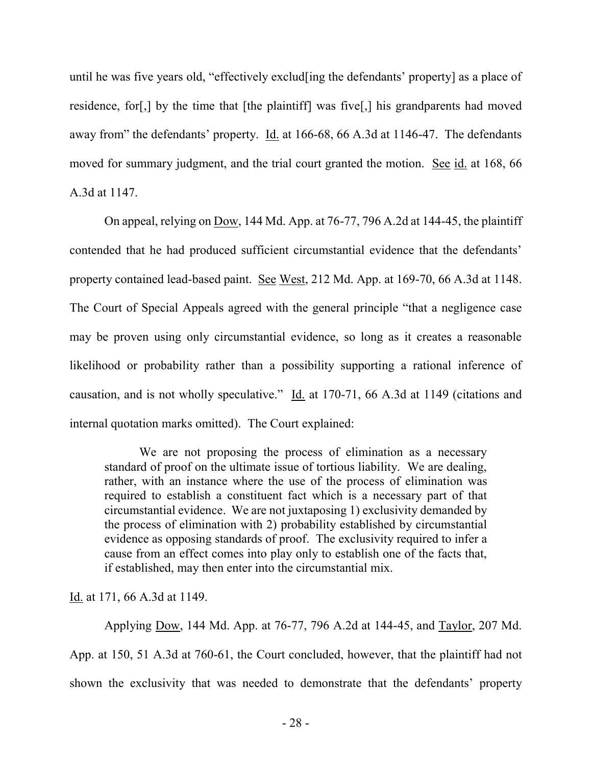until he was five years old, "effectively exclud[ing the defendants' property] as a place of residence, for[,] by the time that [the plaintiff] was five[,] his grandparents had moved away from" the defendants' property. Id. at 166-68, 66 A.3d at 1146-47. The defendants moved for summary judgment, and the trial court granted the motion. See id. at 168, 66 A.3d at 1147.

On appeal, relying on Dow, 144 Md. App. at 76-77, 796 A.2d at 144-45, the plaintiff contended that he had produced sufficient circumstantial evidence that the defendants' property contained lead-based paint. See West, 212 Md. App. at 169-70, 66 A.3d at 1148. The Court of Special Appeals agreed with the general principle "that a negligence case may be proven using only circumstantial evidence, so long as it creates a reasonable likelihood or probability rather than a possibility supporting a rational inference of causation, and is not wholly speculative." Id. at 170-71, 66 A.3d at 1149 (citations and internal quotation marks omitted). The Court explained:

> We are not proposing the process of elimination as a necessary standard of proof on the ultimate issue of tortious liability. We are dealing, rather, with an instance where the use of the process of elimination was required to establish a constituent fact which is a necessary part of that circumstantial evidence. We are not juxtaposing 1) exclusivity demanded by the process of elimination with 2) probability established by circumstantial evidence as opposing standards of proof. The exclusivity required to infer a cause from an effect comes into play only to establish one of the facts that, if established, may then enter into the circumstantial mix.

Id. at 171, 66 A.3d at 1149.

Applying Dow, 144 Md. App. at 76-77, 796 A.2d at 144-45, and Taylor, 207 Md. App. at 150, 51 A.3d at 760-61, the Court concluded, however, that the plaintiff had not shown the exclusivity that was needed to demonstrate that the defendants' property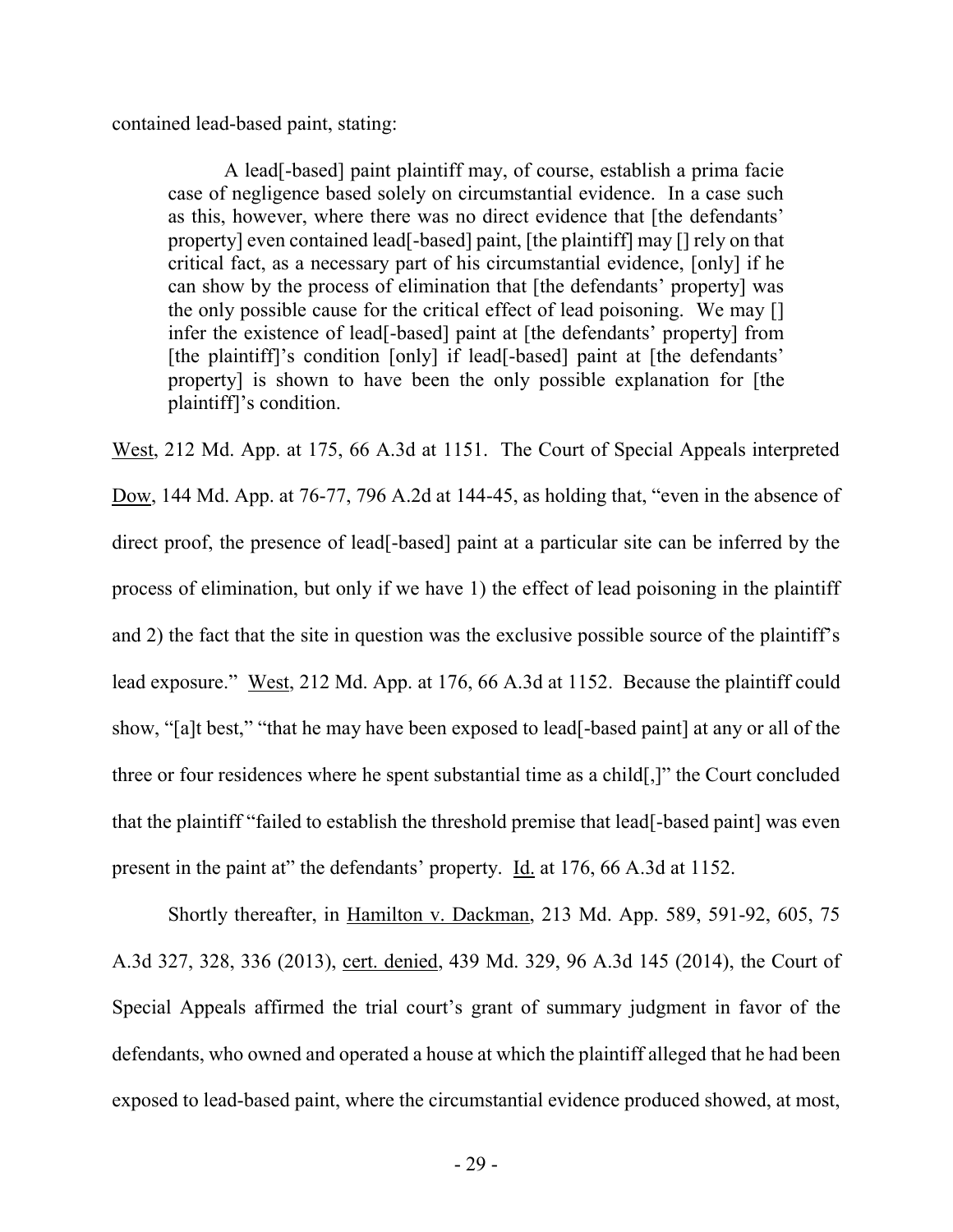contained lead-based paint, stating:

> A lead[-based] paint plaintiff may, of course, establish a prima facie case of negligence based solely on circumstantial evidence. In a case such as this, however, where there was no direct evidence that [the defendants' property] even contained lead[-based] paint, [the plaintiff] may [] rely on that critical fact, as a necessary part of his circumstantial evidence, [only] if he can show by the process of elimination that [the defendants' property] was the only possible cause for the critical effect of lead poisoning. We may [] infer the existence of lead[-based] paint at [the defendants' property] from [the plaintiff]'s condition [only] if lead[-based] paint at [the defendants' property] is shown to have been the only possible explanation for [the plaintiff]'s condition.

West, 212 Md. App. at 175, 66 A.3d at 1151. The Court of Special Appeals interpreted Dow, 144 Md. App. at 76-77, 796 A.2d at 144-45, as holding that, "even in the absence of direct proof, the presence of lead[-based] paint at a particular site can be inferred by the process of elimination, but only if we have 1) the effect of lead poisoning in the plaintiff and 2) the fact that the site in question was the exclusive possible source of the plaintiff's lead exposure." West, 212 Md. App. at 176, 66 A.3d at 1152. Because the plaintiff could show, "[a]t best," "that he may have been exposed to lead[-based paint] at any or all of the three or four residences where he spent substantial time as a child[,]" the Court concluded that the plaintiff "failed to establish the threshold premise that lead[-based paint] was even present in the paint at" the defendants' property. Id. at 176, 66 A.3d at 1152.

Shortly thereafter, in Hamilton v. Dackman, 213 Md. App. 589, 591-92, 605, 75 A.3d 327, 328, 336 (2013), cert. denied, 439 Md. 329, 96 A.3d 145 (2014), the Court of Special Appeals affirmed the trial court's grant of summary judgment in favor of the defendants, who owned and operated a house at which the plaintiff alleged that he had been exposed to lead-based paint, where the circumstantial evidence produced showed, at most,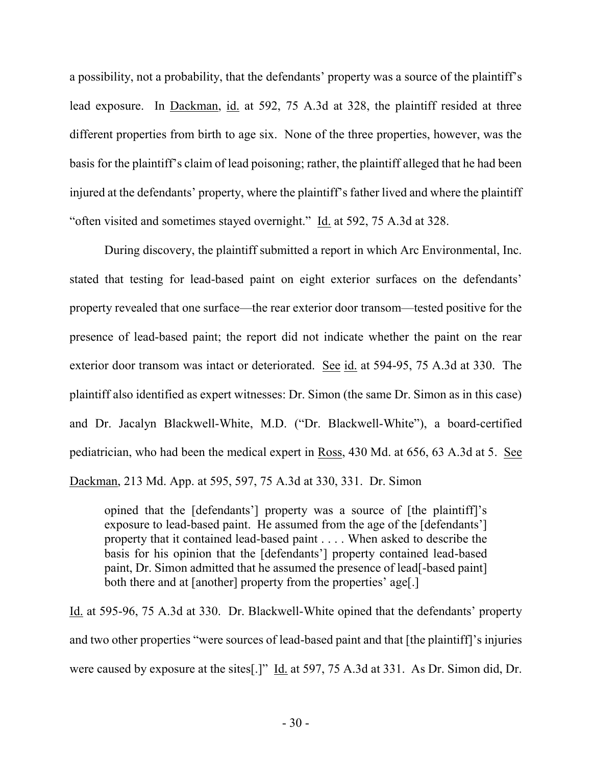a possibility, not a probability, that the defendants' property was a source of the plaintiff's lead exposure. In <u>Dackman</u>, <u>id.</u> at 592, 75 A.3d at 328, the plaintiff resided at three different properties from birth to age six. None of the three properties, however, was the basis for the plaintiff's claim of lead poisoning; rather, the plaintiff alleged that he had been injured at the defendants' property, where the plaintiff's father lived and where the plaintiff "often visited and sometimes stayed overnight." <u>Id.</u> at 592, 75 A.3d at 328.

During discovery, the plaintiff submitted a report in which Arc Environmental, Inc. stated that testing for lead-based paint on eight exterior surfaces on the defendants' property revealed that one surface—the rear exterior door transom—tested positive for the presence of lead-based paint; the report did not indicate whether the paint on the rear exterior door transom was intact or deteriorated. <u>See</u> <u>id.</u> at 594-95, 75 A.3d at 330. The plaintiff also identified as expert witnesses: Dr. Simon (the same Dr. Simon as in this case) and Dr. Jacalyn Blackwell-White, M.D. ("Dr. Blackwell-White"), a board-certified pediatrician, who had been the medical expert in <u>Ross</u>, 430 Md. at 656, 63 A.3d at 5. <u>See</u> <u>Dackman</u>, 213 Md. App. at 595, 597, 75 A.3d at 330, 331. Dr. Simon

> opined that the [defendants'] property was a source of [the plaintiff]'s exposure to lead-based paint. He assumed from the age of the [defendants'] property that it contained lead-based paint . . . . When asked to describe the basis for his opinion that the [defendants'] property contained lead-based paint, Dr. Simon admitted that he assumed the presence of lead[-based paint] both there and at [another] property from the properties' age[.]

<u>Id.</u> at 595-96, 75 A.3d at 330. Dr. Blackwell-White opined that the defendants' property and two other properties "were sources of lead-based paint and that [the plaintiff]'s injuries were caused by exposure at the sites[.]" <u>Id.</u> at 597, 75 A.3d at 331. As Dr. Simon did, Dr.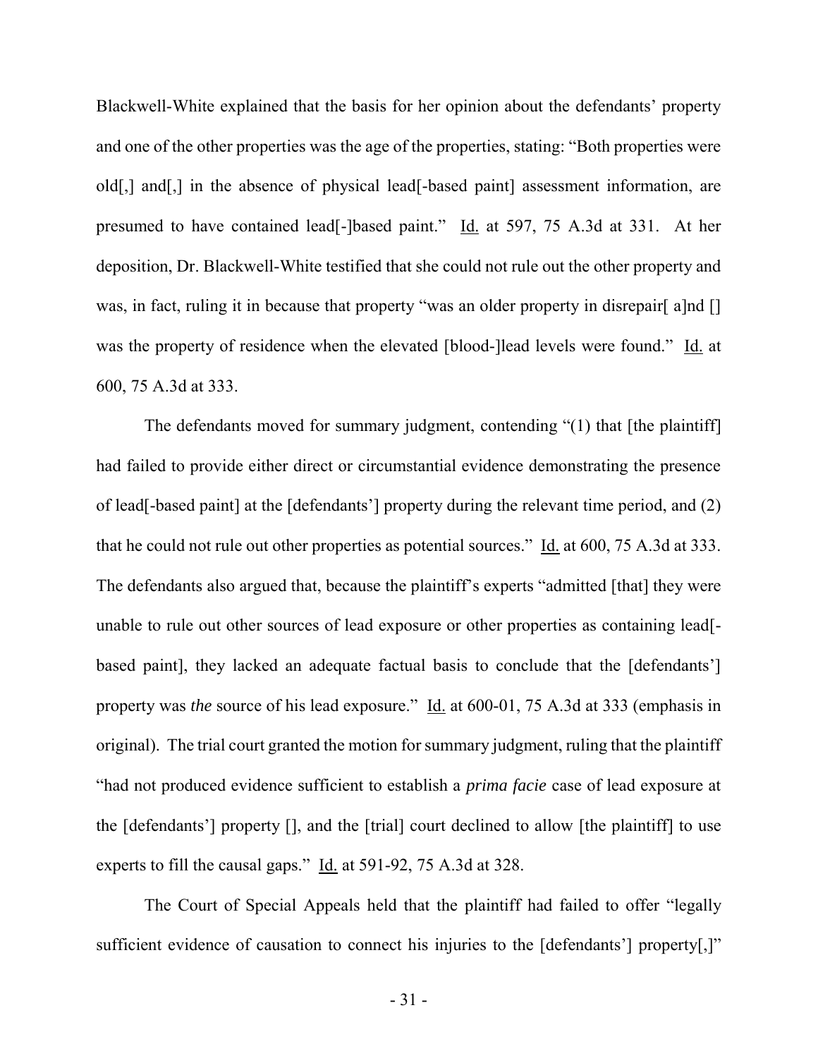Blackwell-White explained that the basis for her opinion about the defendants' property and one of the other properties was the age of the properties, stating: "Both properties were old[,] and[,] in the absence of physical lead[-based paint] assessment information, are presumed to have contained lead[-]based paint." Id. at 597, 75 A.3d at 331. At her deposition, Dr. Blackwell-White testified that she could not rule out the other property and was, in fact, ruling it in because that property "was an older property in disrepair[ a]nd [] was the property of residence when the elevated [blood-]lead levels were found." Id. at 600, 75 A.3d at 333.

The defendants moved for summary judgment, contending "(1) that [the plaintiff] had failed to provide either direct or circumstantial evidence demonstrating the presence of lead[-based paint] at the [defendants'] property during the relevant time period, and (2) that he could not rule out other properties as potential sources." Id. at 600, 75 A.3d at 333. The defendants also argued that, because the plaintiff's experts "admitted [that] they were unable to rule out other sources of lead exposure or other properties as containing lead[-based paint], they lacked an adequate factual basis to conclude that the [defendants'] property was *the* source of his lead exposure." Id. at 600-01, 75 A.3d at 333 (emphasis in original). The trial court granted the motion for summary judgment, ruling that the plaintiff "had not produced evidence sufficient to establish a *prima facie* case of lead exposure at the [defendants'] property [], and the [trial] court declined to allow [the plaintiff] to use experts to fill the causal gaps." Id. at 591-92, 75 A.3d at 328.

The Court of Special Appeals held that the plaintiff had failed to offer "legally sufficient evidence of causation to connect his injuries to the [defendants'] property[,]"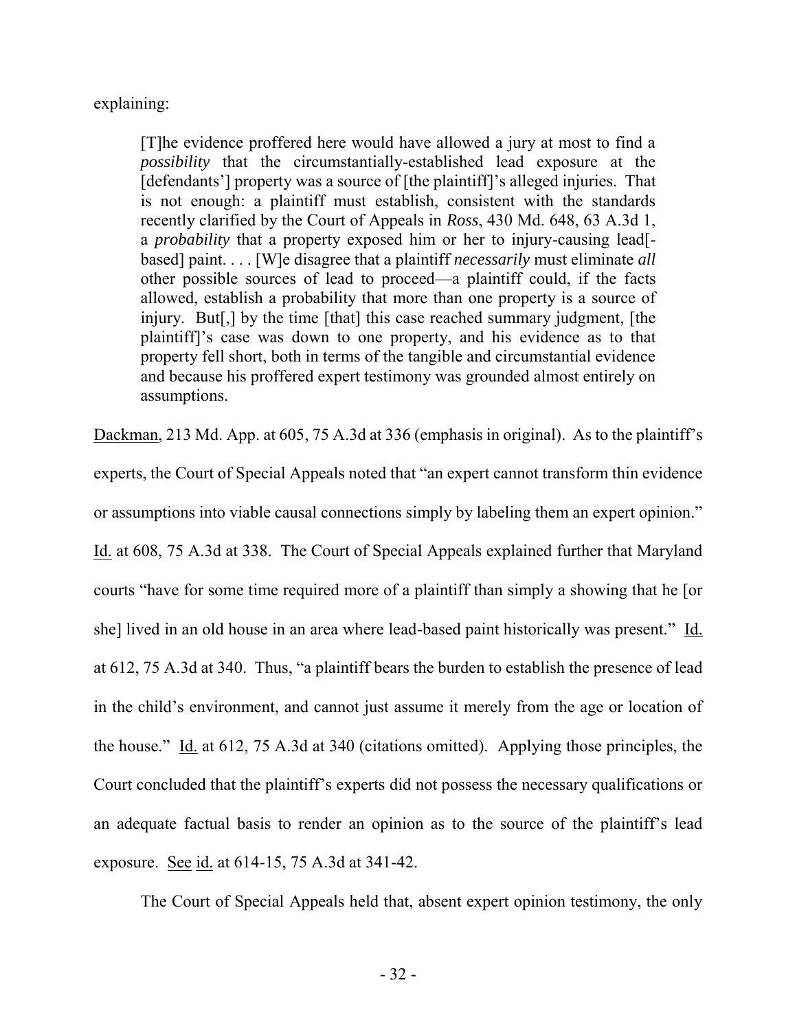explaining:

> [T]he evidence proffered here would have allowed a jury at most to find a *possibility* that the circumstantially-established lead exposure at the [defendants'] property was a source of [the plaintiff]'s alleged injuries. That is not enough: a plaintiff must establish, consistent with the standards recently clarified by the Court of Appeals in *Ross*, 430 Md. 648, 63 A.3d 1, a *probability* that a property exposed him or her to injury-causing lead[-based] paint. . . . [W]e disagree that a plaintiff *necessarily* must eliminate *all* other possible sources of lead to proceed—a plaintiff could, if the facts allowed, establish a probability that more than one property is a source of injury. But[,] by the time [that] this case reached summary judgment, [the plaintiff]'s case was down to one property, and his evidence as to that property fell short, both in terms of the tangible and circumstantial evidence and because his proffered expert testimony was grounded almost entirely on assumptions.

Dackman, 213 Md. App. at 605, 75 A.3d at 336 (emphasis in original). As to the plaintiff's experts, the Court of Special Appeals noted that "an expert cannot transform thin evidence or assumptions into viable causal connections simply by labeling them an expert opinion." Id. at 608, 75 A.3d at 338. The Court of Special Appeals explained further that Maryland courts "have for some time required more of a plaintiff than simply a showing that he [or she] lived in an old house in an area where lead-based paint historically was present." Id. at 612, 75 A.3d at 340. Thus, "a plaintiff bears the burden to establish the presence of lead in the child's environment, and cannot just assume it merely from the age or location of the house." Id. at 612, 75 A.3d at 340 (citations omitted). Applying those principles, the Court concluded that the plaintiff's experts did not possess the necessary qualifications or an adequate factual basis to render an opinion as to the source of the plaintiff's lead exposure. See id. at 614-15, 75 A.3d at 341-42.

The Court of Special Appeals held that, absent expert opinion testimony, the only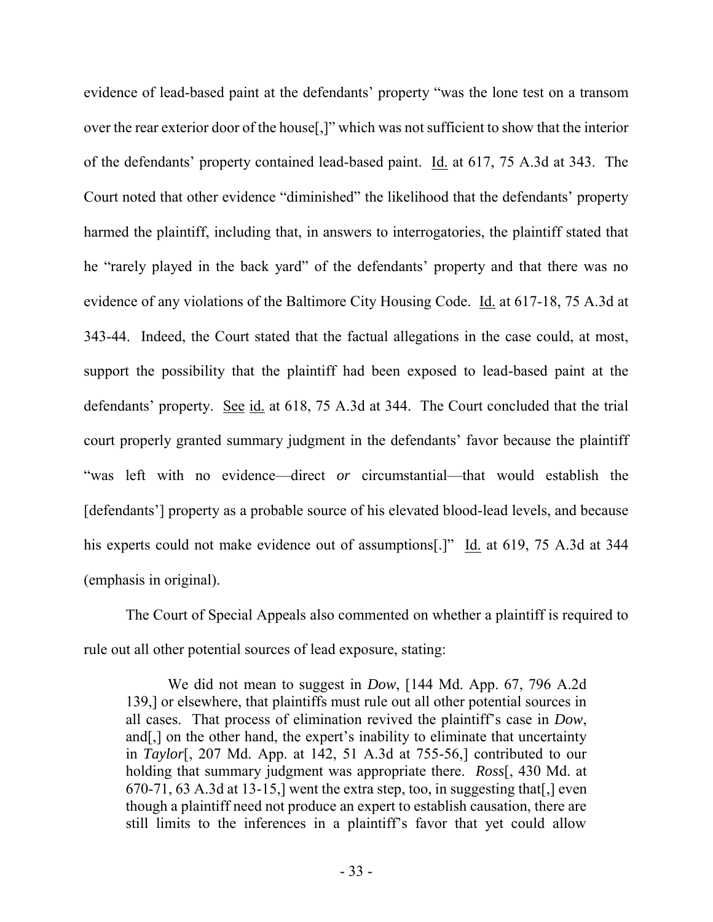evidence of lead-based paint at the defendants' property "was the lone test on a transom over the rear exterior door of the house[,]" which was not sufficient to show that the interior of the defendants' property contained lead-based paint. Id. at 617, 75 A.3d at 343. The Court noted that other evidence "diminished" the likelihood that the defendants' property harmed the plaintiff, including that, in answers to interrogatories, the plaintiff stated that he "rarely played in the back yard" of the defendants' property and that there was no evidence of any violations of the Baltimore City Housing Code. Id. at 617-18, 75 A.3d at 343-44. Indeed, the Court stated that the factual allegations in the case could, at most, support the possibility that the plaintiff had been exposed to lead-based paint at the defendants' property. See id. at 618, 75 A.3d at 344. The Court concluded that the trial court properly granted summary judgment in the defendants' favor because the plaintiff "was left with no evidence—direct *or* circumstantial—that would establish the [defendants'] property as a probable source of his elevated blood-lead levels, and because his experts could not make evidence out of assumptions[.]" Id. at 619, 75 A.3d at 344 (emphasis in original).

The Court of Special Appeals also commented on whether a plaintiff is required to rule out all other potential sources of lead exposure, stating:

> We did not mean to suggest in *Dow*, [144 Md. App. 67, 796 A.2d 139,] or elsewhere, that plaintiffs must rule out all other potential sources in all cases. That process of elimination revived the plaintiff's case in *Dow*, and[,] on the other hand, the expert's inability to eliminate that uncertainty in *Taylor*[, 207 Md. App. at 142, 51 A.3d at 755-56,] contributed to our holding that summary judgment was appropriate there. *Ross*[, 430 Md. at 670-71, 63 A.3d at 13-15,] went the extra step, too, in suggesting that[,] even though a plaintiff need not produce an expert to establish causation, there are still limits to the inferences in a plaintiff's favor that yet could allow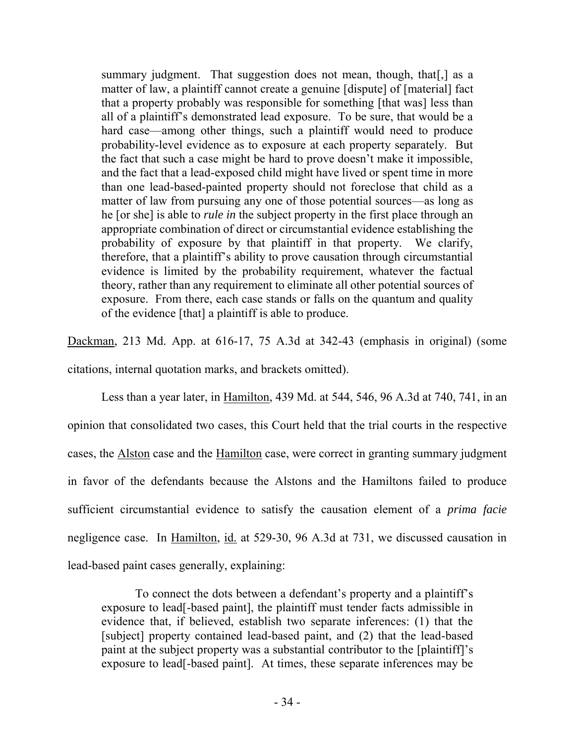> summary judgment. That suggestion does not mean, though, that[,] as a matter of law, a plaintiff cannot create a genuine [dispute] of [material] fact that a property probably was responsible for something [that was] less than all of a plaintiff's demonstrated lead exposure. To be sure, that would be a hard case—among other things, such a plaintiff would need to produce probability-level evidence as to exposure at each property separately. But the fact that such a case might be hard to prove doesn't make it impossible, and the fact that a lead-exposed child might have lived or spent time in more than one lead-based-painted property should not foreclose that child as a matter of law from pursuing any one of those potential sources—as long as he [or she] is able to *rule in* the subject property in the first place through an appropriate combination of direct or circumstantial evidence establishing the probability of exposure by that plaintiff in that property. We clarify, therefore, that a plaintiff's ability to prove causation through circumstantial evidence is limited by the probability requirement, whatever the factual theory, rather than any requirement to eliminate all other potential sources of exposure. From there, each case stands or falls on the quantum and quality of the evidence [that] a plaintiff is able to produce.

Dackman, 213 Md. App. at 616-17, 75 A.3d at 342-43 (emphasis in original) (some citations, internal quotation marks, and brackets omitted).

Less than a year later, in Hamilton, 439 Md. at 544, 546, 96 A.3d at 740, 741, in an opinion that consolidated two cases, this Court held that the trial courts in the respective cases, the Alston case and the Hamilton case, were correct in granting summary judgment in favor of the defendants because the Alstons and the Hamiltons failed to produce sufficient circumstantial evidence to satisfy the causation element of a *prima facie* negligence case. In Hamilton, id. at 529-30, 96 A.3d at 731, we discussed causation in lead-based paint cases generally, explaining:

> To connect the dots between a defendant's property and a plaintiff's exposure to lead[-based paint], the plaintiff must tender facts admissible in evidence that, if believed, establish two separate inferences: (1) that the [subject] property contained lead-based paint, and (2) that the lead-based paint at the subject property was a substantial contributor to the [plaintiff]'s exposure to lead[-based paint]. At times, these separate inferences may be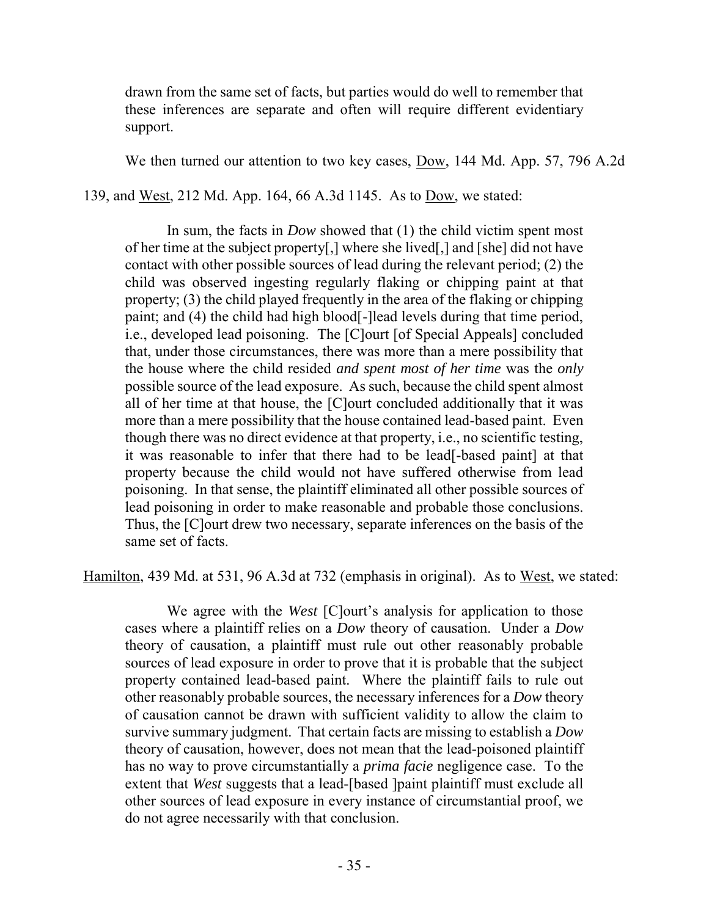drawn from the same set of facts, but parties would do well to remember that these inferences are separate and often will require different evidentiary support.

We then turned our attention to two key cases, Dow, 144 Md. App. 57, 796 A.2d 139, and West, 212 Md. App. 164, 66 A.3d 1145. As to Dow, we stated:

> In sum, the facts in *Dow* showed that (1) the child victim spent most of her time at the subject property[,] where she lived[,] and [she] did not have contact with other possible sources of lead during the relevant period; (2) the child was observed ingesting regularly flaking or chipping paint at that property; (3) the child played frequently in the area of the flaking or chipping paint; and (4) the child had high blood[-]lead levels during that time period, i.e., developed lead poisoning. The [C]ourt [of Special Appeals] concluded that, under those circumstances, there was more than a mere possibility that the house where the child resided *and spent most of her time* was the *only* possible source of the lead exposure. As such, because the child spent almost all of her time at that house, the [C]ourt concluded additionally that it was more than a mere possibility that the house contained lead-based paint. Even though there was no direct evidence at that property, i.e., no scientific testing, it was reasonable to infer that there had to be lead[-based paint] at that property because the child would not have suffered otherwise from lead poisoning. In that sense, the plaintiff eliminated all other possible sources of lead poisoning in order to make reasonable and probable those conclusions. Thus, the [C]ourt drew two necessary, separate inferences on the basis of the same set of facts.

Hamilton, 439 Md. at 531, 96 A.3d at 732 (emphasis in original). As to West, we stated:

> We agree with the *West* [C]ourt's analysis for application to those cases where a plaintiff relies on a *Dow* theory of causation. Under a *Dow* theory of causation, a plaintiff must rule out other reasonably probable sources of lead exposure in order to prove that it is probable that the subject property contained lead-based paint. Where the plaintiff fails to rule out other reasonably probable sources, the necessary inferences for a *Dow* theory of causation cannot be drawn with sufficient validity to allow the claim to survive summary judgment. That certain facts are missing to establish a *Dow* theory of causation, however, does not mean that the lead-poisoned plaintiff has no way to prove circumstantially a *prima facie* negligence case. To the extent that *West* suggests that a lead-[based ]paint plaintiff must exclude all other sources of lead exposure in every instance of circumstantial proof, we do not agree necessarily with that conclusion.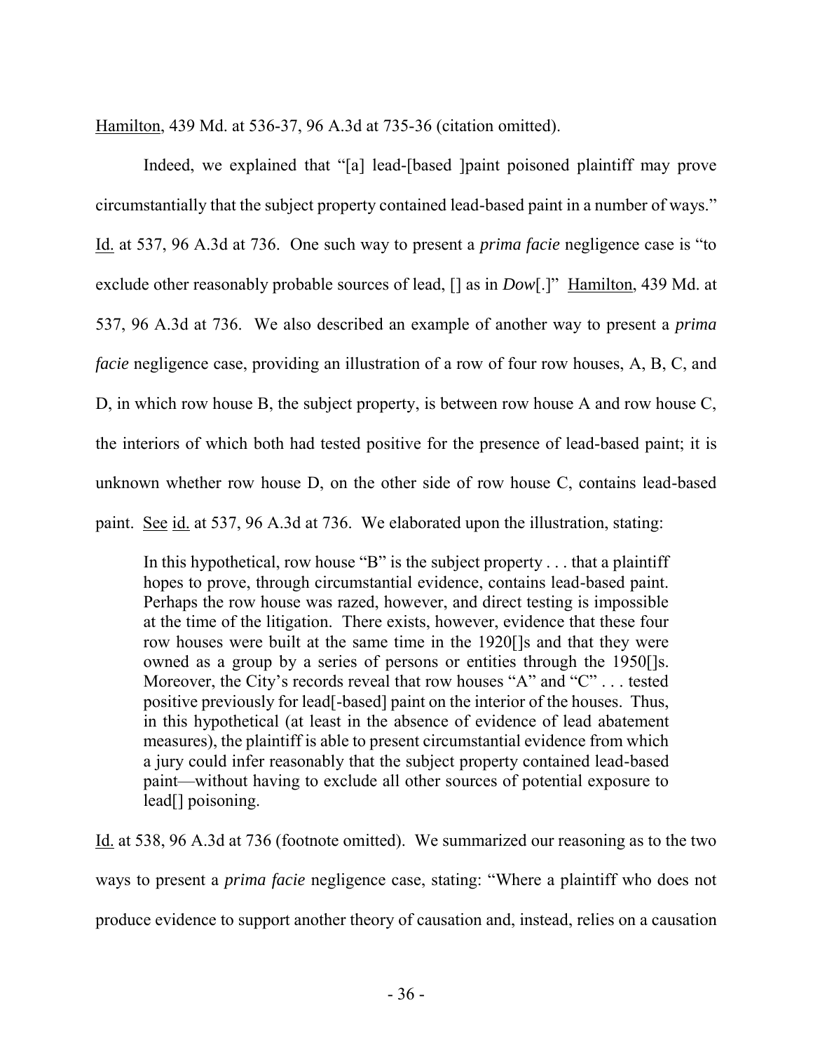Hamilton, 439 Md. at 536-37, 96 A.3d at 735-36 (citation omitted).

Indeed, we explained that "[a] lead-[based ]paint poisoned plaintiff may prove circumstantially that the subject property contained lead-based paint in a number of ways." Id. at 537, 96 A.3d at 736. One such way to present a *prima facie* negligence case is "to exclude other reasonably probable sources of lead, [] as in *Dow*[.]" Hamilton, 439 Md. at 537, 96 A.3d at 736. We also described an example of another way to present a *prima facie* negligence case, providing an illustration of a row of four row houses, A, B, C, and D, in which row house B, the subject property, is between row house A and row house C, the interiors of which both had tested positive for the presence of lead-based paint; it is unknown whether row house D, on the other side of row house C, contains lead-based paint. See id. at 537, 96 A.3d at 736. We elaborated upon the illustration, stating:

> In this hypothetical, row house "B" is the subject property . . . that a plaintiff hopes to prove, through circumstantial evidence, contains lead-based paint. Perhaps the row house was razed, however, and direct testing is impossible at the time of the litigation. There exists, however, evidence that these four row houses were built at the same time in the 1920[]s and that they were owned as a group by a series of persons or entities through the 1950[]s. Moreover, the City's records reveal that row houses "A" and "C" . . . tested positive previously for lead[-based] paint on the interior of the houses. Thus, in this hypothetical (at least in the absence of evidence of lead abatement measures), the plaintiff is able to present circumstantial evidence from which a jury could infer reasonably that the subject property contained lead-based paint—without having to exclude all other sources of potential exposure to lead[] poisoning.

Id. at 538, 96 A.3d at 736 (footnote omitted). We summarized our reasoning as to the two ways to present a *prima facie* negligence case, stating: "Where a plaintiff who does not produce evidence to support another theory of causation and, instead, relies on a causation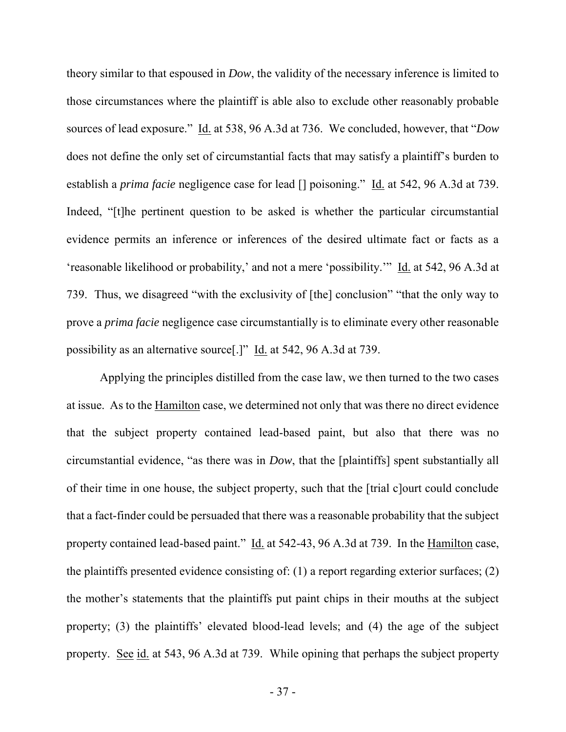theory similar to that espoused in *Dow*, the validity of the necessary inference is limited to those circumstances where the plaintiff is able also to exclude other reasonably probable sources of lead exposure." Id. at 538, 96 A.3d at 736. We concluded, however, that "*Dow* does not define the only set of circumstantial facts that may satisfy a plaintiff's burden to establish a *prima facie* negligence case for lead [] poisoning." Id. at 542, 96 A.3d at 739. Indeed, "[t]he pertinent question to be asked is whether the particular circumstantial evidence permits an inference or inferences of the desired ultimate fact or facts as a 'reasonable likelihood or probability,' and not a mere 'possibility.'" Id. at 542, 96 A.3d at 739. Thus, we disagreed "with the exclusivity of [the] conclusion" "that the only way to prove a *prima facie* negligence case circumstantially is to eliminate every other reasonable possibility as an alternative source[.]" Id. at 542, 96 A.3d at 739.

Applying the principles distilled from the case law, we then turned to the two cases at issue. As to the Hamilton case, we determined not only that was there no direct evidence that the subject property contained lead-based paint, but also that there was no circumstantial evidence, "as there was in *Dow*, that the [plaintiffs] spent substantially all of their time in one house, the subject property, such that the [trial c]ourt could conclude that a fact-finder could be persuaded that there was a reasonable probability that the subject property contained lead-based paint." Id. at 542-43, 96 A.3d at 739. In the Hamilton case, the plaintiffs presented evidence consisting of: (1) a report regarding exterior surfaces; (2) the mother's statements that the plaintiffs put paint chips in their mouths at the subject property; (3) the plaintiffs' elevated blood-lead levels; and (4) the age of the subject property. See id. at 543, 96 A.3d at 739. While opining that perhaps the subject property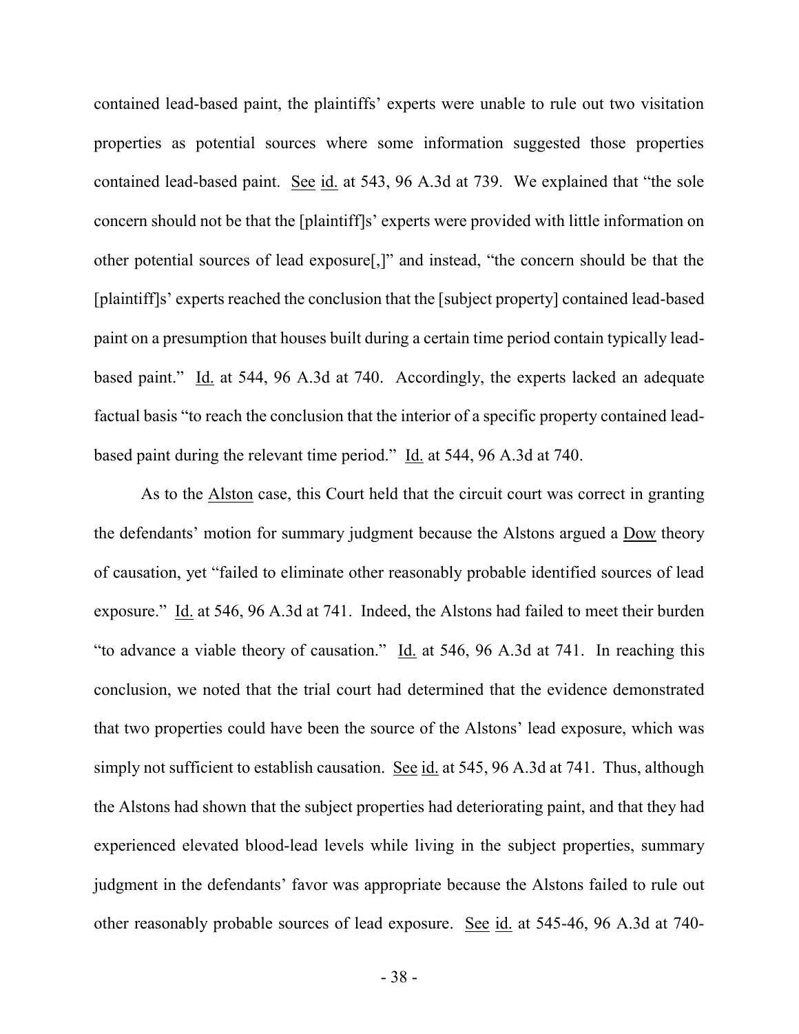contained lead-based paint, the plaintiffs' experts were unable to rule out two visitation properties as potential sources where some information suggested those properties contained lead-based paint. See id. at 543, 96 A.3d at 739. We explained that "the sole concern should not be that the [plaintiff]s' experts were provided with little information on other potential sources of lead exposure[,]" and instead, "the concern should be that the [plaintiff]s' experts reached the conclusion that the [subject property] contained lead-based paint on a presumption that houses built during a certain time period contain typically lead-based paint." Id. at 544, 96 A.3d at 740. Accordingly, the experts lacked an adequate factual basis "to reach the conclusion that the interior of a specific property contained lead-based paint during the relevant time period." Id. at 544, 96 A.3d at 740.

As to the Alston case, this Court held that the circuit court was correct in granting the defendants' motion for summary judgment because the Alstons argued a Dow theory of causation, yet "failed to eliminate other reasonably probable identified sources of lead exposure." Id. at 546, 96 A.3d at 741. Indeed, the Alstons had failed to meet their burden "to advance a viable theory of causation." Id. at 546, 96 A.3d at 741. In reaching this conclusion, we noted that the trial court had determined that the evidence demonstrated that two properties could have been the source of the Alstons' lead exposure, which was simply not sufficient to establish causation. See id. at 545, 96 A.3d at 741. Thus, although the Alstons had shown that the subject properties had deteriorating paint, and that they had experienced elevated blood-lead levels while living in the subject properties, summary judgment in the defendants' favor was appropriate because the Alstons failed to rule out other reasonably probable sources of lead exposure. See id. at 545-46, 96 A.3d at 740-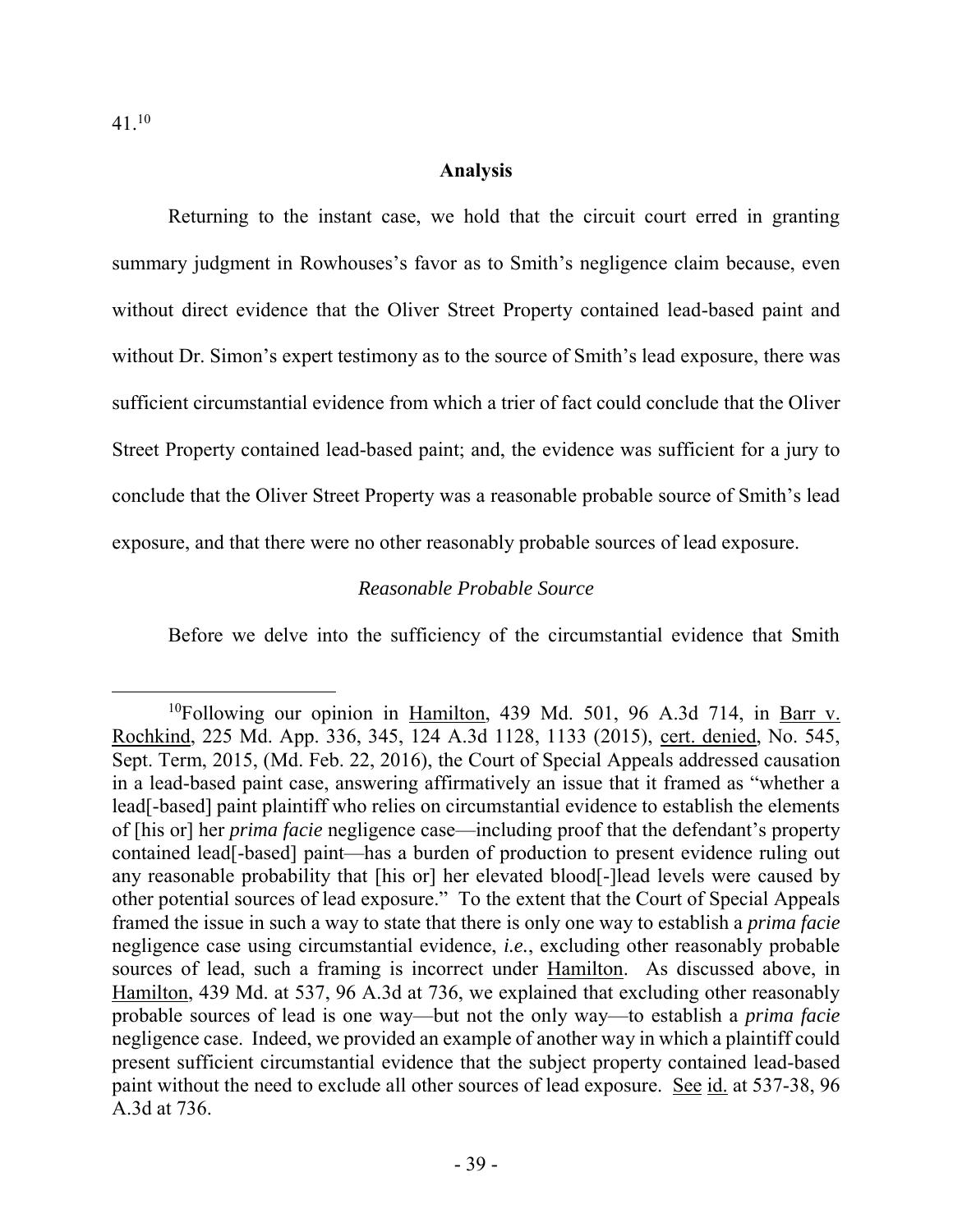41.[10]

**Analysis**

Returning to the instant case, we hold that the circuit court erred in granting summary judgment in Rowhouses's favor as to Smith's negligence claim because, even without direct evidence that the Oliver Street Property contained lead-based paint and without Dr. Simon's expert testimony as to the source of Smith's lead exposure, there was sufficient circumstantial evidence from which a trier of fact could conclude that the Oliver Street Property contained lead-based paint; and, the evidence was sufficient for a jury to conclude that the Oliver Street Property was a reasonable probable source of Smith's lead exposure, and that there were no other reasonably probable sources of lead exposure.

*Reasonable Probable Source*

Before we delve into the sufficiency of the circumstantial evidence that Smith

---

[10]Following our opinion in Hamilton, 439 Md. 501, 96 A.3d 714, in Barr v. Rochkind, 225 Md. App. 336, 345, 124 A.3d 1128, 1133 (2015), cert. denied, No. 545, Sept. Term, 2015, (Md. Feb. 22, 2016), the Court of Special Appeals addressed causation in a lead-based paint case, answering affirmatively an issue that it framed as "whether a lead[-based] paint plaintiff who relies on circumstantial evidence to establish the elements of [his or] her *prima facie* negligence case—including proof that the defendant's property contained lead[-based] paint—has a burden of production to present evidence ruling out any reasonable probability that [his or] her elevated blood[-]lead levels were caused by other potential sources of lead exposure." To the extent that the Court of Special Appeals framed the issue in such a way to state that there is only one way to establish a *prima facie* negligence case using circumstantial evidence, *i.e.*, excluding other reasonably probable sources of lead, such a framing is incorrect under Hamilton. As discussed above, in Hamilton, 439 Md. at 537, 96 A.3d at 736, we explained that excluding other reasonably probable sources of lead is one way—but not the only way—to establish a *prima facie* negligence case. Indeed, we provided an example of another way in which a plaintiff could present sufficient circumstantial evidence that the subject property contained lead-based paint without the need to exclude all other sources of lead exposure. See id. at 537-38, 96 A.3d at 736.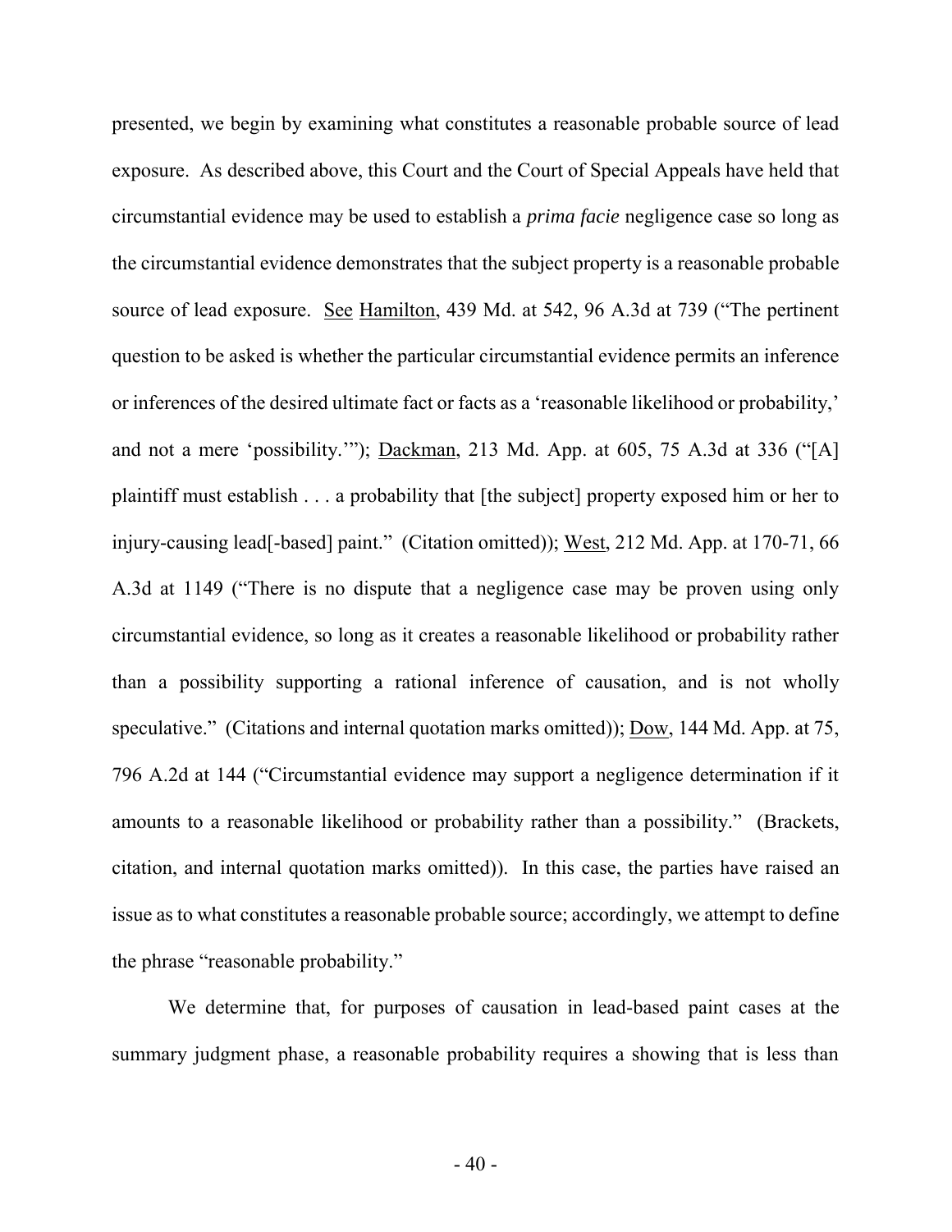presented, we begin by examining what constitutes a reasonable probable source of lead exposure. As described above, this Court and the Court of Special Appeals have held that circumstantial evidence may be used to establish a *prima facie* negligence case so long as the circumstantial evidence demonstrates that the subject property is a reasonable probable source of lead exposure. See Hamilton, 439 Md. at 542, 96 A.3d at 739 ("The pertinent question to be asked is whether the particular circumstantial evidence permits an inference or inferences of the desired ultimate fact or facts as a 'reasonable likelihood or probability,' and not a mere 'possibility.'"); Dackman, 213 Md. App. at 605, 75 A.3d at 336 ("[A] plaintiff must establish . . . a probability that [the subject] property exposed him or her to injury-causing lead[-based] paint." (Citation omitted)); West, 212 Md. App. at 170-71, 66 A.3d at 1149 ("There is no dispute that a negligence case may be proven using only circumstantial evidence, so long as it creates a reasonable likelihood or probability rather than a possibility supporting a rational inference of causation, and is not wholly speculative." (Citations and internal quotation marks omitted)); Dow, 144 Md. App. at 75, 796 A.2d at 144 ("Circumstantial evidence may support a negligence determination if it amounts to a reasonable likelihood or probability rather than a possibility." (Brackets, citation, and internal quotation marks omitted)). In this case, the parties have raised an issue as to what constitutes a reasonable probable source; accordingly, we attempt to define the phrase "reasonable probability."

We determine that, for purposes of causation in lead-based paint cases at the summary judgment phase, a reasonable probability requires a showing that is less than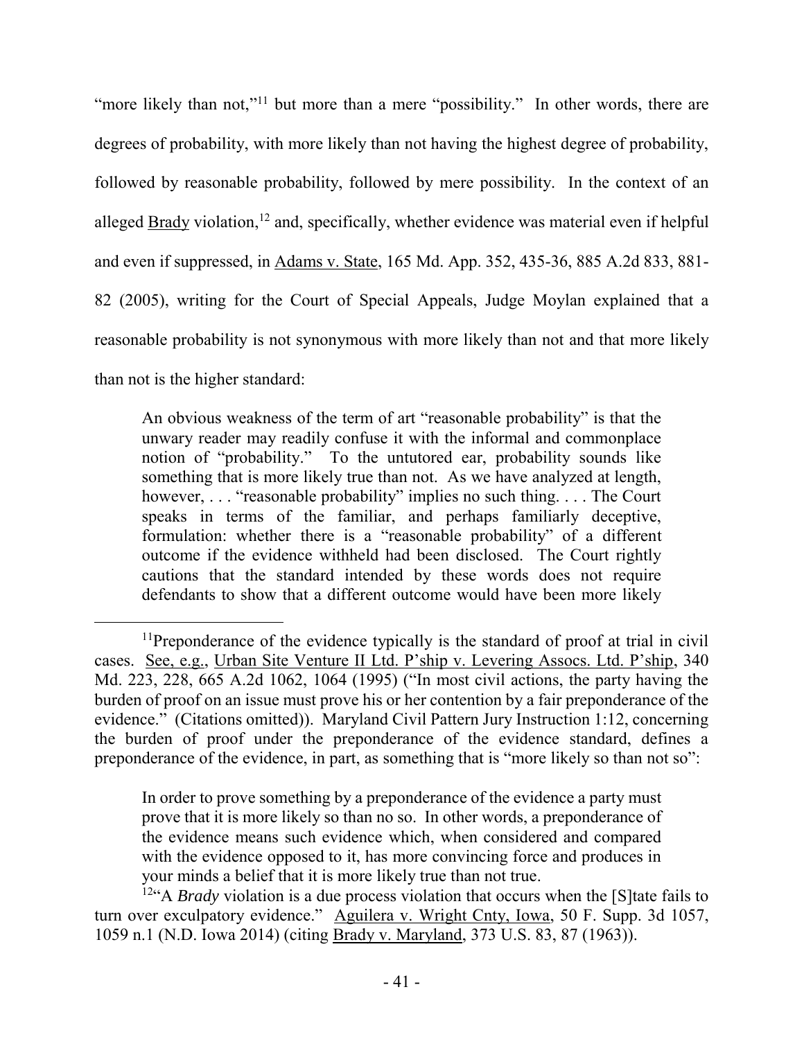"more likely than not,"[11] but more than a mere "possibility." In other words, there are degrees of probability, with more likely than not having the highest degree of probability, followed by reasonable probability, followed by mere possibility. In the context of an alleged Brady violation,[12] and, specifically, whether evidence was material even if helpful and even if suppressed, in Adams v. State, 165 Md. App. 352, 435-36, 885 A.2d 833, 881-82 (2005), writing for the Court of Special Appeals, Judge Moylan explained that a reasonable probability is not synonymous with more likely than not and that more likely than not is the higher standard:

> An obvious weakness of the term of art "reasonable probability" is that the unwary reader may readily confuse it with the informal and commonplace notion of "probability." To the untutored ear, probability sounds like something that is more likely true than not. As we have analyzed at length, however, . . . "reasonable probability" implies no such thing. . . . The Court speaks in terms of the familiar, and perhaps familiarly deceptive, formulation: whether there is a "reasonable probability" of a different outcome if the evidence withheld had been disclosed. The Court rightly cautions that the standard intended by these words does not require defendants to show that a different outcome would have been more likely

---

[11] Preponderance of the evidence typically is the standard of proof at trial in civil cases. See, e.g., Urban Site Venture II Ltd. P'ship v. Levering Assocs. Ltd. P'ship, 340 Md. 223, 228, 665 A.2d 1062, 1064 (1995) ("In most civil actions, the party having the burden of proof on an issue must prove his or her contention by a fair preponderance of the evidence." (Citations omitted)). Maryland Civil Pattern Jury Instruction 1:12, concerning the burden of proof under the preponderance of the evidence standard, defines a preponderance of the evidence, in part, as something that is "more likely so than not so":

> In order to prove something by a preponderance of the evidence a party must prove that it is more likely so than no so. In other words, a preponderance of the evidence means such evidence which, when considered and compared with the evidence opposed to it, has more convincing force and produces in your minds a belief that it is more likely true than not true.

[12] "A *Brady* violation is a due process violation that occurs when the [S]tate fails to turn over exculpatory evidence." Aguilera v. Wright Cnty, Iowa, 50 F. Supp. 3d 1057, 1059 n.1 (N.D. Iowa 2014) (citing Brady v. Maryland, 373 U.S. 83, 87 (1963)).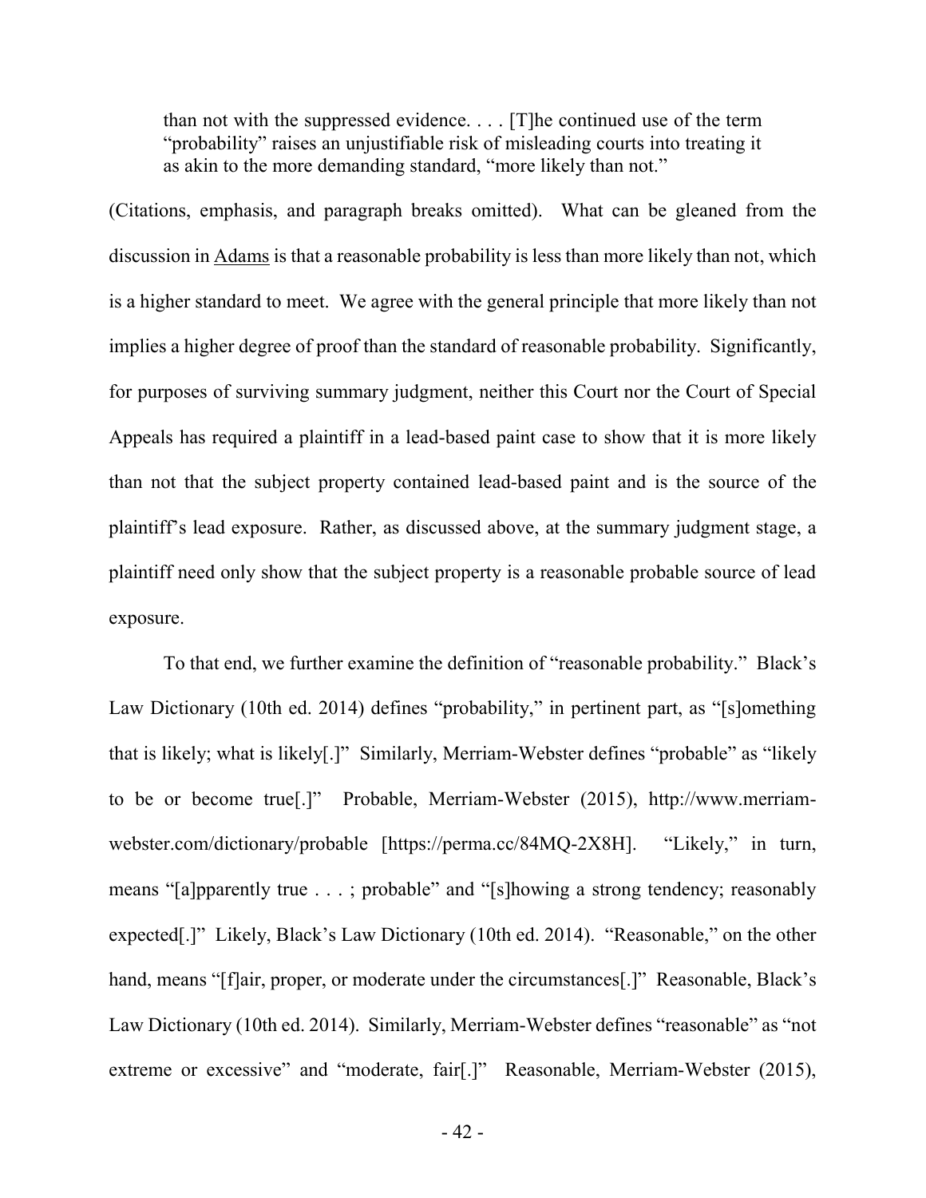> than not with the suppressed evidence. . . . [T]he continued use of the term "probability" raises an unjustifiable risk of misleading courts into treating it as akin to the more demanding standard, "more likely than not."

(Citations, emphasis, and paragraph breaks omitted). What can be gleaned from the discussion in Adams is that a reasonable probability is less than more likely than not, which is a higher standard to meet. We agree with the general principle that more likely than not implies a higher degree of proof than the standard of reasonable probability. Significantly, for purposes of surviving summary judgment, neither this Court nor the Court of Special Appeals has required a plaintiff in a lead-based paint case to show that it is more likely than not that the subject property contained lead-based paint and is the source of the plaintiff's lead exposure. Rather, as discussed above, at the summary judgment stage, a plaintiff need only show that the subject property is a reasonable probable source of lead exposure.

To that end, we further examine the definition of "reasonable probability." Black's Law Dictionary (10th ed. 2014) defines "probability," in pertinent part, as "[s]omething that is likely; what is likely[.]" Similarly, Merriam-Webster defines "probable" as "likely to be or become true[.]" Probable, Merriam-Webster (2015), http://www.merriam-webster.com/dictionary/probable [https://perma.cc/84MQ-2X8H]. "Likely," in turn, means "[a]pparently true . . . ; probable" and "[s]howing a strong tendency; reasonably expected[.]" Likely, Black's Law Dictionary (10th ed. 2014). "Reasonable," on the other hand, means "[f]air, proper, or moderate under the circumstances[.]" Reasonable, Black's Law Dictionary (10th ed. 2014). Similarly, Merriam-Webster defines "reasonable" as "not extreme or excessive" and "moderate, fair[.]" Reasonable, Merriam-Webster (2015),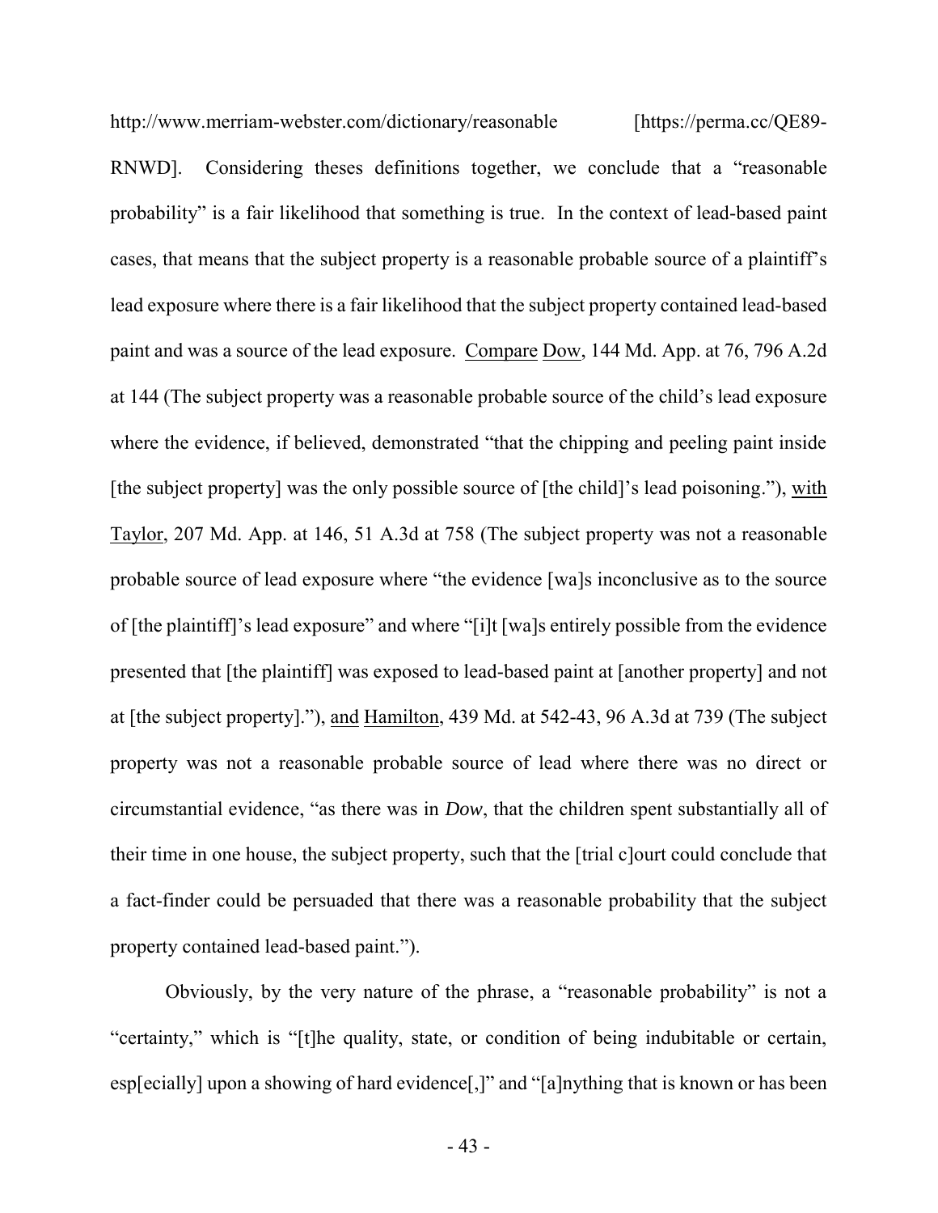http://www.merriam-webster.com/dictionary/reasonable [https://perma.cc/QE89-RNWD]. Considering theses definitions together, we conclude that a "reasonable probability" is a fair likelihood that something is true. In the context of lead-based paint cases, that means that the subject property is a reasonable probable source of a plaintiff's lead exposure where there is a fair likelihood that the subject property contained lead-based paint and was a source of the lead exposure. Compare Dow, 144 Md. App. at 76, 796 A.2d at 144 (The subject property was a reasonable probable source of the child's lead exposure where the evidence, if believed, demonstrated "that the chipping and peeling paint inside [the subject property] was the only possible source of [the child]'s lead poisoning."), with Taylor, 207 Md. App. at 146, 51 A.3d at 758 (The subject property was not a reasonable probable source of lead exposure where "the evidence [wa]s inconclusive as to the source of [the plaintiff]'s lead exposure" and where "[i]t [wa]s entirely possible from the evidence presented that [the plaintiff] was exposed to lead-based paint at [another property] and not at [the subject property]."), and Hamilton, 439 Md. at 542-43, 96 A.3d at 739 (The subject property was not a reasonable probable source of lead where there was no direct or circumstantial evidence, "as there was in *Dow*, that the children spent substantially all of their time in one house, the subject property, such that the [trial c]ourt could conclude that a fact-finder could be persuaded that there was a reasonable probability that the subject property contained lead-based paint.").

Obviously, by the very nature of the phrase, a "reasonable probability" is not a "certainty," which is "[t]he quality, state, or condition of being indubitable or certain, esp[ecially] upon a showing of hard evidence[,]" and "[a]nything that is known or has been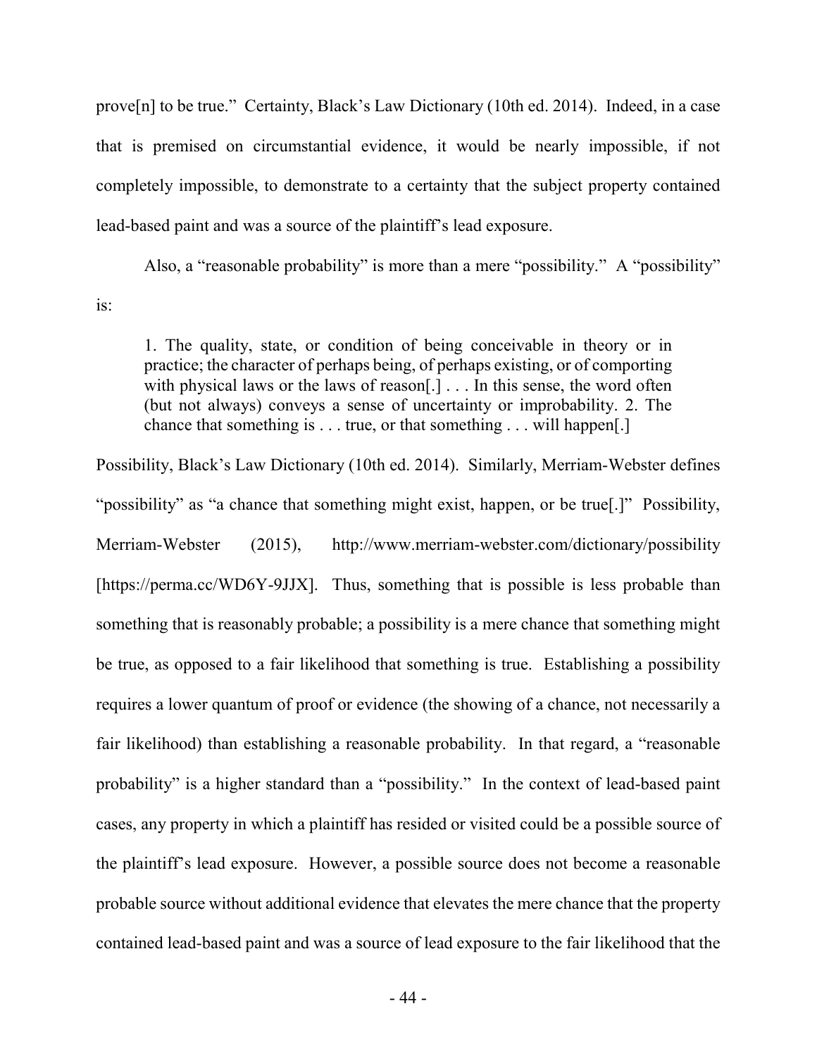prove[n] to be true." Certainty, Black's Law Dictionary (10th ed. 2014). Indeed, in a case that is premised on circumstantial evidence, it would be nearly impossible, if not completely impossible, to demonstrate to a certainty that the subject property contained lead-based paint and was a source of the plaintiff's lead exposure.

Also, a "reasonable probability" is more than a mere "possibility." A "possibility" is:

> 1. The quality, state, or condition of being conceivable in theory or in practice; the character of perhaps being, of perhaps existing, or of comporting with physical laws or the laws of reason[.] . . . In this sense, the word often (but not always) conveys a sense of uncertainty or improbability. 2. The chance that something is . . . true, or that something . . . will happen[.]

Possibility, Black's Law Dictionary (10th ed. 2014). Similarly, Merriam-Webster defines "possibility" as "a chance that something might exist, happen, or be true[.]" Possibility, Merriam-Webster (2015), http://www.merriam-webster.com/dictionary/possibility [https://perma.cc/WD6Y-9JJX]. Thus, something that is possible is less probable than something that is reasonably probable; a possibility is a mere chance that something might be true, as opposed to a fair likelihood that something is true. Establishing a possibility requires a lower quantum of proof or evidence (the showing of a chance, not necessarily a fair likelihood) than establishing a reasonable probability. In that regard, a "reasonable probability" is a higher standard than a "possibility." In the context of lead-based paint cases, any property in which a plaintiff has resided or visited could be a possible source of the plaintiff's lead exposure. However, a possible source does not become a reasonable probable source without additional evidence that elevates the mere chance that the property contained lead-based paint and was a source of lead exposure to the fair likelihood that the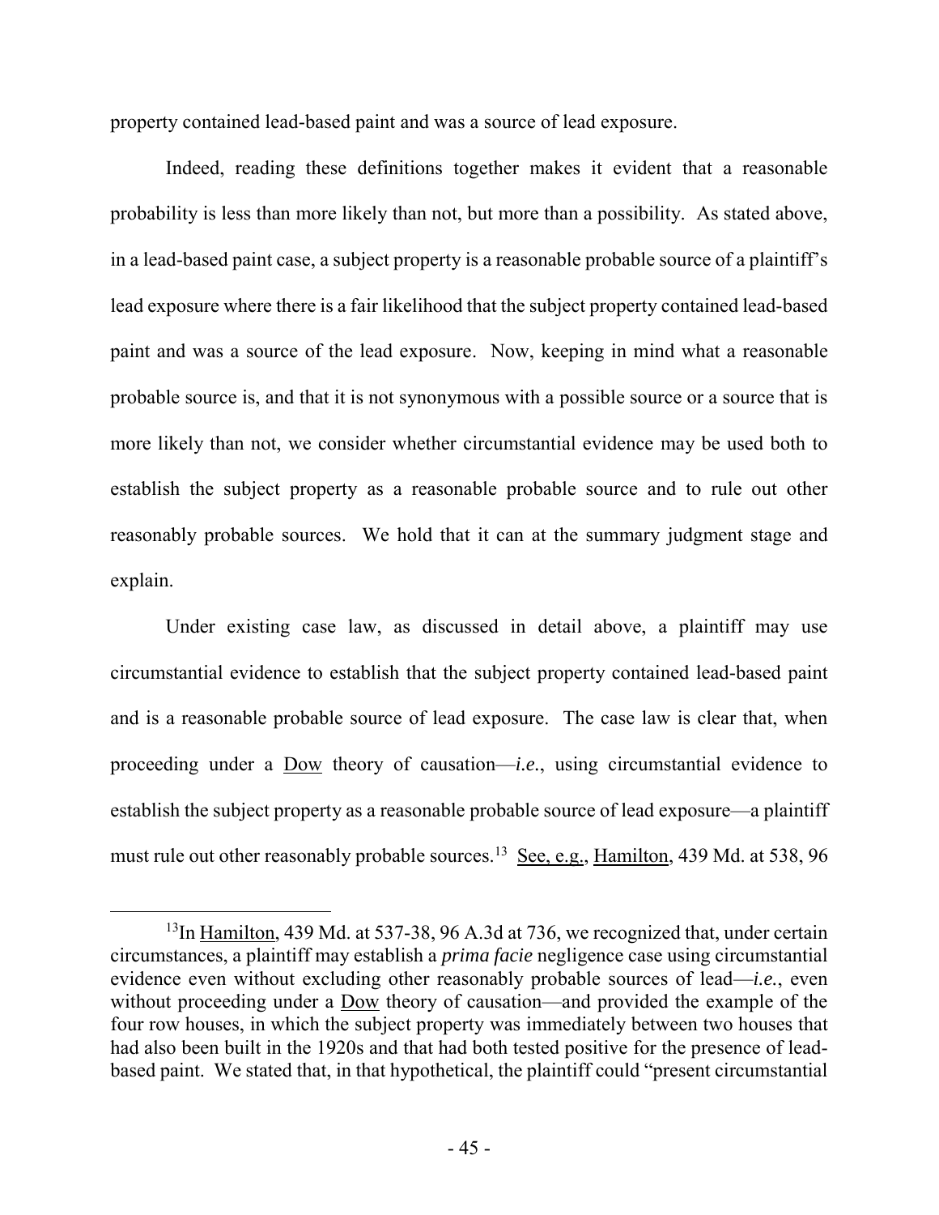property contained lead-based paint and was a source of lead exposure.

Indeed, reading these definitions together makes it evident that a reasonable probability is less than more likely than not, but more than a possibility. As stated above, in a lead-based paint case, a subject property is a reasonable probable source of a plaintiff's lead exposure where there is a fair likelihood that the subject property contained lead-based paint and was a source of the lead exposure. Now, keeping in mind what a reasonable probable source is, and that it is not synonymous with a possible source or a source that is more likely than not, we consider whether circumstantial evidence may be used both to establish the subject property as a reasonable probable source and to rule out other reasonably probable sources. We hold that it can at the summary judgment stage and explain.

Under existing case law, as discussed in detail above, a plaintiff may use circumstantial evidence to establish that the subject property contained lead-based paint and is a reasonable probable source of lead exposure. The case law is clear that, when proceeding under a Dow theory of causation—*i.e.*, using circumstantial evidence to establish the subject property as a reasonable probable source of lead exposure—a plaintiff must rule out other reasonably probable sources.[13] See, e.g., Hamilton, 439 Md. at 538, 96

[13]In Hamilton, 439 Md. at 537-38, 96 A.3d at 736, we recognized that, under certain circumstances, a plaintiff may establish a *prima facie* negligence case using circumstantial evidence even without excluding other reasonably probable sources of lead—*i.e.*, even without proceeding under a Dow theory of causation—and provided the example of the four row houses, in which the subject property was immediately between two houses that had also been built in the 1920s and that had both tested positive for the presence of lead-based paint. We stated that, in that hypothetical, the plaintiff could "present circumstantial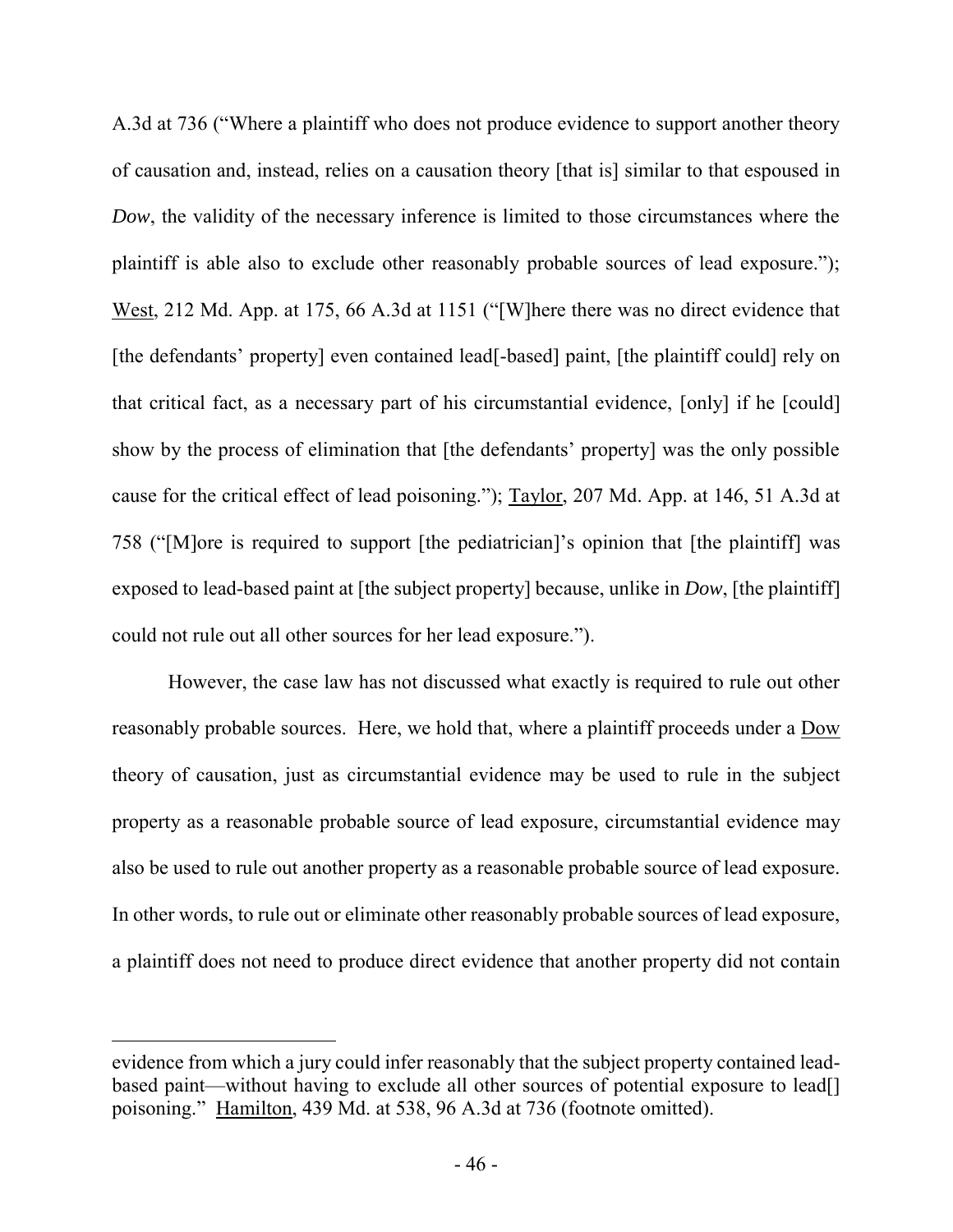A.3d at 736 ("Where a plaintiff who does not produce evidence to support another theory of causation and, instead, relies on a causation theory [that is] similar to that espoused in *Dow*, the validity of the necessary inference is limited to those circumstances where the plaintiff is able also to exclude other reasonably probable sources of lead exposure."); West, 212 Md. App. at 175, 66 A.3d at 1151 ("[W]here there was no direct evidence that [the defendants' property] even contained lead[-based] paint, [the plaintiff could] rely on that critical fact, as a necessary part of his circumstantial evidence, [only] if he [could] show by the process of elimination that [the defendants' property] was the only possible cause for the critical effect of lead poisoning."); Taylor, 207 Md. App. at 146, 51 A.3d at 758 ("[M]ore is required to support [the pediatrician]'s opinion that [the plaintiff] was exposed to lead-based paint at [the subject property] because, unlike in *Dow*, [the plaintiff] could not rule out all other sources for her lead exposure.").

However, the case law has not discussed what exactly is required to rule out other reasonably probable sources. Here, we hold that, where a plaintiff proceeds under a Dow theory of causation, just as circumstantial evidence may be used to rule in the subject property as a reasonable probable source of lead exposure, circumstantial evidence may also be used to rule out another property as a reasonable probable source of lead exposure. In other words, to rule out or eliminate other reasonably probable sources of lead exposure, a plaintiff does not need to produce direct evidence that another property did not contain

---

evidence from which a jury could infer reasonably that the subject property contained lead-based paint—without having to exclude all other sources of potential exposure to lead[] poisoning." Hamilton, 439 Md. at 538, 96 A.3d at 736 (footnote omitted).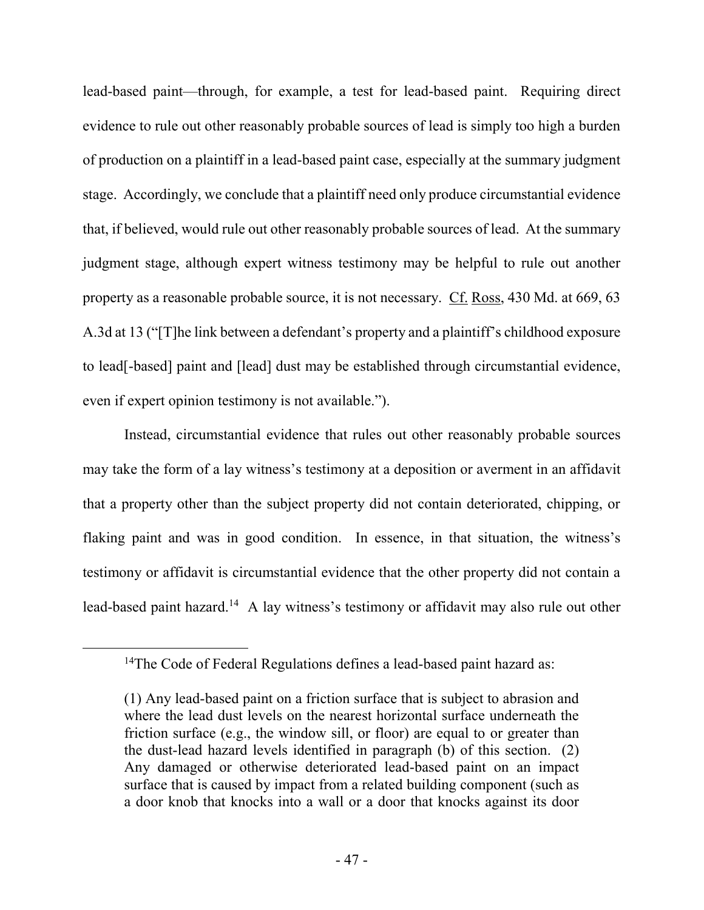lead-based paint—through, for example, a test for lead-based paint. Requiring direct evidence to rule out other reasonably probable sources of lead is simply too high a burden of production on a plaintiff in a lead-based paint case, especially at the summary judgment stage. Accordingly, we conclude that a plaintiff need only produce circumstantial evidence that, if believed, would rule out other reasonably probable sources of lead. At the summary judgment stage, although expert witness testimony may be helpful to rule out another property as a reasonable probable source, it is not necessary. Cf. Ross, 430 Md. at 669, 63 A.3d at 13 ("[T]he link between a defendant's property and a plaintiff's childhood exposure to lead[-based] paint and [lead] dust may be established through circumstantial evidence, even if expert opinion testimony is not available.").

Instead, circumstantial evidence that rules out other reasonably probable sources may take the form of a lay witness's testimony at a deposition or averment in an affidavit that a property other than the subject property did not contain deteriorated, chipping, or flaking paint and was in good condition. In essence, in that situation, the witness's testimony or affidavit is circumstantial evidence that the other property did not contain a lead-based paint hazard.[14] A lay witness's testimony or affidavit may also rule out other

---

[14] The Code of Federal Regulations defines a lead-based paint hazard as:

> (1) Any lead-based paint on a friction surface that is subject to abrasion and where the lead dust levels on the nearest horizontal surface underneath the friction surface (e.g., the window sill, or floor) are equal to or greater than the dust-lead hazard levels identified in paragraph (b) of this section. (2) Any damaged or otherwise deteriorated lead-based paint on an impact surface that is caused by impact from a related building component (such as a door knob that knocks into a wall or a door that knocks against its door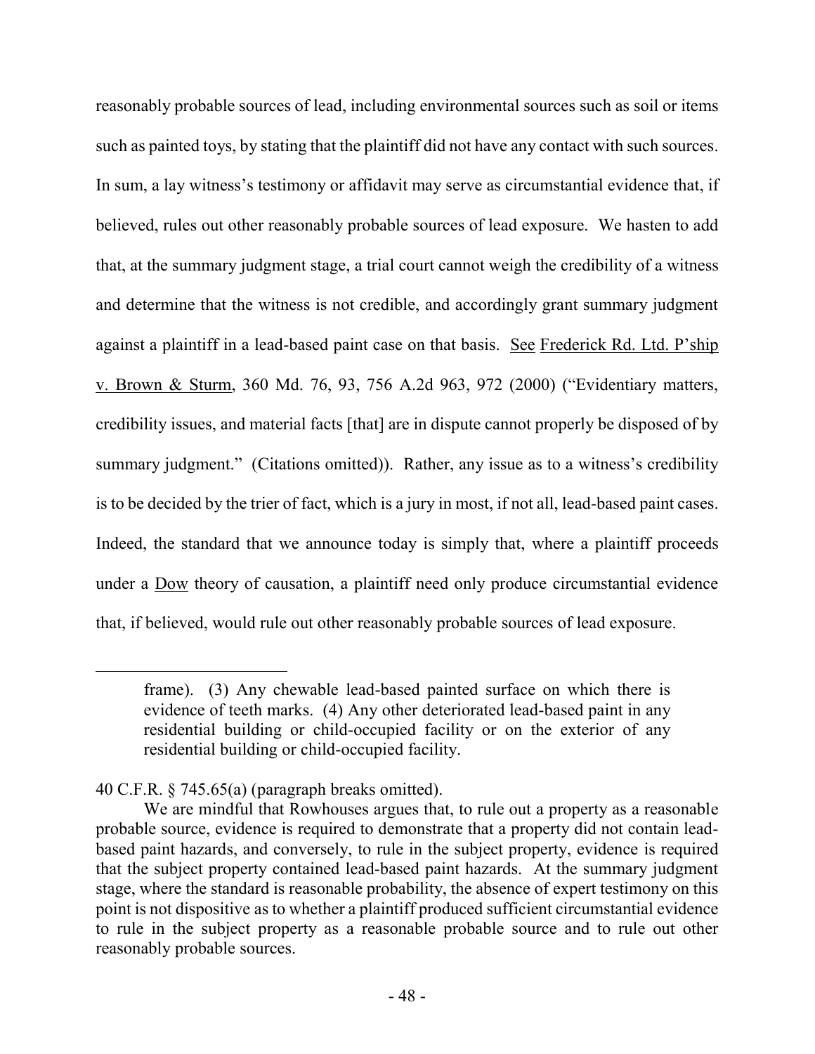reasonably probable sources of lead, including environmental sources such as soil or items such as painted toys, by stating that the plaintiff did not have any contact with such sources. In sum, a lay witness's testimony or affidavit may serve as circumstantial evidence that, if believed, rules out other reasonably probable sources of lead exposure. We hasten to add that, at the summary judgment stage, a trial court cannot weigh the credibility of a witness and determine that the witness is not credible, and accordingly grant summary judgment against a plaintiff in a lead-based paint case on that basis. See Frederick Rd. Ltd. P'ship v. Brown & Sturm, 360 Md. 76, 93, 756 A.2d 963, 972 (2000) ("Evidentiary matters, credibility issues, and material facts [that] are in dispute cannot properly be disposed of by summary judgment." (Citations omitted)). Rather, any issue as to a witness's credibility is to be decided by the trier of fact, which is a jury in most, if not all, lead-based paint cases. Indeed, the standard that we announce today is simply that, where a plaintiff proceeds under a Dow theory of causation, a plaintiff need only produce circumstantial evidence that, if believed, would rule out other reasonably probable sources of lead exposure.

---

> frame). (3) Any chewable lead-based painted surface on which there is evidence of teeth marks. (4) Any other deteriorated lead-based paint in any residential building or child-occupied facility or on the exterior of any residential building or child-occupied facility.

40 C.F.R. § 745.65(a) (paragraph breaks omitted).

We are mindful that Rowhouses argues that, to rule out a property as a reasonable probable source, evidence is required to demonstrate that a property did not contain lead-based paint hazards, and conversely, to rule in the subject property, evidence is required that the subject property contained lead-based paint hazards. At the summary judgment stage, where the standard is reasonable probability, the absence of expert testimony on this point is not dispositive as to whether a plaintiff produced sufficient circumstantial evidence to rule in the subject property as a reasonable probable source and to rule out other reasonably probable sources.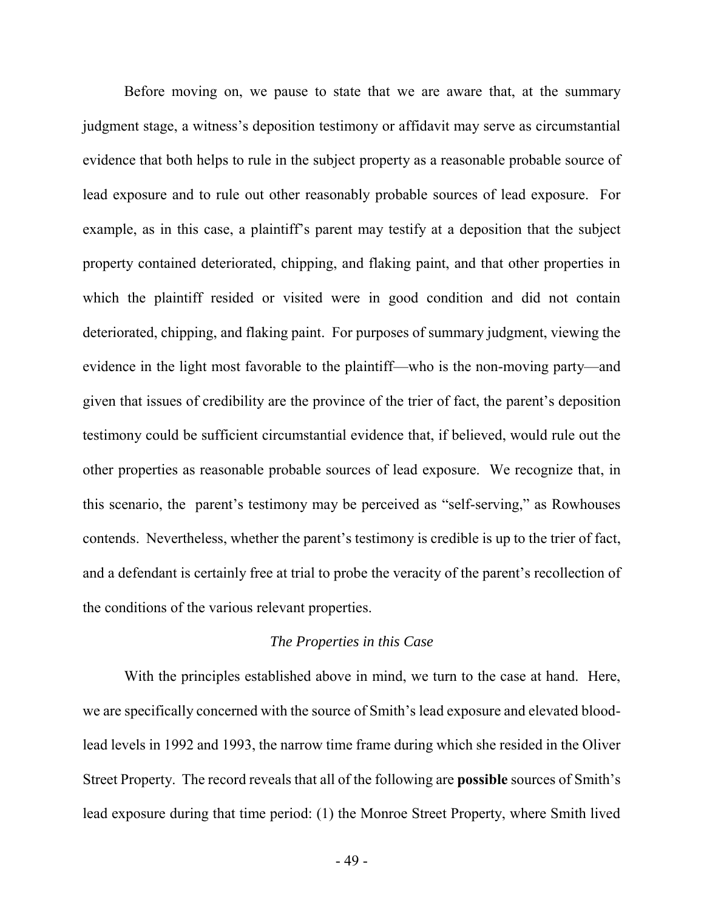Before moving on, we pause to state that we are aware that, at the summary judgment stage, a witness's deposition testimony or affidavit may serve as circumstantial evidence that both helps to rule in the subject property as a reasonable probable source of lead exposure and to rule out other reasonably probable sources of lead exposure. For example, as in this case, a plaintiff's parent may testify at a deposition that the subject property contained deteriorated, chipping, and flaking paint, and that other properties in which the plaintiff resided or visited were in good condition and did not contain deteriorated, chipping, and flaking paint. For purposes of summary judgment, viewing the evidence in the light most favorable to the plaintiff—who is the non-moving party—and given that issues of credibility are the province of the trier of fact, the parent's deposition testimony could be sufficient circumstantial evidence that, if believed, would rule out the other properties as reasonable probable sources of lead exposure. We recognize that, in this scenario, the parent's testimony may be perceived as "self-serving," as Rowhouses contends. Nevertheless, whether the parent's testimony is credible is up to the trier of fact, and a defendant is certainly free at trial to probe the veracity of the parent's recollection of the conditions of the various relevant properties.

*The Properties in this Case*

With the principles established above in mind, we turn to the case at hand. Here, we are specifically concerned with the source of Smith's lead exposure and elevated blood-lead levels in 1992 and 1993, the narrow time frame during which she resided in the Oliver Street Property. The record reveals that all of the following are **possible** sources of Smith's lead exposure during that time period: (1) the Monroe Street Property, where Smith lived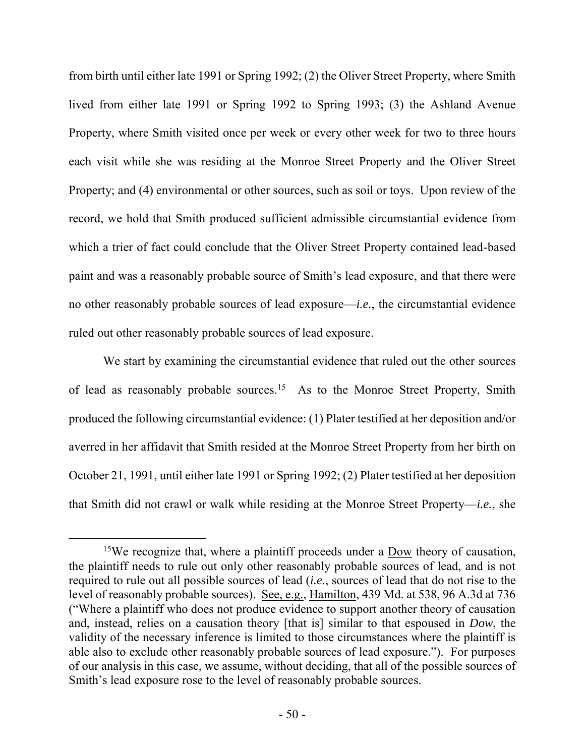from birth until either late 1991 or Spring 1992; (2) the Oliver Street Property, where Smith lived from either late 1991 or Spring 1992 to Spring 1993; (3) the Ashland Avenue Property, where Smith visited once per week or every other week for two to three hours each visit while she was residing at the Monroe Street Property and the Oliver Street Property; and (4) environmental or other sources, such as soil or toys. Upon review of the record, we hold that Smith produced sufficient admissible circumstantial evidence from which a trier of fact could conclude that the Oliver Street Property contained lead-based paint and was a reasonably probable source of Smith's lead exposure, and that there were no other reasonably probable sources of lead exposure—*i.e.*, the circumstantial evidence ruled out other reasonably probable sources of lead exposure.

We start by examining the circumstantial evidence that ruled out the other sources of lead as reasonably probable sources.[15] As to the Monroe Street Property, Smith produced the following circumstantial evidence: (1) Plater testified at her deposition and/or averred in her affidavit that Smith resided at the Monroe Street Property from her birth on October 21, 1991, until either late 1991 or Spring 1992; (2) Plater testified at her deposition that Smith did not crawl or walk while residing at the Monroe Street Property—*i.e.*, she

---

[15] We recognize that, where a plaintiff proceeds under a Dow theory of causation, the plaintiff needs to rule out only other reasonably probable sources of lead, and is not required to rule out all possible sources of lead (*i.e.*, sources of lead that do not rise to the level of reasonably probable sources). See, e.g., Hamilton, 439 Md. at 538, 96 A.3d at 736 ("Where a plaintiff who does not produce evidence to support another theory of causation and, instead, relies on a causation theory [that is] similar to that espoused in *Dow*, the validity of the necessary inference is limited to those circumstances where the plaintiff is able also to exclude other reasonably probable sources of lead exposure."). For purposes of our analysis in this case, we assume, without deciding, that all of the possible sources of Smith's lead exposure rose to the level of reasonably probable sources.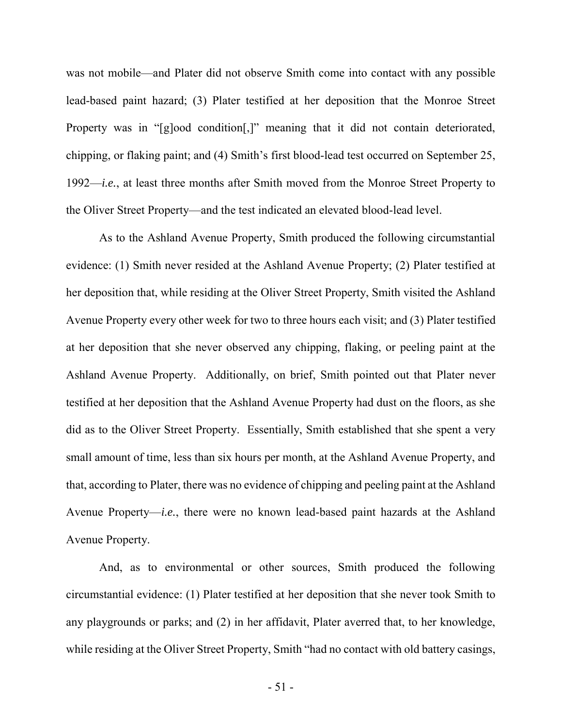was not mobile—and Plater did not observe Smith come into contact with any possible lead-based paint hazard; (3) Plater testified at her deposition that the Monroe Street Property was in "[g]ood condition[,]" meaning that it did not contain deteriorated, chipping, or flaking paint; and (4) Smith's first blood-lead test occurred on September 25, 1992—*i.e.*, at least three months after Smith moved from the Monroe Street Property to the Oliver Street Property—and the test indicated an elevated blood-lead level.

As to the Ashland Avenue Property, Smith produced the following circumstantial evidence: (1) Smith never resided at the Ashland Avenue Property; (2) Plater testified at her deposition that, while residing at the Oliver Street Property, Smith visited the Ashland Avenue Property every other week for two to three hours each visit; and (3) Plater testified at her deposition that she never observed any chipping, flaking, or peeling paint at the Ashland Avenue Property. Additionally, on brief, Smith pointed out that Plater never testified at her deposition that the Ashland Avenue Property had dust on the floors, as she did as to the Oliver Street Property. Essentially, Smith established that she spent a very small amount of time, less than six hours per month, at the Ashland Avenue Property, and that, according to Plater, there was no evidence of chipping and peeling paint at the Ashland Avenue Property—*i.e.*, there were no known lead-based paint hazards at the Ashland Avenue Property.

And, as to environmental or other sources, Smith produced the following circumstantial evidence: (1) Plater testified at her deposition that she never took Smith to any playgrounds or parks; and (2) in her affidavit, Plater averred that, to her knowledge, while residing at the Oliver Street Property, Smith "had no contact with old battery casings,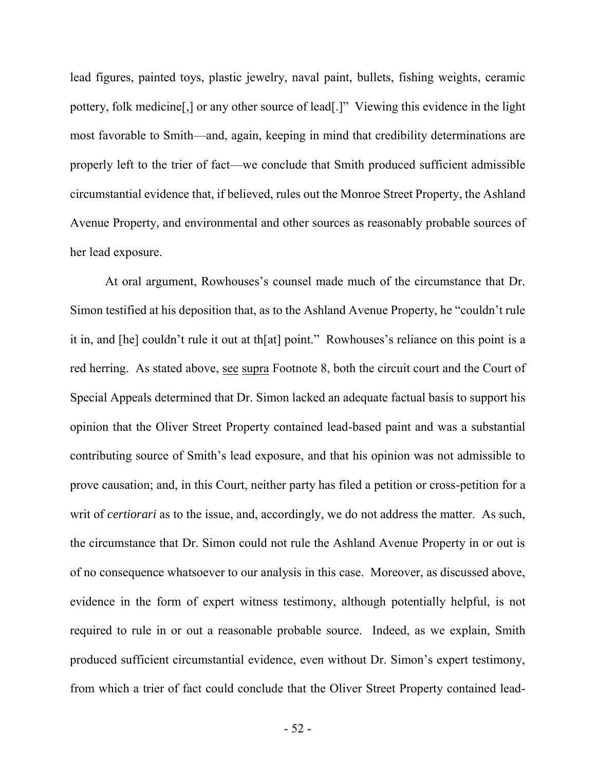lead figures, painted toys, plastic jewelry, naval paint, bullets, fishing weights, ceramic pottery, folk medicine[,] or any other source of lead[.]" Viewing this evidence in the light most favorable to Smith—and, again, keeping in mind that credibility determinations are properly left to the trier of fact—we conclude that Smith produced sufficient admissible circumstantial evidence that, if believed, rules out the Monroe Street Property, the Ashland Avenue Property, and environmental and other sources as reasonably probable sources of her lead exposure.

At oral argument, Rowhouses's counsel made much of the circumstance that Dr. Simon testified at his deposition that, as to the Ashland Avenue Property, he "couldn't rule it in, and [he] couldn't rule it out at th[at] point." Rowhouses's reliance on this point is a red herring. As stated above, see supra Footnote 8, both the circuit court and the Court of Special Appeals determined that Dr. Simon lacked an adequate factual basis to support his opinion that the Oliver Street Property contained lead-based paint and was a substantial contributing source of Smith's lead exposure, and that his opinion was not admissible to prove causation; and, in this Court, neither party has filed a petition or cross-petition for a writ of *certiorari* as to the issue, and, accordingly, we do not address the matter. As such, the circumstance that Dr. Simon could not rule the Ashland Avenue Property in or out is of no consequence whatsoever to our analysis in this case. Moreover, as discussed above, evidence in the form of expert witness testimony, although potentially helpful, is not required to rule in or out a reasonable probable source. Indeed, as we explain, Smith produced sufficient circumstantial evidence, even without Dr. Simon's expert testimony, from which a trier of fact could conclude that the Oliver Street Property contained lead-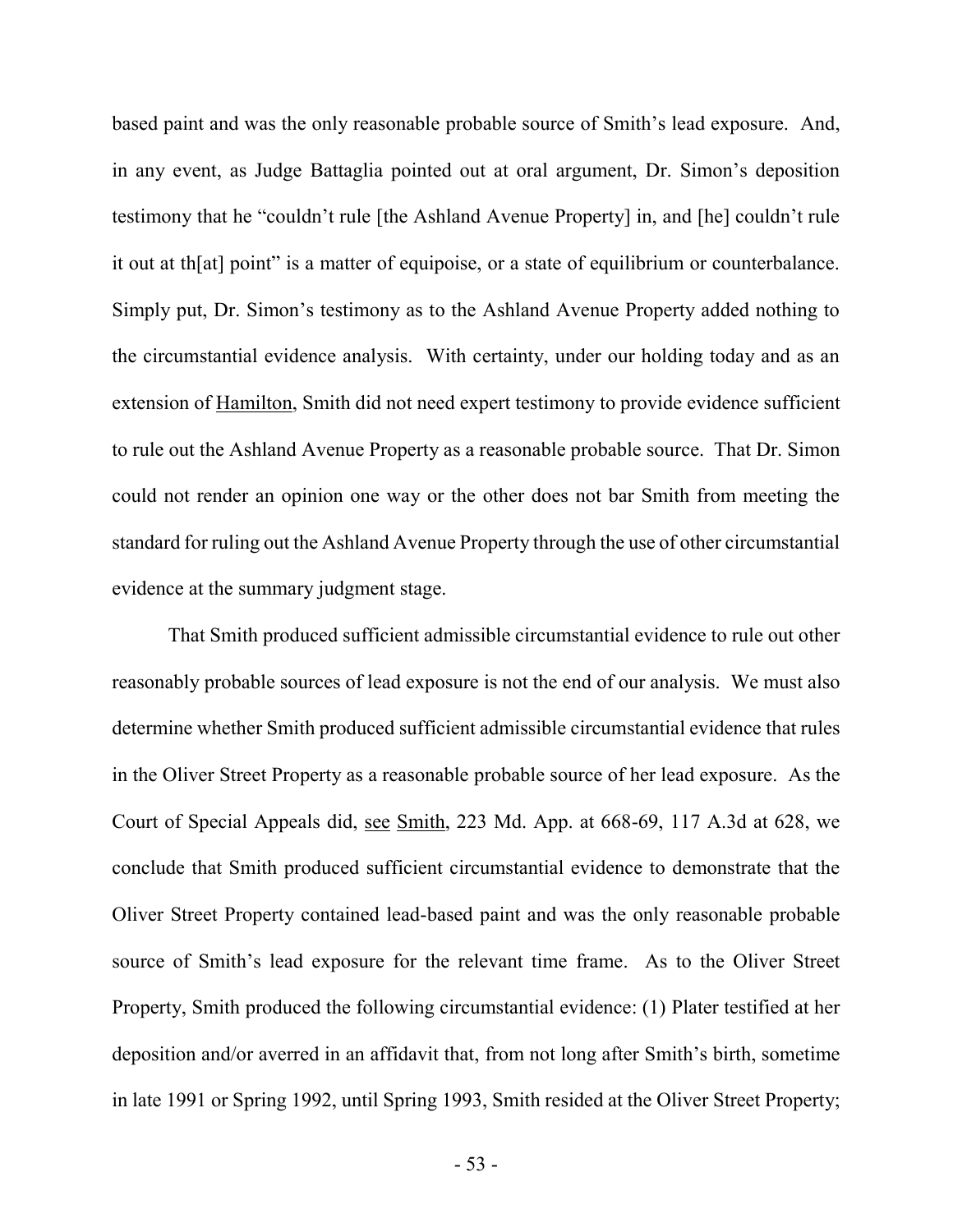based paint and was the only reasonable probable source of Smith's lead exposure. And, in any event, as Judge Battaglia pointed out at oral argument, Dr. Simon's deposition testimony that he "couldn't rule [the Ashland Avenue Property] in, and [he] couldn't rule it out at th[at] point" is a matter of equipoise, or a state of equilibrium or counterbalance. Simply put, Dr. Simon's testimony as to the Ashland Avenue Property added nothing to the circumstantial evidence analysis. With certainty, under our holding today and as an extension of Hamilton, Smith did not need expert testimony to provide evidence sufficient to rule out the Ashland Avenue Property as a reasonable probable source. That Dr. Simon could not render an opinion one way or the other does not bar Smith from meeting the standard for ruling out the Ashland Avenue Property through the use of other circumstantial evidence at the summary judgment stage.

That Smith produced sufficient admissible circumstantial evidence to rule out other reasonably probable sources of lead exposure is not the end of our analysis. We must also determine whether Smith produced sufficient admissible circumstantial evidence that rules in the Oliver Street Property as a reasonable probable source of her lead exposure. As the Court of Special Appeals did, see Smith, 223 Md. App. at 668-69, 117 A.3d at 628, we conclude that Smith produced sufficient circumstantial evidence to demonstrate that the Oliver Street Property contained lead-based paint and was the only reasonable probable source of Smith's lead exposure for the relevant time frame. As to the Oliver Street Property, Smith produced the following circumstantial evidence: (1) Plater testified at her deposition and/or averred in an affidavit that, from not long after Smith's birth, sometime in late 1991 or Spring 1992, until Spring 1993, Smith resided at the Oliver Street Property;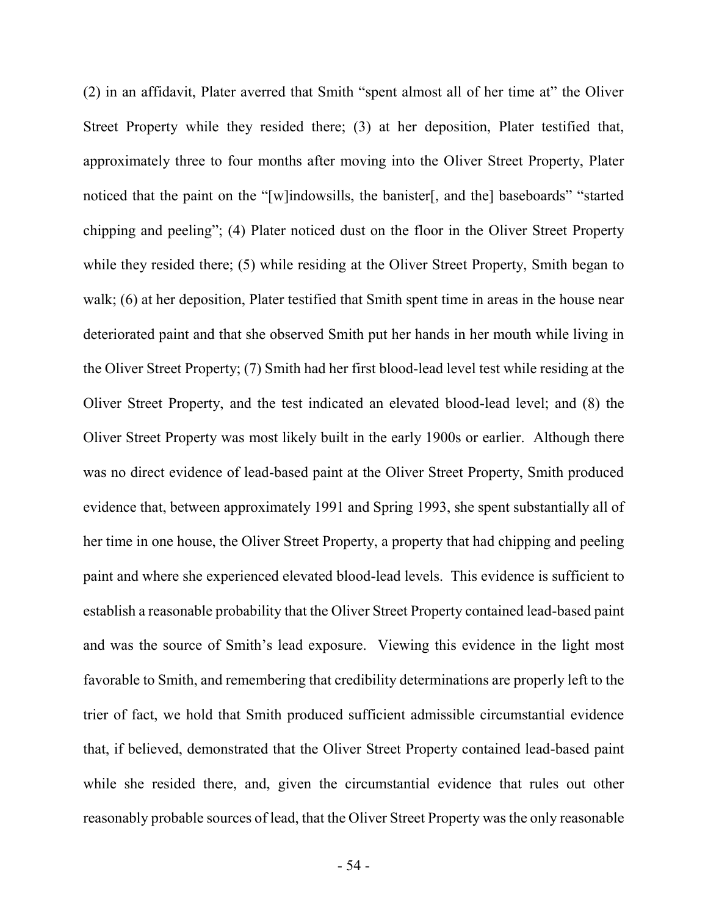(2) in an affidavit, Plater averred that Smith "spent almost all of her time at" the Oliver Street Property while they resided there; (3) at her deposition, Plater testified that, approximately three to four months after moving into the Oliver Street Property, Plater noticed that the paint on the "[w]indowsills, the banister[, and the] baseboards" "started chipping and peeling"; (4) Plater noticed dust on the floor in the Oliver Street Property while they resided there; (5) while residing at the Oliver Street Property, Smith began to walk; (6) at her deposition, Plater testified that Smith spent time in areas in the house near deteriorated paint and that she observed Smith put her hands in her mouth while living in the Oliver Street Property; (7) Smith had her first blood-lead level test while residing at the Oliver Street Property, and the test indicated an elevated blood-lead level; and (8) the Oliver Street Property was most likely built in the early 1900s or earlier. Although there was no direct evidence of lead-based paint at the Oliver Street Property, Smith produced evidence that, between approximately 1991 and Spring 1993, she spent substantially all of her time in one house, the Oliver Street Property, a property that had chipping and peeling paint and where she experienced elevated blood-lead levels. This evidence is sufficient to establish a reasonable probability that the Oliver Street Property contained lead-based paint and was the source of Smith's lead exposure. Viewing this evidence in the light most favorable to Smith, and remembering that credibility determinations are properly left to the trier of fact, we hold that Smith produced sufficient admissible circumstantial evidence that, if believed, demonstrated that the Oliver Street Property contained lead-based paint while she resided there, and, given the circumstantial evidence that rules out other reasonably probable sources of lead, that the Oliver Street Property was the only reasonable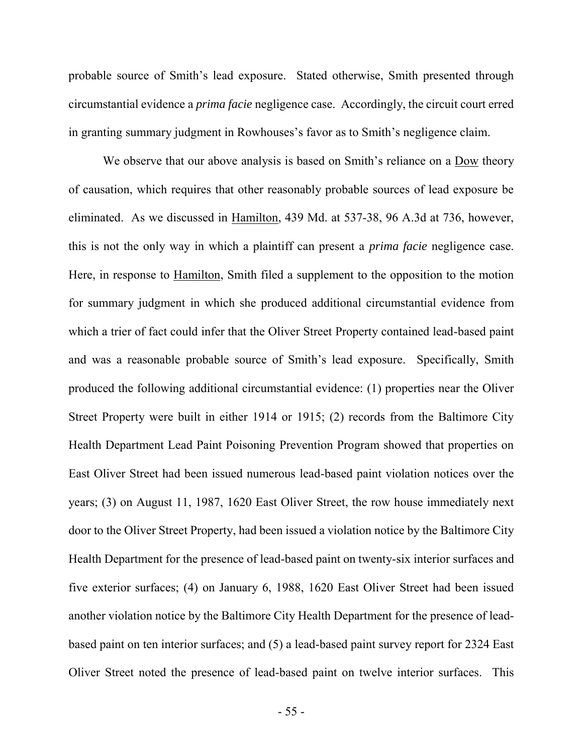probable source of Smith's lead exposure. Stated otherwise, Smith presented through circumstantial evidence a *prima facie* negligence case. Accordingly, the circuit court erred in granting summary judgment in Rowhouses's favor as to Smith's negligence claim.

We observe that our above analysis is based on Smith's reliance on a Dow theory of causation, which requires that other reasonably probable sources of lead exposure be eliminated. As we discussed in Hamilton, 439 Md. at 537-38, 96 A.3d at 736, however, this is not the only way in which a plaintiff can present a *prima facie* negligence case. Here, in response to Hamilton, Smith filed a supplement to the opposition to the motion for summary judgment in which she produced additional circumstantial evidence from which a trier of fact could infer that the Oliver Street Property contained lead-based paint and was a reasonable probable source of Smith's lead exposure. Specifically, Smith produced the following additional circumstantial evidence: (1) properties near the Oliver Street Property were built in either 1914 or 1915; (2) records from the Baltimore City Health Department Lead Paint Poisoning Prevention Program showed that properties on East Oliver Street had been issued numerous lead-based paint violation notices over the years; (3) on August 11, 1987, 1620 East Oliver Street, the row house immediately next door to the Oliver Street Property, had been issued a violation notice by the Baltimore City Health Department for the presence of lead-based paint on twenty-six interior surfaces and five exterior surfaces; (4) on January 6, 1988, 1620 East Oliver Street had been issued another violation notice by the Baltimore City Health Department for the presence of lead-based paint on ten interior surfaces; and (5) a lead-based paint survey report for 2324 East Oliver Street noted the presence of lead-based paint on twelve interior surfaces. This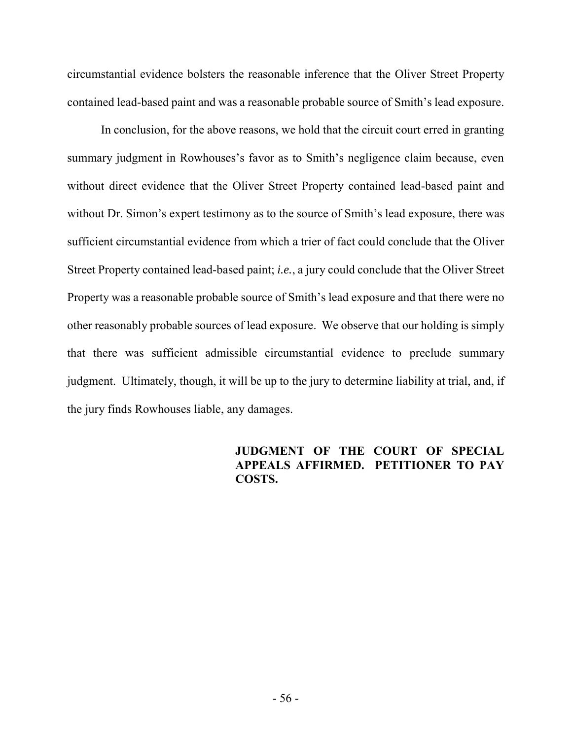circumstantial evidence bolsters the reasonable inference that the Oliver Street Property contained lead-based paint and was a reasonable probable source of Smith's lead exposure.

In conclusion, for the above reasons, we hold that the circuit court erred in granting summary judgment in Rowhouses's favor as to Smith's negligence claim because, even without direct evidence that the Oliver Street Property contained lead-based paint and without Dr. Simon's expert testimony as to the source of Smith's lead exposure, there was sufficient circumstantial evidence from which a trier of fact could conclude that the Oliver Street Property contained lead-based paint; *i.e.*, a jury could conclude that the Oliver Street Property was a reasonable probable source of Smith's lead exposure and that there were no other reasonably probable sources of lead exposure. We observe that our holding is simply that there was sufficient admissible circumstantial evidence to preclude summary judgment. Ultimately, though, it will be up to the jury to determine liability at trial, and, if the jury finds Rowhouses liable, any damages.

**JUDGMENT OF THE COURT OF SPECIAL APPEALS AFFIRMED. PETITIONER TO PAY COSTS.**